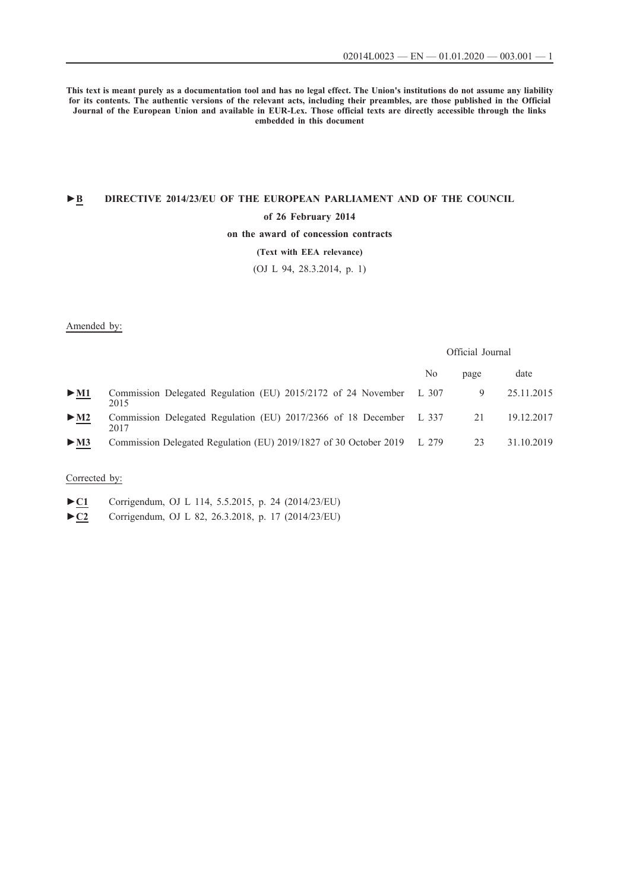**This text is meant purely as a documentation tool and has no legal effect. The Union's institutions do not assume any liability for its contents. The authentic versions of the relevant acts, including their preambles, are those published in the Official Journal of the European Union and available in EUR-Lex. Those official texts are directly accessible through the links embedded in this document**

# ►B DIRECTIVE 2014/23/EU OF THE EUROPEAN PARLIAMENT AND OF THE COUNCIL

**of 26 February 2014**

**on the award of concession contracts**

**(Text with EEA relevance)**

(OJ L 94, 28.3.2014, p. 1)

Amended by:

| | | Official Journal | | |
|---|---|---|---|---|
| | | No | page | date |
| ►M1 | Commission Delegated Regulation (EU) 2015/2172 of 24 November 2015 | L 307 | 9 | 25.11.2015 |
| ►M2 | Commission Delegated Regulation (EU) 2017/2366 of 18 December 2017 | L 337 | 21 | 19.12.2017 |
| ►M3 | Commission Delegated Regulation (EU) 2019/1827 of 30 October 2019 | L 279 | 23 | 31.10.2019 |

Corrected by:

►C1 Corrigendum, OJ L 114, 5.5.2015, p. 24 (2014/23/EU)

►C2 Corrigendum, OJ L 82, 26.3.2018, p. 17 (2014/23/EU)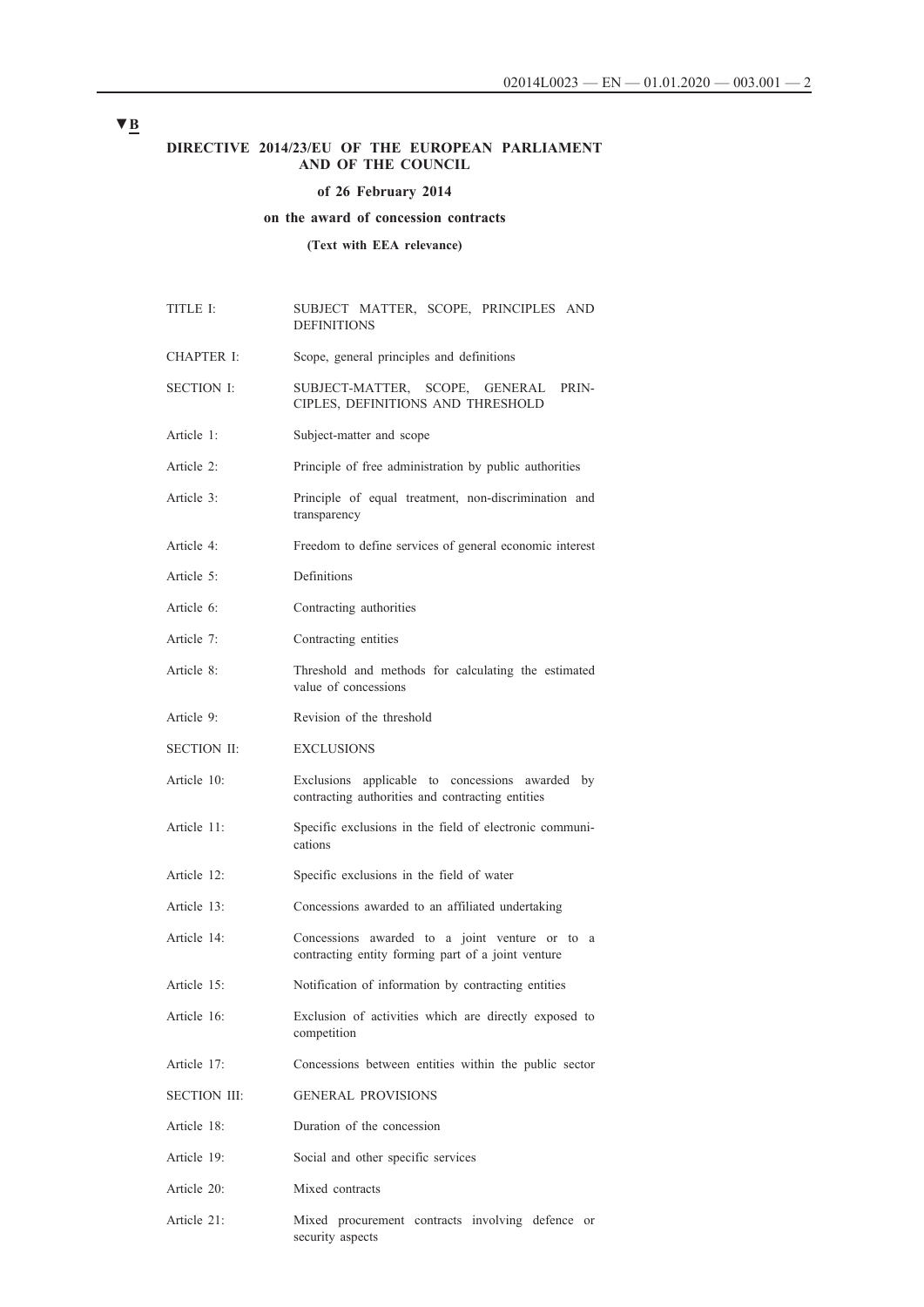▼B

# DIRECTIVE 2014/23/EU OF THE EUROPEAN PARLIAMENT AND OF THE COUNCIL

## of 26 February 2014

## on the award of concession contracts

**(Text with EEA relevance)**

| | |
|---|---|
| TITLE I: | SUBJECT MATTER, SCOPE, PRINCIPLES AND DEFINITIONS |
| CHAPTER I: | Scope, general principles and definitions |
| SECTION I: | SUBJECT-MATTER, SCOPE, GENERAL PRINCIPLES, DEFINITIONS AND THRESHOLD |
| Article 1: | Subject-matter and scope |
| Article 2: | Principle of free administration by public authorities |
| Article 3: | Principle of equal treatment, non-discrimination and transparency |
| Article 4: | Freedom to define services of general economic interest |
| Article 5: | Definitions |
| Article 6: | Contracting authorities |
| Article 7: | Contracting entities |
| Article 8: | Threshold and methods for calculating the estimated value of concessions |
| Article 9: | Revision of the threshold |
| SECTION II: | EXCLUSIONS |
| Article 10: | Exclusions applicable to concessions awarded by contracting authorities and contracting entities |
| Article 11: | Specific exclusions in the field of electronic communications |
| Article 12: | Specific exclusions in the field of water |
| Article 13: | Concessions awarded to an affiliated undertaking |
| Article 14: | Concessions awarded to a joint venture or to a contracting entity forming part of a joint venture |
| Article 15: | Notification of information by contracting entities |
| Article 16: | Exclusion of activities which are directly exposed to competition |
| Article 17: | Concessions between entities within the public sector |
| SECTION III: | GENERAL PROVISIONS |
| Article 18: | Duration of the concession |
| Article 19: | Social and other specific services |
| Article 20: | Mixed contracts |
| Article 21: | Mixed procurement contracts involving defence or security aspects |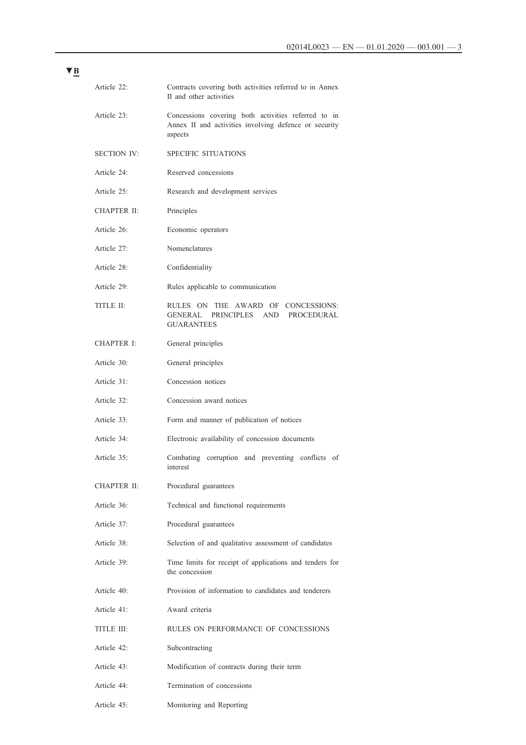▼B

| | |
|---|---|
| Article 22: | Contracts covering both activities referred to in Annex II and other activities |
| Article 23: | Concessions covering both activities referred to in Annex II and activities involving defence or security aspects |
| SECTION IV: | SPECIFIC SITUATIONS |
| Article 24: | Reserved concessions |
| Article 25: | Research and development services |
| CHAPTER II: | Principles |
| Article 26: | Economic operators |
| Article 27: | Nomenclatures |
| Article 28: | Confidentiality |
| Article 29: | Rules applicable to communication |
| TITLE II: | RULES ON THE AWARD OF CONCESSIONS: GENERAL PRINCIPLES AND PROCEDURAL GUARANTEES |
| CHAPTER I: | General principles |
| Article 30: | General principles |
| Article 31: | Concession notices |
| Article 32: | Concession award notices |
| Article 33: | Form and manner of publication of notices |
| Article 34: | Electronic availability of concession documents |
| Article 35: | Combating corruption and preventing conflicts of interest |
| CHAPTER II: | Procedural guarantees |
| Article 36: | Technical and functional requirements |
| Article 37: | Procedural guarantees |
| Article 38: | Selection of and qualitative assessment of candidates |
| Article 39: | Time limits for receipt of applications and tenders for the concession |
| Article 40: | Provision of information to candidates and tenderers |
| Article 41: | Award criteria |
| TITLE III: | RULES ON PERFORMANCE OF CONCESSIONS |
| Article 42: | Subcontracting |
| Article 43: | Modification of contracts during their term |
| Article 44: | Termination of concessions |
| Article 45: | Monitoring and Reporting |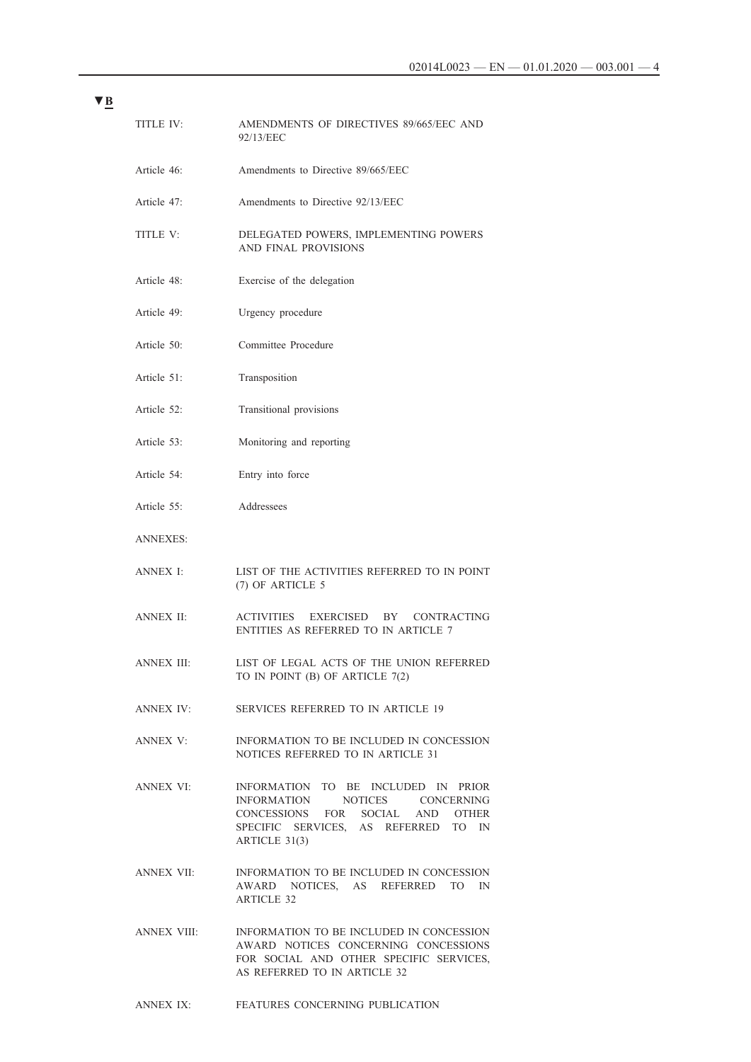▼B

| | |
|---|---|
| TITLE IV: | AMENDMENTS OF DIRECTIVES 89/665/EEC AND 92/13/EEC |
| Article 46: | Amendments to Directive 89/665/EEC |
| Article 47: | Amendments to Directive 92/13/EEC |
| TITLE V: | DELEGATED POWERS, IMPLEMENTING POWERS AND FINAL PROVISIONS |
| Article 48: | Exercise of the delegation |
| Article 49: | Urgency procedure |
| Article 50: | Committee Procedure |
| Article 51: | Transposition |
| Article 52: | Transitional provisions |
| Article 53: | Monitoring and reporting |
| Article 54: | Entry into force |
| Article 55: | Addressees |
| ANNEXES: | |
| ANNEX I: | LIST OF THE ACTIVITIES REFERRED TO IN POINT (7) OF ARTICLE 5 |
| ANNEX II: | ACTIVITIES EXERCISED BY CONTRACTING ENTITIES AS REFERRED TO IN ARTICLE 7 |
| ANNEX III: | LIST OF LEGAL ACTS OF THE UNION REFERRED TO IN POINT (B) OF ARTICLE 7(2) |
| ANNEX IV: | SERVICES REFERRED TO IN ARTICLE 19 |
| ANNEX V: | INFORMATION TO BE INCLUDED IN CONCESSION NOTICES REFERRED TO IN ARTICLE 31 |
| ANNEX VI: | INFORMATION TO BE INCLUDED IN PRIOR INFORMATION NOTICES CONCERNING CONCESSIONS FOR SOCIAL AND OTHER SPECIFIC SERVICES, AS REFERRED TO IN ARTICLE 31(3) |
| ANNEX VII: | INFORMATION TO BE INCLUDED IN CONCESSION AWARD NOTICES, AS REFERRED TO IN ARTICLE 32 |
| ANNEX VIII: | INFORMATION TO BE INCLUDED IN CONCESSION AWARD NOTICES CONCERNING CONCESSIONS FOR SOCIAL AND OTHER SPECIFIC SERVICES, AS REFERRED TO IN ARTICLE 32 |
| ANNEX IX: | FEATURES CONCERNING PUBLICATION |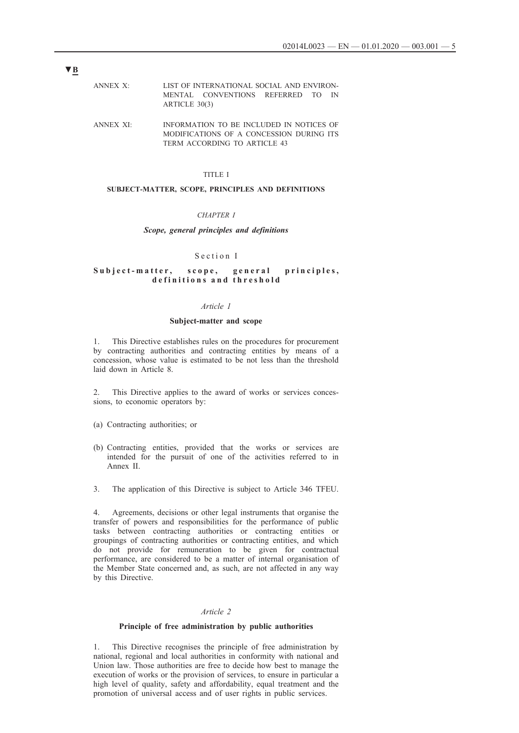▼B

ANNEX X: LIST OF INTERNATIONAL SOCIAL AND ENVIRONMENTAL CONVENTIONS REFERRED TO IN ARTICLE 30(3)

ANNEX XI: INFORMATION TO BE INCLUDED IN NOTICES OF MODIFICATIONS OF A CONCESSION DURING ITS TERM ACCORDING TO ARTICLE 43

# TITLE I

## SUBJECT-MATTER, SCOPE, PRINCIPLES AND DEFINITIONS

### *CHAPTER I*

### *Scope, general principles and definitions*

#### Section I

#### **Subject-matter, scope, general principles, definitions and threshold**

*Article 1*

**Subject-matter and scope**

1. This Directive establishes rules on the procedures for procurement by contracting authorities and contracting entities by means of a concession, whose value is estimated to be not less than the threshold laid down in Article 8.

2. This Directive applies to the award of works or services concessions, to economic operators by:

(a) Contracting authorities; or

(b) Contracting entities, provided that the works or services are intended for the pursuit of one of the activities referred to in Annex II.

3. The application of this Directive is subject to Article 346 TFEU.

4. Agreements, decisions or other legal instruments that organise the transfer of powers and responsibilities for the performance of public tasks between contracting authorities or contracting entities or groupings of contracting authorities or contracting entities, and which do not provide for remuneration to be given for contractual performance, are considered to be a matter of internal organisation of the Member State concerned and, as such, are not affected in any way by this Directive.

*Article 2*

**Principle of free administration by public authorities**

1. This Directive recognises the principle of free administration by national, regional and local authorities in conformity with national and Union law. Those authorities are free to decide how best to manage the execution of works or the provision of services, to ensure in particular a high level of quality, safety and affordability, equal treatment and the promotion of universal access and of user rights in public services.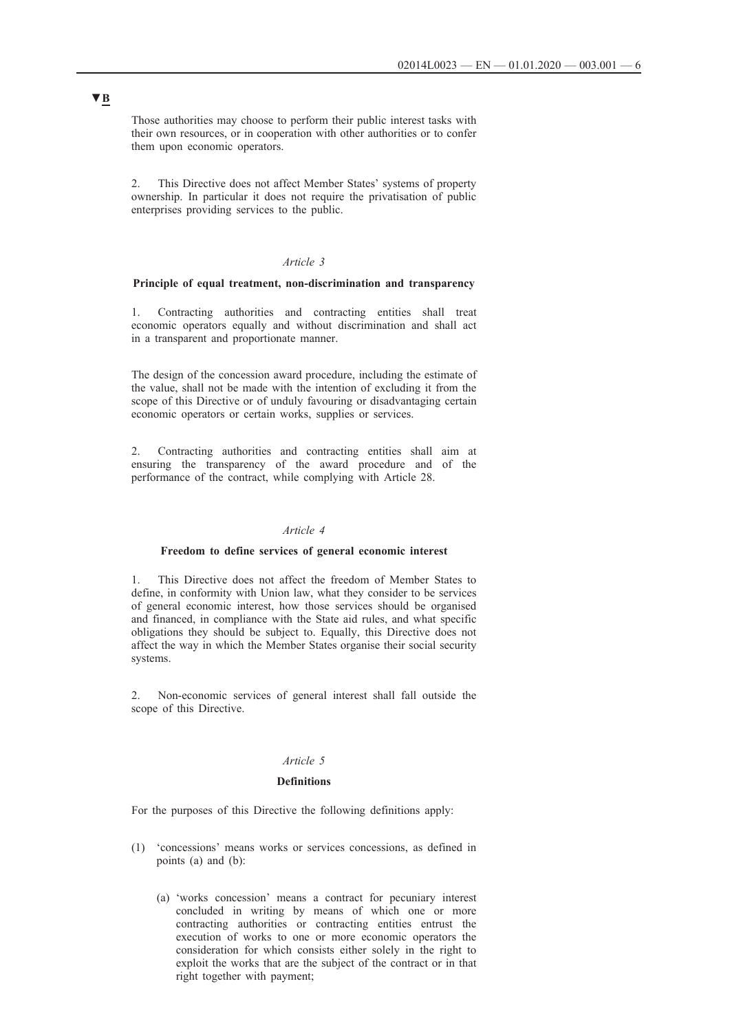▼B

Those authorities may choose to perform their public interest tasks with their own resources, or in cooperation with other authorities or to confer them upon economic operators.

2. This Directive does not affect Member States' systems of property ownership. In particular it does not require the privatisation of public enterprises providing services to the public.

*Article 3*

**Principle of equal treatment, non-discrimination and transparency**

1. Contracting authorities and contracting entities shall treat economic operators equally and without discrimination and shall act in a transparent and proportionate manner.

The design of the concession award procedure, including the estimate of the value, shall not be made with the intention of excluding it from the scope of this Directive or of unduly favouring or disadvantaging certain economic operators or certain works, supplies or services.

2. Contracting authorities and contracting entities shall aim at ensuring the transparency of the award procedure and of the performance of the contract, while complying with Article 28.

*Article 4*

**Freedom to define services of general economic interest**

1. This Directive does not affect the freedom of Member States to define, in conformity with Union law, what they consider to be services of general economic interest, how those services should be organised and financed, in compliance with the State aid rules, and what specific obligations they should be subject to. Equally, this Directive does not affect the way in which the Member States organise their social security systems.

2. Non-economic services of general interest shall fall outside the scope of this Directive.

*Article 5*

**Definitions**

For the purposes of this Directive the following definitions apply:

(1) 'concessions' means works or services concessions, as defined in points (a) and (b):

   (a) 'works concession' means a contract for pecuniary interest concluded in writing by means of which one or more contracting authorities or contracting entities entrust the execution of works to one or more economic operators the consideration for which consists either solely in the right to exploit the works that are the subject of the contract or in that right together with payment;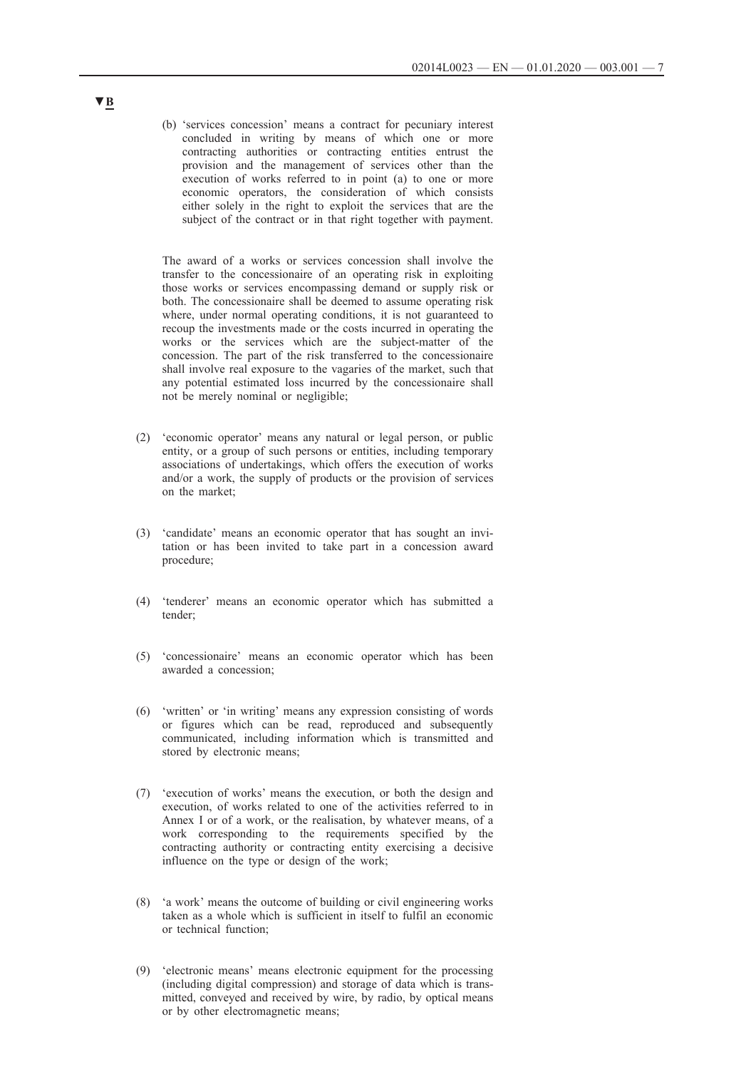▼B

(b) 'services concession' means a contract for pecuniary interest concluded in writing by means of which one or more contracting authorities or contracting entities entrust the provision and the management of services other than the execution of works referred to in point (a) to one or more economic operators, the consideration of which consists either solely in the right to exploit the services that are the subject of the contract or in that right together with payment.

The award of a works or services concession shall involve the transfer to the concessionaire of an operating risk in exploiting those works or services encompassing demand or supply risk or both. The concessionaire shall be deemed to assume operating risk where, under normal operating conditions, it is not guaranteed to recoup the investments made or the costs incurred in operating the works or the services which are the subject-matter of the concession. The part of the risk transferred to the concessionaire shall involve real exposure to the vagaries of the market, such that any potential estimated loss incurred by the concessionaire shall not be merely nominal or negligible;

(2) 'economic operator' means any natural or legal person, or public entity, or a group of such persons or entities, including temporary associations of undertakings, which offers the execution of works and/or a work, the supply of products or the provision of services on the market;

(3) 'candidate' means an economic operator that has sought an invitation or has been invited to take part in a concession award procedure;

(4) 'tenderer' means an economic operator which has submitted a tender;

(5) 'concessionaire' means an economic operator which has been awarded a concession;

(6) 'written' or 'in writing' means any expression consisting of words or figures which can be read, reproduced and subsequently communicated, including information which is transmitted and stored by electronic means;

(7) 'execution of works' means the execution, or both the design and execution, of works related to one of the activities referred to in Annex I or of a work, or the realisation, by whatever means, of a work corresponding to the requirements specified by the contracting authority or contracting entity exercising a decisive influence on the type or design of the work;

(8) 'a work' means the outcome of building or civil engineering works taken as a whole which is sufficient in itself to fulfil an economic or technical function;

(9) 'electronic means' means electronic equipment for the processing (including digital compression) and storage of data which is transmitted, conveyed and received by wire, by radio, by optical means or by other electromagnetic means;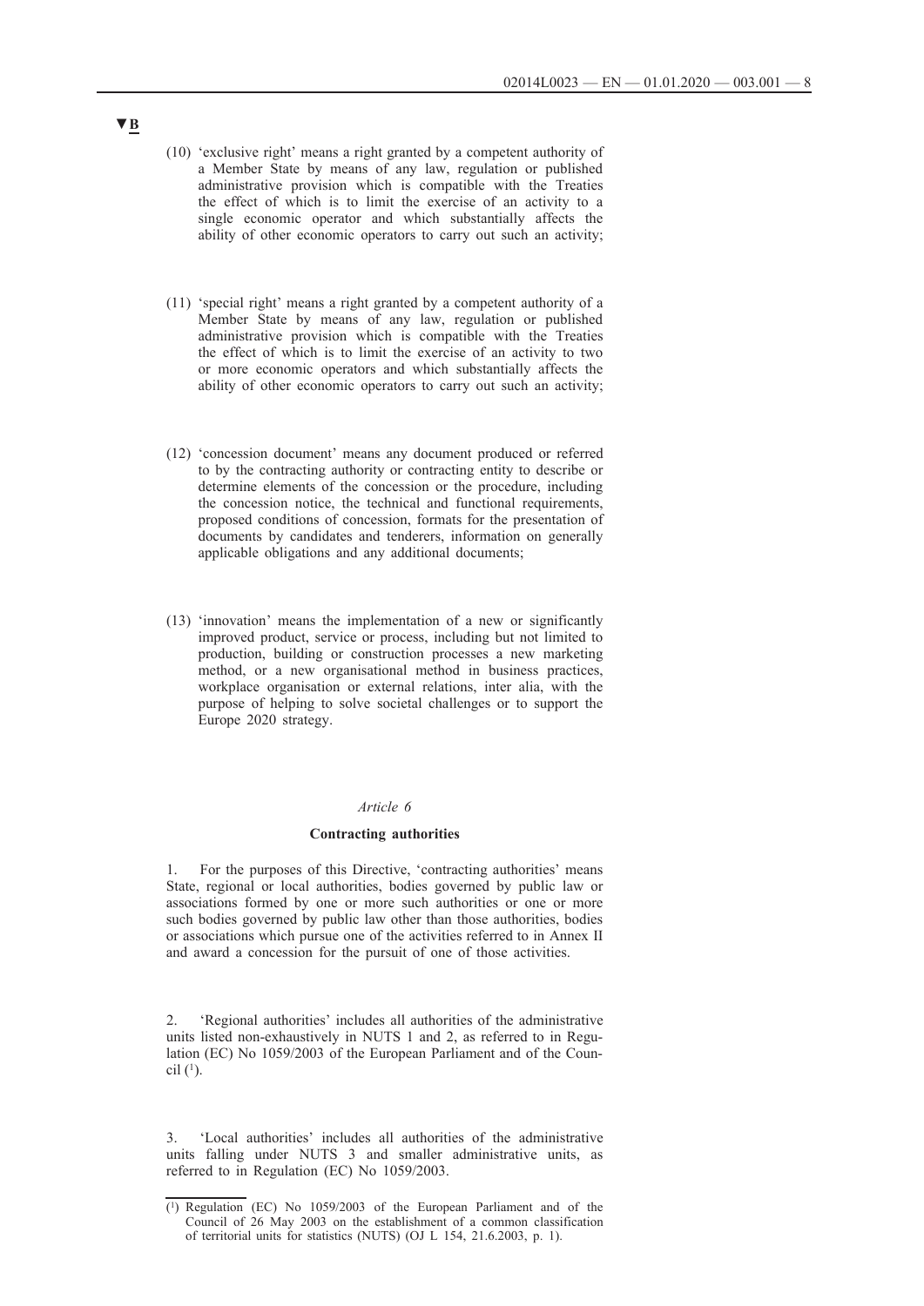▼B

(10) 'exclusive right' means a right granted by a competent authority of a Member State by means of any law, regulation or published administrative provision which is compatible with the Treaties the effect of which is to limit the exercise of an activity to a single economic operator and which substantially affects the ability of other economic operators to carry out such an activity;

(11) 'special right' means a right granted by a competent authority of a Member State by means of any law, regulation or published administrative provision which is compatible with the Treaties the effect of which is to limit the exercise of an activity to two or more economic operators and which substantially affects the ability of other economic operators to carry out such an activity;

(12) 'concession document' means any document produced or referred to by the contracting authority or contracting entity to describe or determine elements of the concession or the procedure, including the concession notice, the technical and functional requirements, proposed conditions of concession, formats for the presentation of documents by candidates and tenderers, information on generally applicable obligations and any additional documents;

(13) 'innovation' means the implementation of a new or significantly improved product, service or process, including but not limited to production, building or construction processes a new marketing method, or a new organisational method in business practices, workplace organisation or external relations, inter alia, with the purpose of helping to solve societal challenges or to support the Europe 2020 strategy.

*Article 6*

**Contracting authorities**

1. For the purposes of this Directive, 'contracting authorities' means State, regional or local authorities, bodies governed by public law or associations formed by one or more such authorities or one or more such bodies governed by public law other than those authorities, bodies or associations which pursue one of the activities referred to in Annex II and award a concession for the pursuit of one of those activities.

2. 'Regional authorities' includes all authorities of the administrative units listed non-exhaustively in NUTS 1 and 2, as referred to in Regulation (EC) No 1059/2003 of the European Parliament and of the Council [1].

3. 'Local authorities' includes all authorities of the administrative units falling under NUTS 3 and smaller administrative units, as referred to in Regulation (EC) No 1059/2003.

---

[1] Regulation (EC) No 1059/2003 of the European Parliament and of the Council of 26 May 2003 on the establishment of a common classification of territorial units for statistics (NUTS) (OJ L 154, 21.6.2003, p. 1).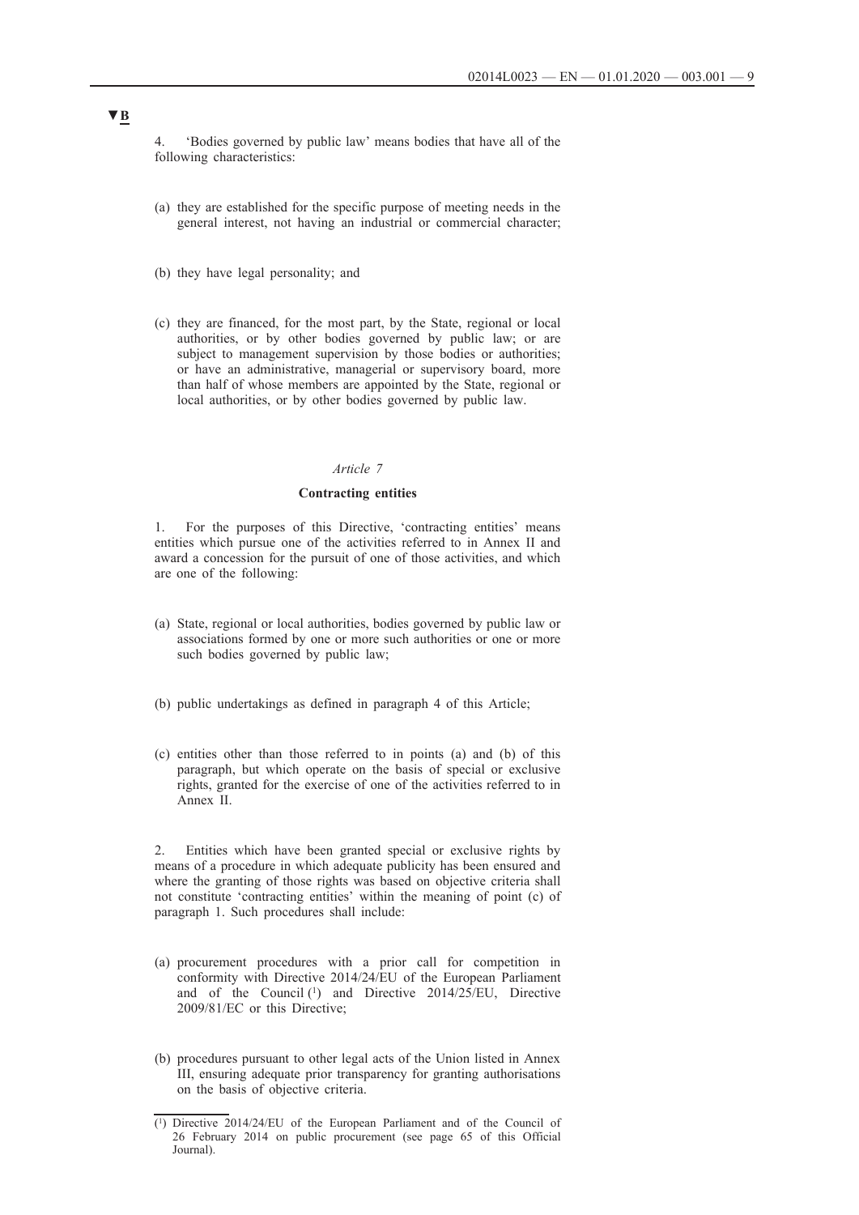▼B

4. 'Bodies governed by public law' means bodies that have all of the following characteristics:

(a) they are established for the specific purpose of meeting needs in the general interest, not having an industrial or commercial character;

(b) they have legal personality; and

(c) they are financed, for the most part, by the State, regional or local authorities, or by other bodies governed by public law; or are subject to management supervision by those bodies or authorities; or have an administrative, managerial or supervisory board, more than half of whose members are appointed by the State, regional or local authorities, or by other bodies governed by public law.

*Article 7*

**Contracting entities**

1. For the purposes of this Directive, 'contracting entities' means entities which pursue one of the activities referred to in Annex II and award a concession for the pursuit of one of those activities, and which are one of the following:

(a) State, regional or local authorities, bodies governed by public law or associations formed by one or more such authorities or one or more such bodies governed by public law;

(b) public undertakings as defined in paragraph 4 of this Article;

(c) entities other than those referred to in points (a) and (b) of this paragraph, but which operate on the basis of special or exclusive rights, granted for the exercise of one of the activities referred to in Annex II.

2. Entities which have been granted special or exclusive rights by means of a procedure in which adequate publicity has been ensured and where the granting of those rights was based on objective criteria shall not constitute 'contracting entities' within the meaning of point (c) of paragraph 1. Such procedures shall include:

(a) procurement procedures with a prior call for competition in conformity with Directive 2014/24/EU of the European Parliament and of the Council [1] and Directive 2014/25/EU, Directive 2009/81/EC or this Directive;

(b) procedures pursuant to other legal acts of the Union listed in Annex III, ensuring adequate prior transparency for granting authorisations on the basis of objective criteria.

---

[1] Directive 2014/24/EU of the European Parliament and of the Council of 26 February 2014 on public procurement (see page 65 of this Official Journal).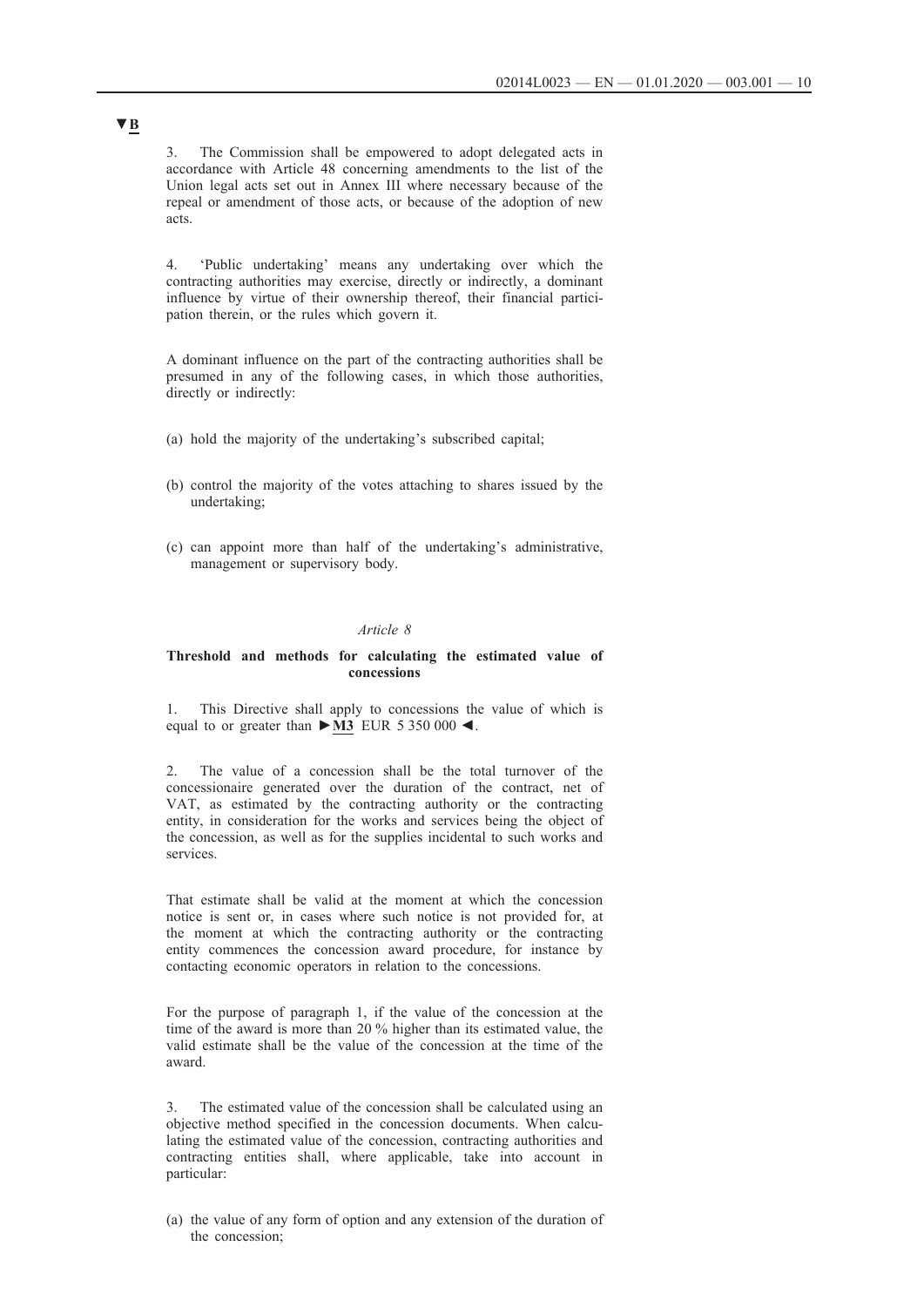**▼B**

3. The Commission shall be empowered to adopt delegated acts in accordance with Article 48 concerning amendments to the list of the Union legal acts set out in Annex III where necessary because of the repeal or amendment of those acts, or because of the adoption of new acts.

4. 'Public undertaking' means any undertaking over which the contracting authorities may exercise, directly or indirectly, a dominant influence by virtue of their ownership thereof, their financial participation therein, or the rules which govern it.

A dominant influence on the part of the contracting authorities shall be presumed in any of the following cases, in which those authorities, directly or indirectly:

(a) hold the majority of the undertaking's subscribed capital;

(b) control the majority of the votes attaching to shares issued by the undertaking;

(c) can appoint more than half of the undertaking's administrative, management or supervisory body.

*Article 8*

**Threshold and methods for calculating the estimated value of concessions**

1. This Directive shall apply to concessions the value of which is equal to or greater than ►**M3** EUR 5 350 000 ◄.

2. The value of a concession shall be the total turnover of the concessionaire generated over the duration of the contract, net of VAT, as estimated by the contracting authority or the contracting entity, in consideration for the works and services being the object of the concession, as well as for the supplies incidental to such works and services.

That estimate shall be valid at the moment at which the concession notice is sent or, in cases where such notice is not provided for, at the moment at which the contracting authority or the contracting entity commences the concession award procedure, for instance by contacting economic operators in relation to the concessions.

For the purpose of paragraph 1, if the value of the concession at the time of the award is more than 20 % higher than its estimated value, the valid estimate shall be the value of the concession at the time of the award.

3. The estimated value of the concession shall be calculated using an objective method specified in the concession documents. When calculating the estimated value of the concession, contracting authorities and contracting entities shall, where applicable, take into account in particular:

(a) the value of any form of option and any extension of the duration of the concession;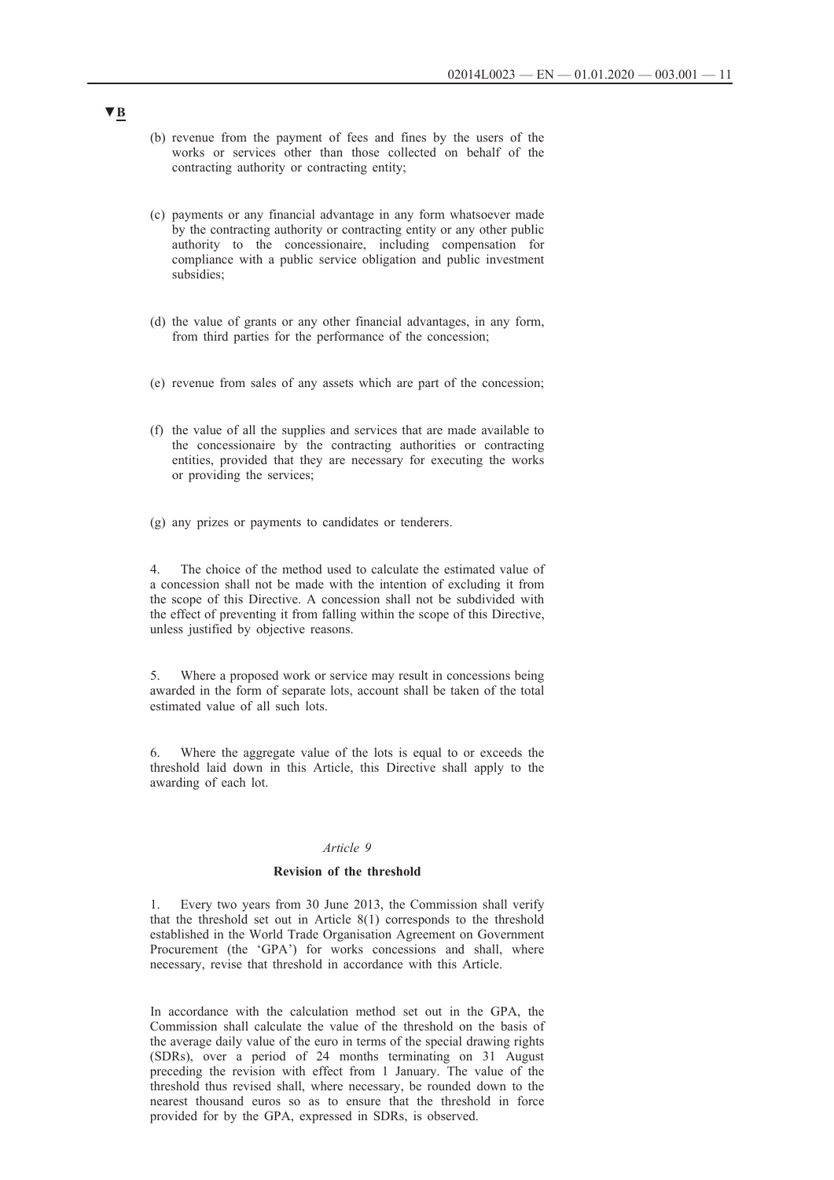▼B

(b) revenue from the payment of fees and fines by the users of the works or services other than those collected on behalf of the contracting authority or contracting entity;

(c) payments or any financial advantage in any form whatsoever made by the contracting authority or contracting entity or any other public authority to the concessionaire, including compensation for compliance with a public service obligation and public investment subsidies;

(d) the value of grants or any other financial advantages, in any form, from third parties for the performance of the concession;

(e) revenue from sales of any assets which are part of the concession;

(f) the value of all the supplies and services that are made available to the concessionaire by the contracting authorities or contracting entities, provided that they are necessary for executing the works or providing the services;

(g) any prizes or payments to candidates or tenderers.

4. The choice of the method used to calculate the estimated value of a concession shall not be made with the intention of excluding it from the scope of this Directive. A concession shall not be subdivided with the effect of preventing it from falling within the scope of this Directive, unless justified by objective reasons.

5. Where a proposed work or service may result in concessions being awarded in the form of separate lots, account shall be taken of the total estimated value of all such lots.

6. Where the aggregate value of the lots is equal to or exceeds the threshold laid down in this Article, this Directive shall apply to the awarding of each lot.

*Article 9*

**Revision of the threshold**

1. Every two years from 30 June 2013, the Commission shall verify that the threshold set out in Article 8(1) corresponds to the threshold established in the World Trade Organisation Agreement on Government Procurement (the 'GPA') for works concessions and shall, where necessary, revise that threshold in accordance with this Article.

In accordance with the calculation method set out in the GPA, the Commission shall calculate the value of the threshold on the basis of the average daily value of the euro in terms of the special drawing rights (SDRs), over a period of 24 months terminating on 31 August preceding the revision with effect from 1 January. The value of the threshold thus revised shall, where necessary, be rounded down to the nearest thousand euros so as to ensure that the threshold in force provided for by the GPA, expressed in SDRs, is observed.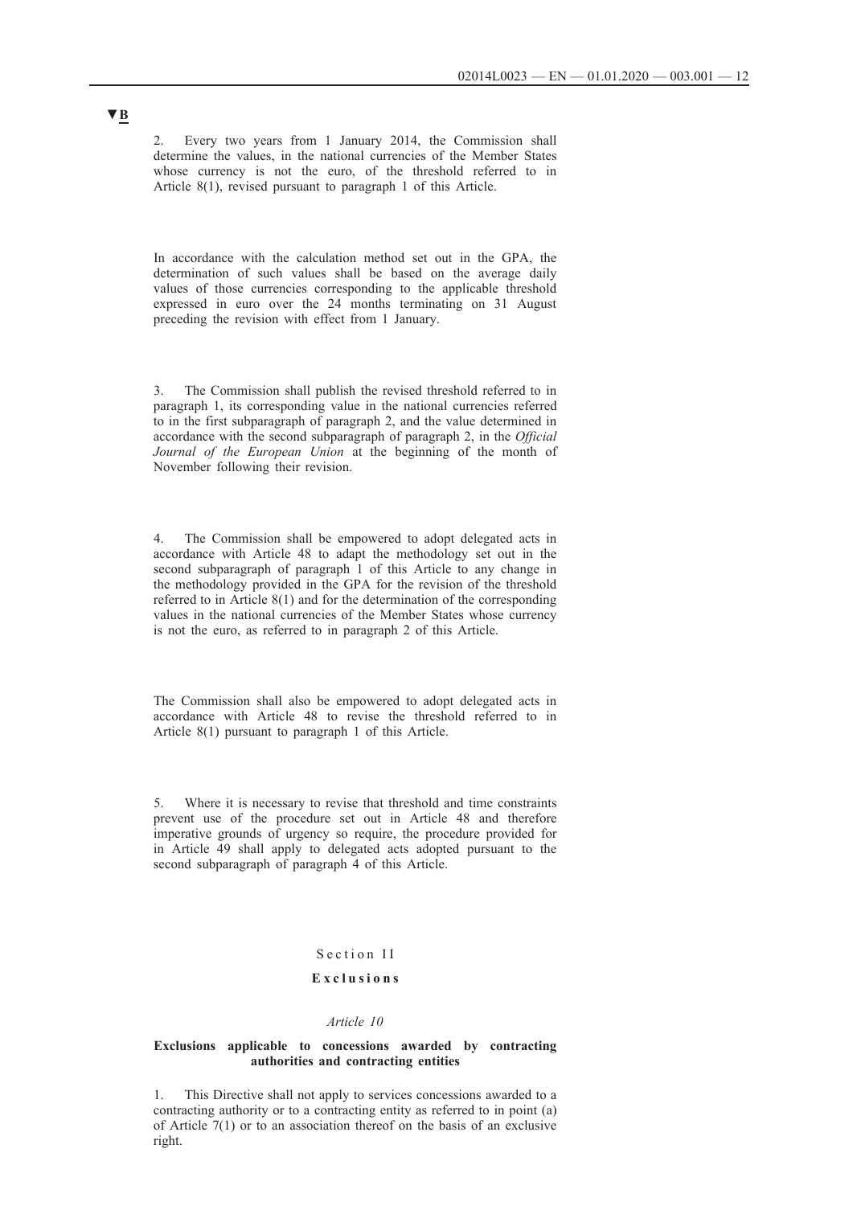▼B

2. Every two years from 1 January 2014, the Commission shall determine the values, in the national currencies of the Member States whose currency is not the euro, of the threshold referred to in Article 8(1), revised pursuant to paragraph 1 of this Article.

In accordance with the calculation method set out in the GPA, the determination of such values shall be based on the average daily values of those currencies corresponding to the applicable threshold expressed in euro over the 24 months terminating on 31 August preceding the revision with effect from 1 January.

3. The Commission shall publish the revised threshold referred to in paragraph 1, its corresponding value in the national currencies referred to in the first subparagraph of paragraph 2, and the value determined in accordance with the second subparagraph of paragraph 2, in the *Official Journal of the European Union* at the beginning of the month of November following their revision.

4. The Commission shall be empowered to adopt delegated acts in accordance with Article 48 to adapt the methodology set out in the second subparagraph of paragraph 1 of this Article to any change in the methodology provided in the GPA for the revision of the threshold referred to in Article 8(1) and for the determination of the corresponding values in the national currencies of the Member States whose currency is not the euro, as referred to in paragraph 2 of this Article.

The Commission shall also be empowered to adopt delegated acts in accordance with Article 48 to revise the threshold referred to in Article 8(1) pursuant to paragraph 1 of this Article.

5. Where it is necessary to revise that threshold and time constraints prevent use of the procedure set out in Article 48 and therefore imperative grounds of urgency so require, the procedure provided for in Article 49 shall apply to delegated acts adopted pursuant to the second subparagraph of paragraph 4 of this Article.

## Section II

## **Exclusions**

### *Article 10*

### **Exclusions applicable to concessions awarded by contracting authorities and contracting entities**

1. This Directive shall not apply to services concessions awarded to a contracting authority or to a contracting entity as referred to in point (a) of Article 7(1) or to an association thereof on the basis of an exclusive right.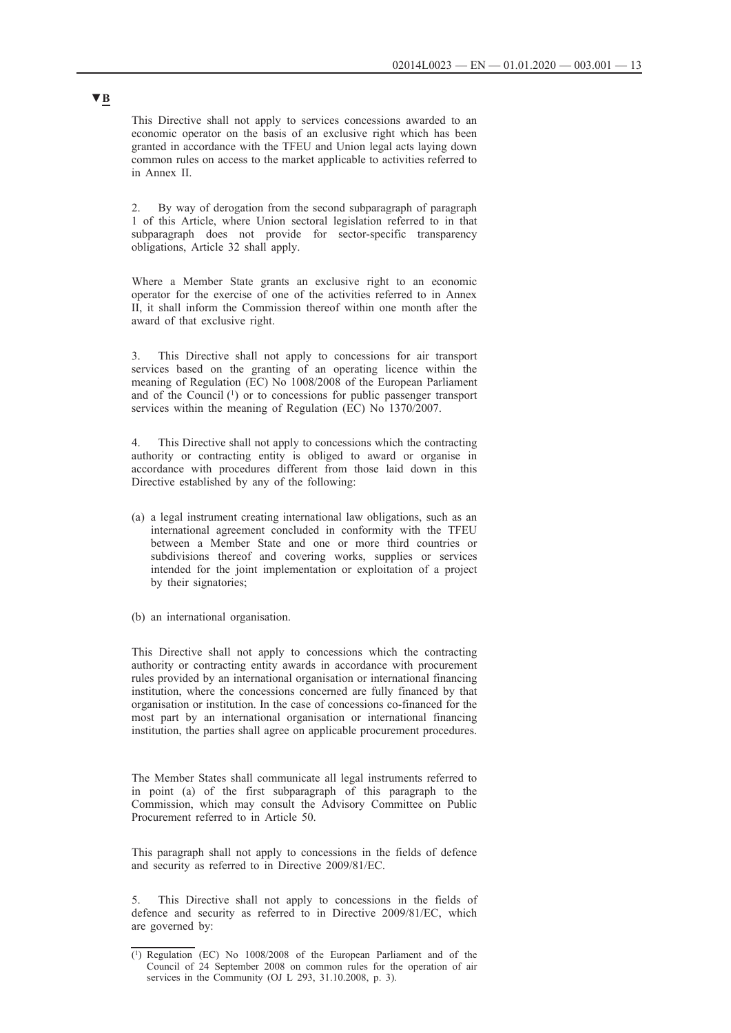▼B

This Directive shall not apply to services concessions awarded to an economic operator on the basis of an exclusive right which has been granted in accordance with the TFEU and Union legal acts laying down common rules on access to the market applicable to activities referred to in Annex II.

2. By way of derogation from the second subparagraph of paragraph 1 of this Article, where Union sectoral legislation referred to in that subparagraph does not provide for sector-specific transparency obligations, Article 32 shall apply.

Where a Member State grants an exclusive right to an economic operator for the exercise of one of the activities referred to in Annex II, it shall inform the Commission thereof within one month after the award of that exclusive right.

3. This Directive shall not apply to concessions for air transport services based on the granting of an operating licence within the meaning of Regulation (EC) No 1008/2008 of the European Parliament and of the Council [1] or to concessions for public passenger transport services within the meaning of Regulation (EC) No 1370/2007.

4. This Directive shall not apply to concessions which the contracting authority or contracting entity is obliged to award or organise in accordance with procedures different from those laid down in this Directive established by any of the following:

(a) a legal instrument creating international law obligations, such as an international agreement concluded in conformity with the TFEU between a Member State and one or more third countries or subdivisions thereof and covering works, supplies or services intended for the joint implementation or exploitation of a project by their signatories;

(b) an international organisation.

This Directive shall not apply to concessions which the contracting authority or contracting entity awards in accordance with procurement rules provided by an international organisation or international financing institution, where the concessions concerned are fully financed by that organisation or institution. In the case of concessions co-financed for the most part by an international organisation or international financing institution, the parties shall agree on applicable procurement procedures.

The Member States shall communicate all legal instruments referred to in point (a) of the first subparagraph of this paragraph to the Commission, which may consult the Advisory Committee on Public Procurement referred to in Article 50.

This paragraph shall not apply to concessions in the fields of defence and security as referred to in Directive 2009/81/EC.

5. This Directive shall not apply to concessions in the fields of defence and security as referred to in Directive 2009/81/EC, which are governed by:

---

[1] Regulation (EC) No 1008/2008 of the European Parliament and of the Council of 24 September 2008 on common rules for the operation of air services in the Community (OJ L 293, 31.10.2008, p. 3).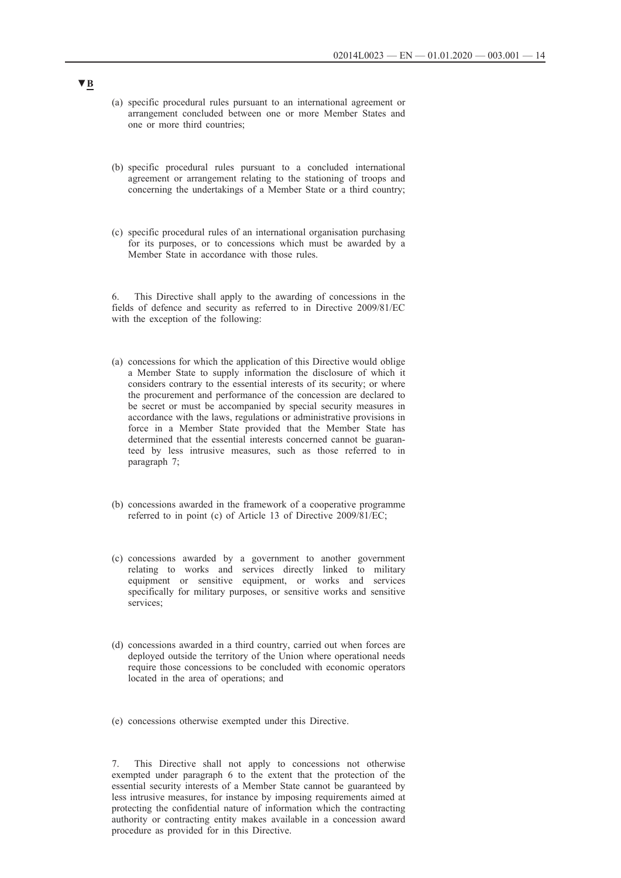▼B

(a) specific procedural rules pursuant to an international agreement or arrangement concluded between one or more Member States and one or more third countries;

(b) specific procedural rules pursuant to a concluded international agreement or arrangement relating to the stationing of troops and concerning the undertakings of a Member State or a third country;

(c) specific procedural rules of an international organisation purchasing for its purposes, or to concessions which must be awarded by a Member State in accordance with those rules.

6. This Directive shall apply to the awarding of concessions in the fields of defence and security as referred to in Directive 2009/81/EC with the exception of the following:

(a) concessions for which the application of this Directive would oblige a Member State to supply information the disclosure of which it considers contrary to the essential interests of its security; or where the procurement and performance of the concession are declared to be secret or must be accompanied by special security measures in accordance with the laws, regulations or administrative provisions in force in a Member State provided that the Member State has determined that the essential interests concerned cannot be guaranteed by less intrusive measures, such as those referred to in paragraph 7;

(b) concessions awarded in the framework of a cooperative programme referred to in point (c) of Article 13 of Directive 2009/81/EC;

(c) concessions awarded by a government to another government relating to works and services directly linked to military equipment or sensitive equipment, or works and services specifically for military purposes, or sensitive works and sensitive services;

(d) concessions awarded in a third country, carried out when forces are deployed outside the territory of the Union where operational needs require those concessions to be concluded with economic operators located in the area of operations; and

(e) concessions otherwise exempted under this Directive.

7. This Directive shall not apply to concessions not otherwise exempted under paragraph 6 to the extent that the protection of the essential security interests of a Member State cannot be guaranteed by less intrusive measures, for instance by imposing requirements aimed at protecting the confidential nature of information which the contracting authority or contracting entity makes available in a concession award procedure as provided for in this Directive.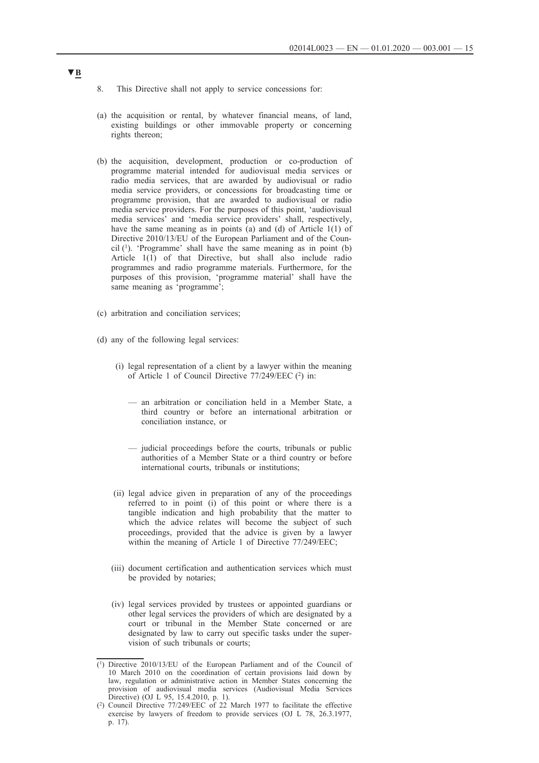▼B

8. This Directive shall not apply to service concessions for:

(a) the acquisition or rental, by whatever financial means, of land, existing buildings or other immovable property or concerning rights thereon;

(b) the acquisition, development, production or co-production of programme material intended for audiovisual media services or radio media services, that are awarded by audiovisual or radio media service providers, or concessions for broadcasting time or programme provision, that are awarded to audiovisual or radio media service providers. For the purposes of this point, 'audiovisual media services' and 'media service providers' shall, respectively, have the same meaning as in points (a) and (d) of Article 1(1) of Directive 2010/13/EU of the European Parliament and of the Council [1]. 'Programme' shall have the same meaning as in point (b) Article 1(1) of that Directive, but shall also include radio programmes and radio programme materials. Furthermore, for the purposes of this provision, 'programme material' shall have the same meaning as 'programme';

(c) arbitration and conciliation services;

(d) any of the following legal services:

  (i) legal representation of a client by a lawyer within the meaning of Article 1 of Council Directive 77/249/EEC [2] in:

  — an arbitration or conciliation held in a Member State, a third country or before an international arbitration or conciliation instance, or

  — judicial proceedings before the courts, tribunals or public authorities of a Member State or a third country or before international courts, tribunals or institutions;

  (ii) legal advice given in preparation of any of the proceedings referred to in point (i) of this point or where there is a tangible indication and high probability that the matter to which the advice relates will become the subject of such proceedings, provided that the advice is given by a lawyer within the meaning of Article 1 of Directive 77/249/EEC;

  (iii) document certification and authentication services which must be provided by notaries;

  (iv) legal services provided by trustees or appointed guardians or other legal services the providers of which are designated by a court or tribunal in the Member State concerned or are designated by law to carry out specific tasks under the supervision of such tribunals or courts;

---

[1] Directive 2010/13/EU of the European Parliament and of the Council of 10 March 2010 on the coordination of certain provisions laid down by law, regulation or administrative action in Member States concerning the provision of audiovisual media services (Audiovisual Media Services Directive) (OJ L 95, 15.4.2010, p. 1).

[2] Council Directive 77/249/EEC of 22 March 1977 to facilitate the effective exercise by lawyers of freedom to provide services (OJ L 78, 26.3.1977, p. 17).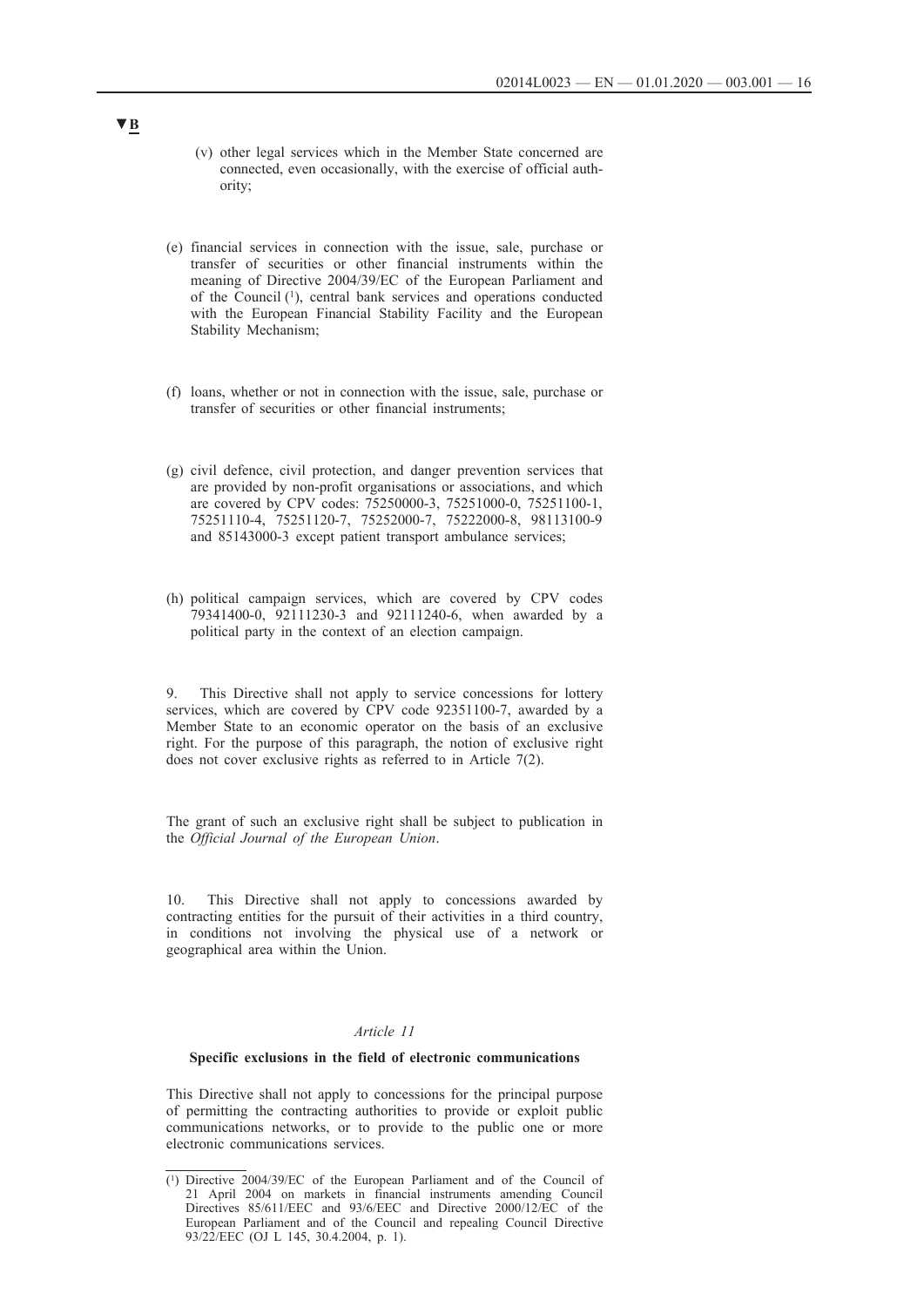▼B

(v) other legal services which in the Member State concerned are connected, even occasionally, with the exercise of official authority;

(e) financial services in connection with the issue, sale, purchase or transfer of securities or other financial instruments within the meaning of Directive 2004/39/EC of the European Parliament and of the Council [1], central bank services and operations conducted with the European Financial Stability Facility and the European Stability Mechanism;

(f) loans, whether or not in connection with the issue, sale, purchase or transfer of securities or other financial instruments;

(g) civil defence, civil protection, and danger prevention services that are provided by non-profit organisations or associations, and which are covered by CPV codes: 75250000-3, 75251000-0, 75251100-1, 75251110-4, 75251120-7, 75252000-7, 75222000-8, 98113100-9 and 85143000-3 except patient transport ambulance services;

(h) political campaign services, which are covered by CPV codes 79341400-0, 92111230-3 and 92111240-6, when awarded by a political party in the context of an election campaign.

9. This Directive shall not apply to service concessions for lottery services, which are covered by CPV code 92351100-7, awarded by a Member State to an economic operator on the basis of an exclusive right. For the purpose of this paragraph, the notion of exclusive right does not cover exclusive rights as referred to in Article 7(2).

The grant of such an exclusive right shall be subject to publication in the *Official Journal of the European Union*.

10. This Directive shall not apply to concessions awarded by contracting entities for the pursuit of their activities in a third country, in conditions not involving the physical use of a network or geographical area within the Union.

*Article 11*

**Specific exclusions in the field of electronic communications**

This Directive shall not apply to concessions for the principal purpose of permitting the contracting authorities to provide or exploit public communications networks, or to provide to the public one or more electronic communications services.

[1] Directive 2004/39/EC of the European Parliament and of the Council of 21 April 2004 on markets in financial instruments amending Council Directives 85/611/EEC and 93/6/EEC and Directive 2000/12/EC of the European Parliament and of the Council and repealing Council Directive 93/22/EEC (OJ L 145, 30.4.2004, p. 1).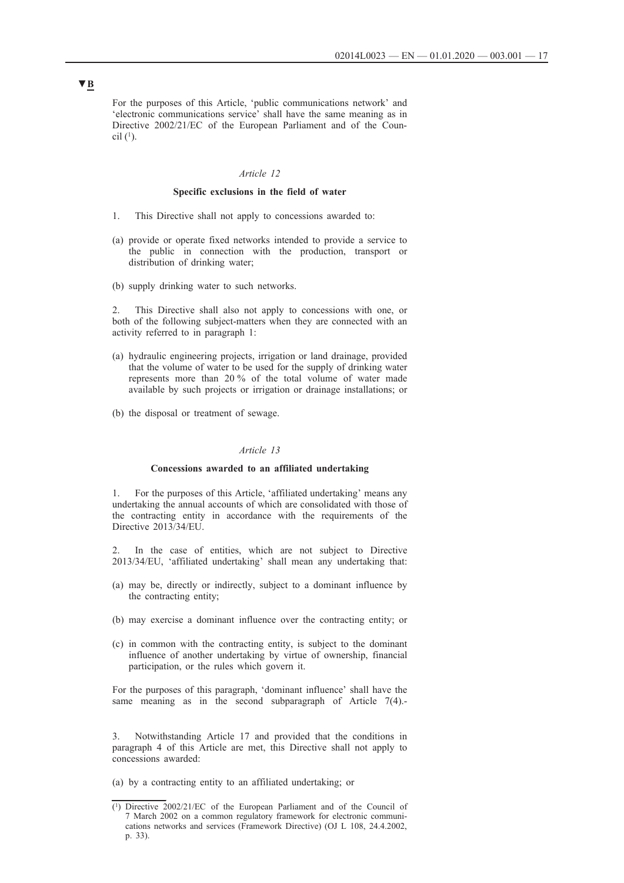▼B

For the purposes of this Article, 'public communications network' and 'electronic communications service' shall have the same meaning as in Directive 2002/21/EC of the European Parliament and of the Council [1].

*Article 12*

**Specific exclusions in the field of water**

1. This Directive shall not apply to concessions awarded to:

(a) provide or operate fixed networks intended to provide a service to the public in connection with the production, transport or distribution of drinking water;

(b) supply drinking water to such networks.

2. This Directive shall also not apply to concessions with one, or both of the following subject-matters when they are connected with an activity referred to in paragraph 1:

(a) hydraulic engineering projects, irrigation or land drainage, provided that the volume of water to be used for the supply of drinking water represents more than 20 % of the total volume of water made available by such projects or irrigation or drainage installations; or

(b) the disposal or treatment of sewage.

*Article 13*

**Concessions awarded to an affiliated undertaking**

1. For the purposes of this Article, 'affiliated undertaking' means any undertaking the annual accounts of which are consolidated with those of the contracting entity in accordance with the requirements of the Directive 2013/34/EU.

2. In the case of entities, which are not subject to Directive 2013/34/EU, 'affiliated undertaking' shall mean any undertaking that:

(a) may be, directly or indirectly, subject to a dominant influence by the contracting entity;

(b) may exercise a dominant influence over the contracting entity; or

(c) in common with the contracting entity, is subject to the dominant influence of another undertaking by virtue of ownership, financial participation, or the rules which govern it.

For the purposes of this paragraph, 'dominant influence' shall have the same meaning as in the second subparagraph of Article 7(4).-

3. Notwithstanding Article 17 and provided that the conditions in paragraph 4 of this Article are met, this Directive shall not apply to concessions awarded:

(a) by a contracting entity to an affiliated undertaking; or

---

[1] Directive 2002/21/EC of the European Parliament and of the Council of 7 March 2002 on a common regulatory framework for electronic communications networks and services (Framework Directive) (OJ L 108, 24.4.2002, p. 33).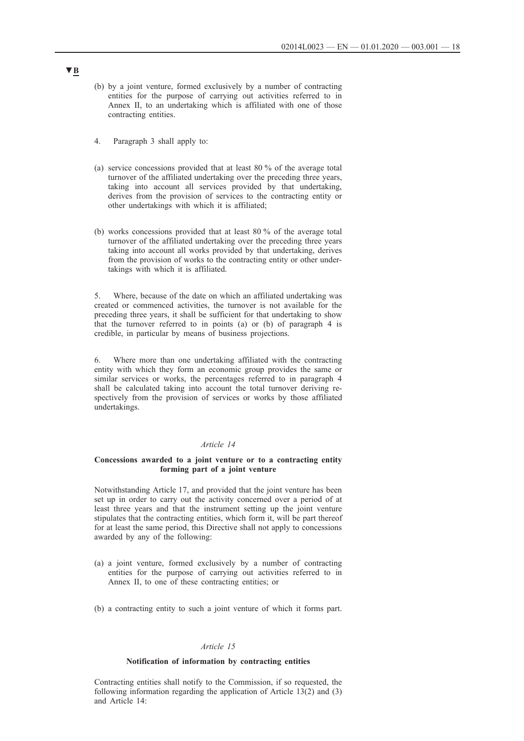▼B

(b) by a joint venture, formed exclusively by a number of contracting entities for the purpose of carrying out activities referred to in Annex II, to an undertaking which is affiliated with one of those contracting entities.

4. Paragraph 3 shall apply to:

(a) service concessions provided that at least 80 % of the average total turnover of the affiliated undertaking over the preceding three years, taking into account all services provided by that undertaking, derives from the provision of services to the contracting entity or other undertakings with which it is affiliated;

(b) works concessions provided that at least 80 % of the average total turnover of the affiliated undertaking over the preceding three years taking into account all works provided by that undertaking, derives from the provision of works to the contracting entity or other undertakings with which it is affiliated.

5. Where, because of the date on which an affiliated undertaking was created or commenced activities, the turnover is not available for the preceding three years, it shall be sufficient for that undertaking to show that the turnover referred to in points (a) or (b) of paragraph 4 is credible, in particular by means of business projections.

6. Where more than one undertaking affiliated with the contracting entity with which they form an economic group provides the same or similar services or works, the percentages referred to in paragraph 4 shall be calculated taking into account the total turnover deriving respectively from the provision of services or works by those affiliated undertakings.

*Article 14*

**Concessions awarded to a joint venture or to a contracting entity forming part of a joint venture**

Notwithstanding Article 17, and provided that the joint venture has been set up in order to carry out the activity concerned over a period of at least three years and that the instrument setting up the joint venture stipulates that the contracting entities, which form it, will be part thereof for at least the same period, this Directive shall not apply to concessions awarded by any of the following:

(a) a joint venture, formed exclusively by a number of contracting entities for the purpose of carrying out activities referred to in Annex II, to one of these contracting entities; or

(b) a contracting entity to such a joint venture of which it forms part.

*Article 15*

**Notification of information by contracting entities**

Contracting entities shall notify to the Commission, if so requested, the following information regarding the application of Article 13(2) and (3) and Article 14: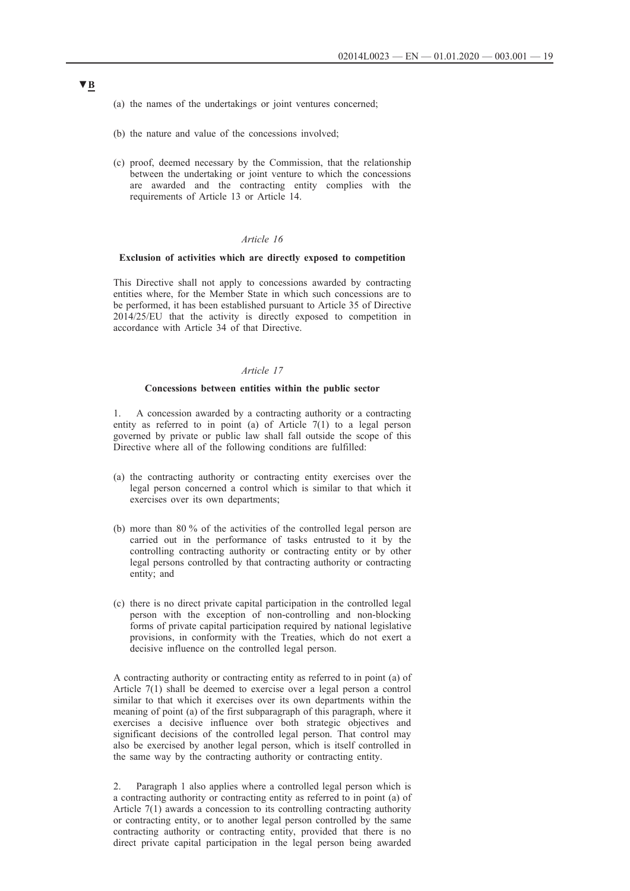▼B

(a) the names of the undertakings or joint ventures concerned;

(b) the nature and value of the concessions involved;

(c) proof, deemed necessary by the Commission, that the relationship between the undertaking or joint venture to which the concessions are awarded and the contracting entity complies with the requirements of Article 13 or Article 14.

*Article 16*

**Exclusion of activities which are directly exposed to competition**

This Directive shall not apply to concessions awarded by contracting entities where, for the Member State in which such concessions are to be performed, it has been established pursuant to Article 35 of Directive 2014/25/EU that the activity is directly exposed to competition in accordance with Article 34 of that Directive.

*Article 17*

**Concessions between entities within the public sector**

1. A concession awarded by a contracting authority or a contracting entity as referred to in point (a) of Article 7(1) to a legal person governed by private or public law shall fall outside the scope of this Directive where all of the following conditions are fulfilled:

(a) the contracting authority or contracting entity exercises over the legal person concerned a control which is similar to that which it exercises over its own departments;

(b) more than 80 % of the activities of the controlled legal person are carried out in the performance of tasks entrusted to it by the controlling contracting authority or contracting entity or by other legal persons controlled by that contracting authority or contracting entity; and

(c) there is no direct private capital participation in the controlled legal person with the exception of non-controlling and non-blocking forms of private capital participation required by national legislative provisions, in conformity with the Treaties, which do not exert a decisive influence on the controlled legal person.

A contracting authority or contracting entity as referred to in point (a) of Article 7(1) shall be deemed to exercise over a legal person a control similar to that which it exercises over its own departments within the meaning of point (a) of the first subparagraph of this paragraph, where it exercises a decisive influence over both strategic objectives and significant decisions of the controlled legal person. That control may also be exercised by another legal person, which is itself controlled in the same way by the contracting authority or contracting entity.

2. Paragraph 1 also applies where a controlled legal person which is a contracting authority or contracting entity as referred to in point (a) of Article 7(1) awards a concession to its controlling contracting authority or contracting entity, or to another legal person controlled by the same contracting authority or contracting entity, provided that there is no direct private capital participation in the legal person being awarded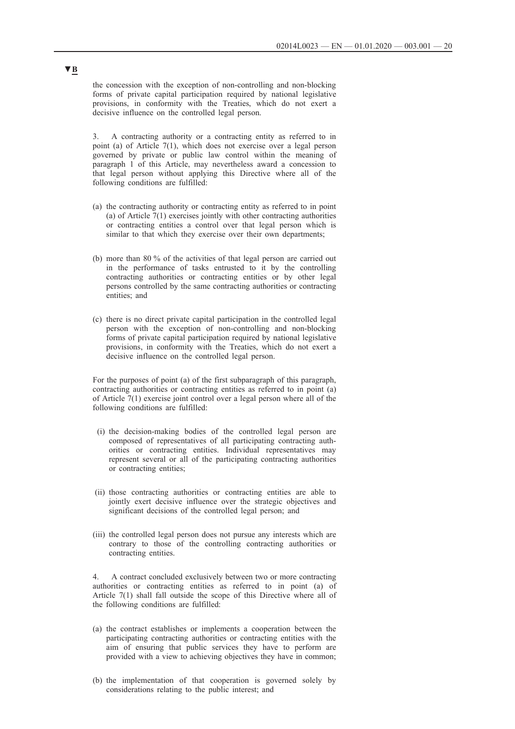▼B

the concession with the exception of non-controlling and non-blocking forms of private capital participation required by national legislative provisions, in conformity with the Treaties, which do not exert a decisive influence on the controlled legal person.

3. A contracting authority or a contracting entity as referred to in point (a) of Article 7(1), which does not exercise over a legal person governed by private or public law control within the meaning of paragraph 1 of this Article, may nevertheless award a concession to that legal person without applying this Directive where all of the following conditions are fulfilled:

(a) the contracting authority or contracting entity as referred to in point (a) of Article 7(1) exercises jointly with other contracting authorities or contracting entities a control over that legal person which is similar to that which they exercise over their own departments;

(b) more than 80 % of the activities of that legal person are carried out in the performance of tasks entrusted to it by the controlling contracting authorities or contracting entities or by other legal persons controlled by the same contracting authorities or contracting entities; and

(c) there is no direct private capital participation in the controlled legal person with the exception of non-controlling and non-blocking forms of private capital participation required by national legislative provisions, in conformity with the Treaties, which do not exert a decisive influence on the controlled legal person.

For the purposes of point (a) of the first subparagraph of this paragraph, contracting authorities or contracting entities as referred to in point (a) of Article 7(1) exercise joint control over a legal person where all of the following conditions are fulfilled:

(i) the decision-making bodies of the controlled legal person are composed of representatives of all participating contracting authorities or contracting entities. Individual representatives may represent several or all of the participating contracting authorities or contracting entities;

(ii) those contracting authorities or contracting entities are able to jointly exert decisive influence over the strategic objectives and significant decisions of the controlled legal person; and

(iii) the controlled legal person does not pursue any interests which are contrary to those of the controlling contracting authorities or contracting entities.

4. A contract concluded exclusively between two or more contracting authorities or contracting entities as referred to in point (a) of Article 7(1) shall fall outside the scope of this Directive where all of the following conditions are fulfilled:

(a) the contract establishes or implements a cooperation between the participating contracting authorities or contracting entities with the aim of ensuring that public services they have to perform are provided with a view to achieving objectives they have in common;

(b) the implementation of that cooperation is governed solely by considerations relating to the public interest; and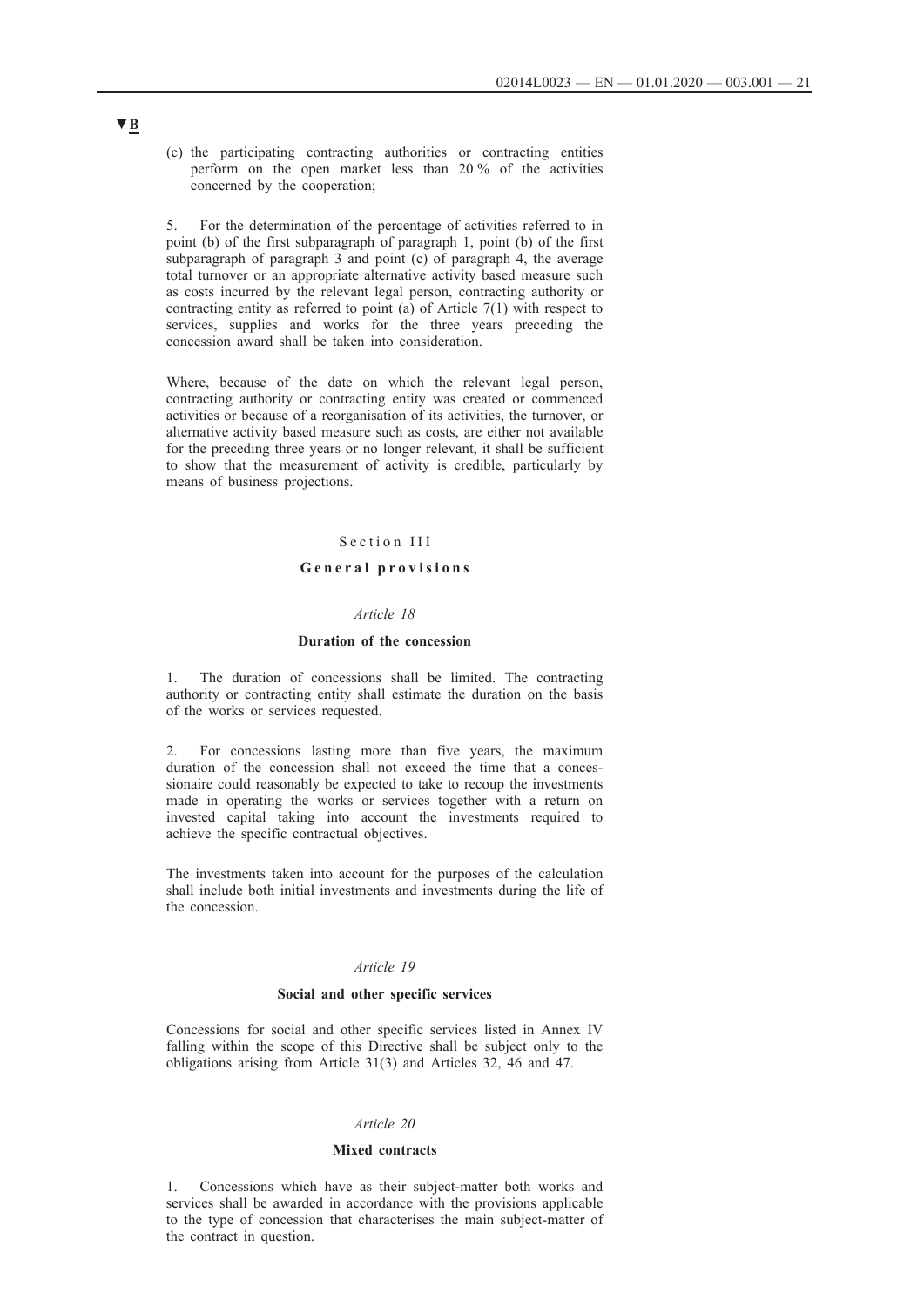▼B

(c) the participating contracting authorities or contracting entities perform on the open market less than 20 % of the activities concerned by the cooperation;

5. For the determination of the percentage of activities referred to in point (b) of the first subparagraph of paragraph 1, point (b) of the first subparagraph of paragraph 3 and point (c) of paragraph 4, the average total turnover or an appropriate alternative activity based measure such as costs incurred by the relevant legal person, contracting authority or contracting entity as referred to point (a) of Article 7(1) with respect to services, supplies and works for the three years preceding the concession award shall be taken into consideration.

Where, because of the date on which the relevant legal person, contracting authority or contracting entity was created or commenced activities or because of a reorganisation of its activities, the turnover, or alternative activity based measure such as costs, are either not available for the preceding three years or no longer relevant, it shall be sufficient to show that the measurement of activity is credible, particularly by means of business projections.

## Section III

## General provisions

### *Article 18*

### Duration of the concession

1. The duration of concessions shall be limited. The contracting authority or contracting entity shall estimate the duration on the basis of the works or services requested.

2. For concessions lasting more than five years, the maximum duration of the concession shall not exceed the time that a concessionaire could reasonably be expected to take to recoup the investments made in operating the works or services together with a return on invested capital taking into account the investments required to achieve the specific contractual objectives.

The investments taken into account for the purposes of the calculation shall include both initial investments and investments during the life of the concession.

### *Article 19*

### Social and other specific services

Concessions for social and other specific services listed in Annex IV falling within the scope of this Directive shall be subject only to the obligations arising from Article 31(3) and Articles 32, 46 and 47.

### *Article 20*

### Mixed contracts

1. Concessions which have as their subject-matter both works and services shall be awarded in accordance with the provisions applicable to the type of concession that characterises the main subject-matter of the contract in question.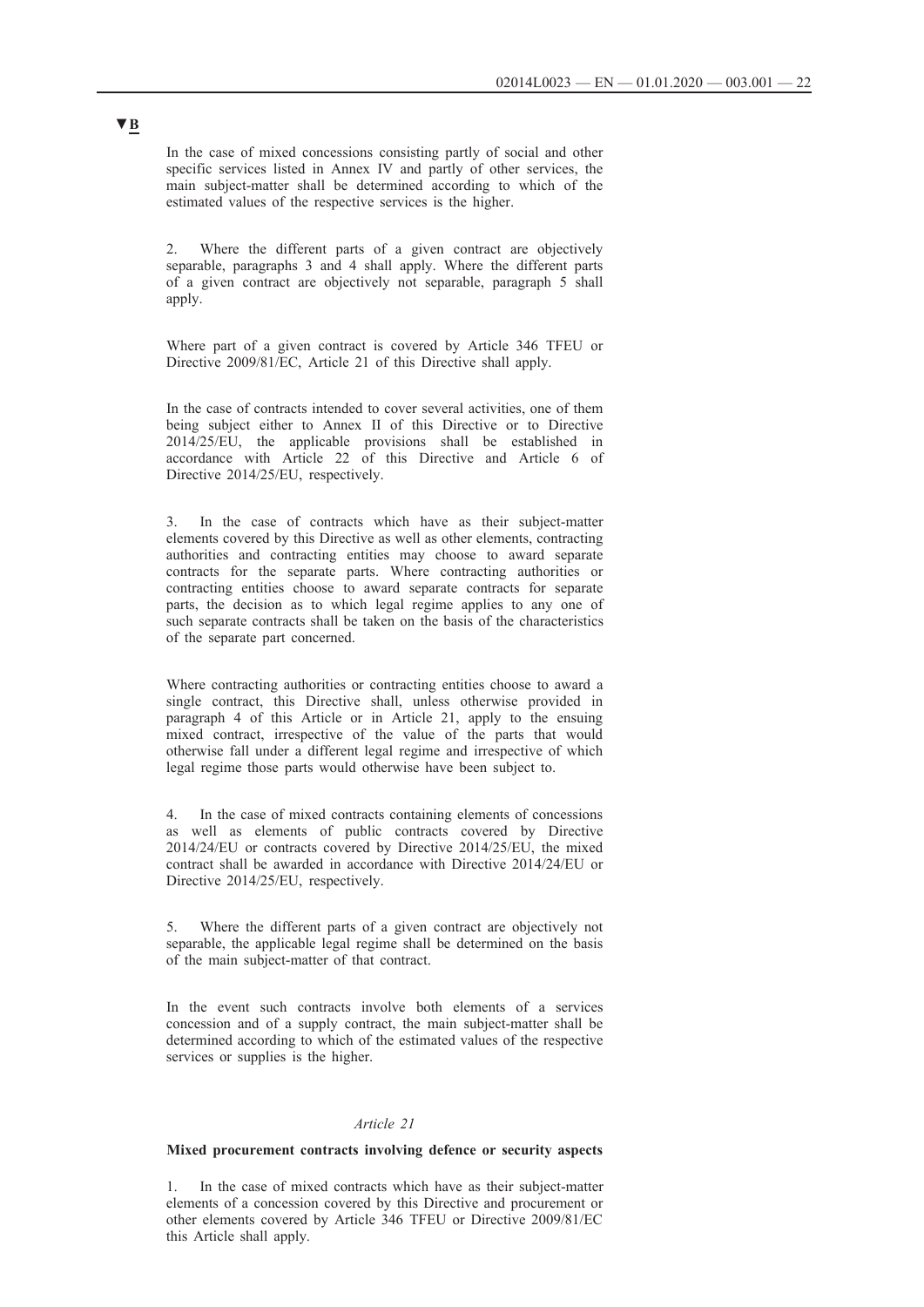▼B

In the case of mixed concessions consisting partly of social and other specific services listed in Annex IV and partly of other services, the main subject-matter shall be determined according to which of the estimated values of the respective services is the higher.

2. Where the different parts of a given contract are objectively separable, paragraphs 3 and 4 shall apply. Where the different parts of a given contract are objectively not separable, paragraph 5 shall apply.

Where part of a given contract is covered by Article 346 TFEU or Directive 2009/81/EC, Article 21 of this Directive shall apply.

In the case of contracts intended to cover several activities, one of them being subject either to Annex II of this Directive or to Directive 2014/25/EU, the applicable provisions shall be established in accordance with Article 22 of this Directive and Article 6 of Directive 2014/25/EU, respectively.

3. In the case of contracts which have as their subject-matter elements covered by this Directive as well as other elements, contracting authorities and contracting entities may choose to award separate contracts for the separate parts. Where contracting authorities or contracting entities choose to award separate contracts for separate parts, the decision as to which legal regime applies to any one of such separate contracts shall be taken on the basis of the characteristics of the separate part concerned.

Where contracting authorities or contracting entities choose to award a single contract, this Directive shall, unless otherwise provided in paragraph 4 of this Article or in Article 21, apply to the ensuing mixed contract, irrespective of the value of the parts that would otherwise fall under a different legal regime and irrespective of which legal regime those parts would otherwise have been subject to.

4. In the case of mixed contracts containing elements of concessions as well as elements of public contracts covered by Directive 2014/24/EU or contracts covered by Directive 2014/25/EU, the mixed contract shall be awarded in accordance with Directive 2014/24/EU or Directive 2014/25/EU, respectively.

5. Where the different parts of a given contract are objectively not separable, the applicable legal regime shall be determined on the basis of the main subject-matter of that contract.

In the event such contracts involve both elements of a services concession and of a supply contract, the main subject-matter shall be determined according to which of the estimated values of the respective services or supplies is the higher.

*Article 21*

**Mixed procurement contracts involving defence or security aspects**

1. In the case of mixed contracts which have as their subject-matter elements of a concession covered by this Directive and procurement or other elements covered by Article 346 TFEU or Directive 2009/81/EC this Article shall apply.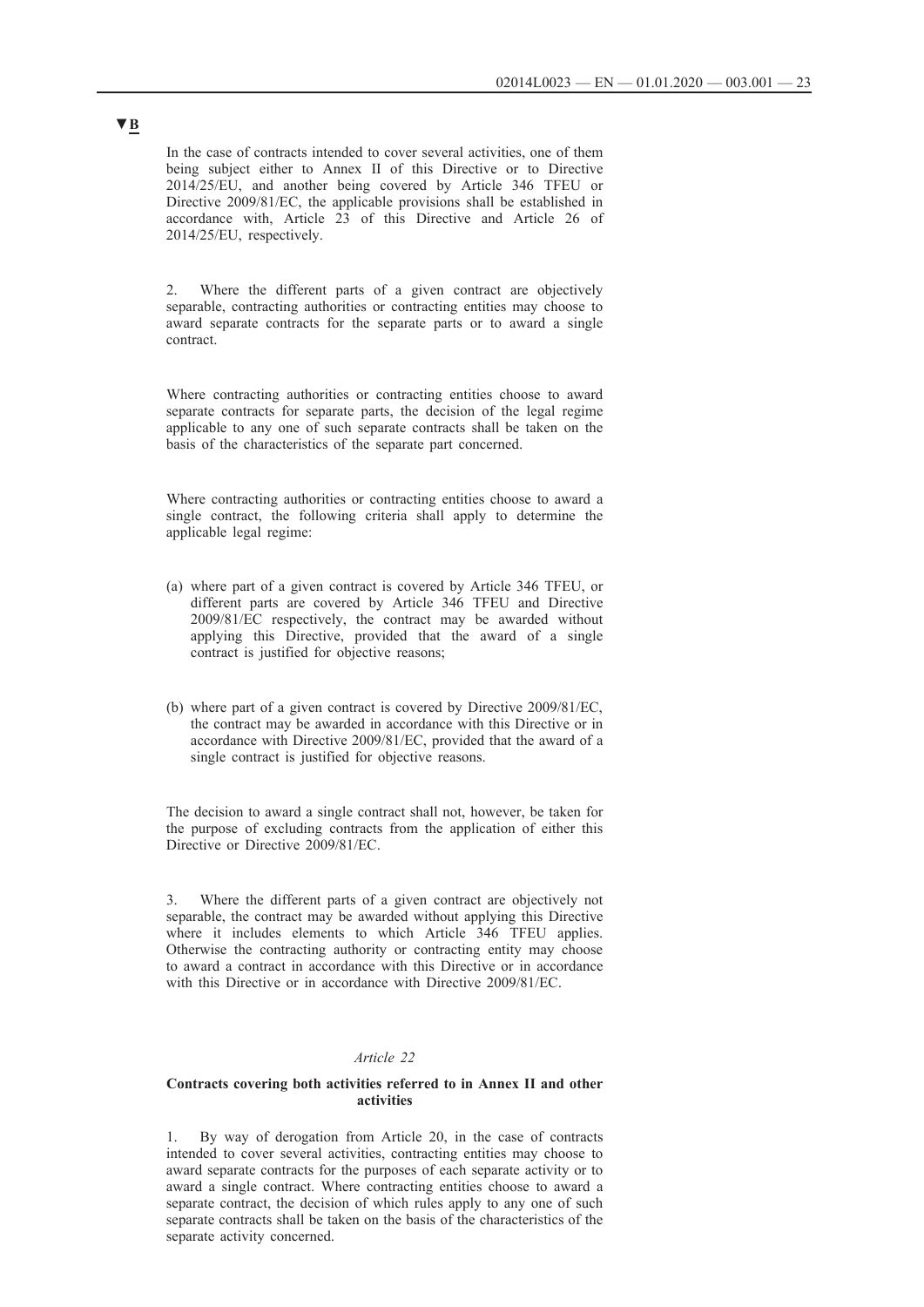▼B

In the case of contracts intended to cover several activities, one of them being subject either to Annex II of this Directive or to Directive 2014/25/EU, and another being covered by Article 346 TFEU or Directive 2009/81/EC, the applicable provisions shall be established in accordance with, Article 23 of this Directive and Article 26 of 2014/25/EU, respectively.

2. Where the different parts of a given contract are objectively separable, contracting authorities or contracting entities may choose to award separate contracts for the separate parts or to award a single contract.

Where contracting authorities or contracting entities choose to award separate contracts for separate parts, the decision of the legal regime applicable to any one of such separate contracts shall be taken on the basis of the characteristics of the separate part concerned.

Where contracting authorities or contracting entities choose to award a single contract, the following criteria shall apply to determine the applicable legal regime:

(a) where part of a given contract is covered by Article 346 TFEU, or different parts are covered by Article 346 TFEU and Directive 2009/81/EC respectively, the contract may be awarded without applying this Directive, provided that the award of a single contract is justified for objective reasons;

(b) where part of a given contract is covered by Directive 2009/81/EC, the contract may be awarded in accordance with this Directive or in accordance with Directive 2009/81/EC, provided that the award of a single contract is justified for objective reasons.

The decision to award a single contract shall not, however, be taken for the purpose of excluding contracts from the application of either this Directive or Directive 2009/81/EC.

3. Where the different parts of a given contract are objectively not separable, the contract may be awarded without applying this Directive where it includes elements to which Article 346 TFEU applies. Otherwise the contracting authority or contracting entity may choose to award a contract in accordance with this Directive or in accordance with this Directive or in accordance with Directive 2009/81/EC.

*Article 22*

**Contracts covering both activities referred to in Annex II and other activities**

1. By way of derogation from Article 20, in the case of contracts intended to cover several activities, contracting entities may choose to award separate contracts for the purposes of each separate activity or to award a single contract. Where contracting entities choose to award a separate contract, the decision of which rules apply to any one of such separate contracts shall be taken on the basis of the characteristics of the separate activity concerned.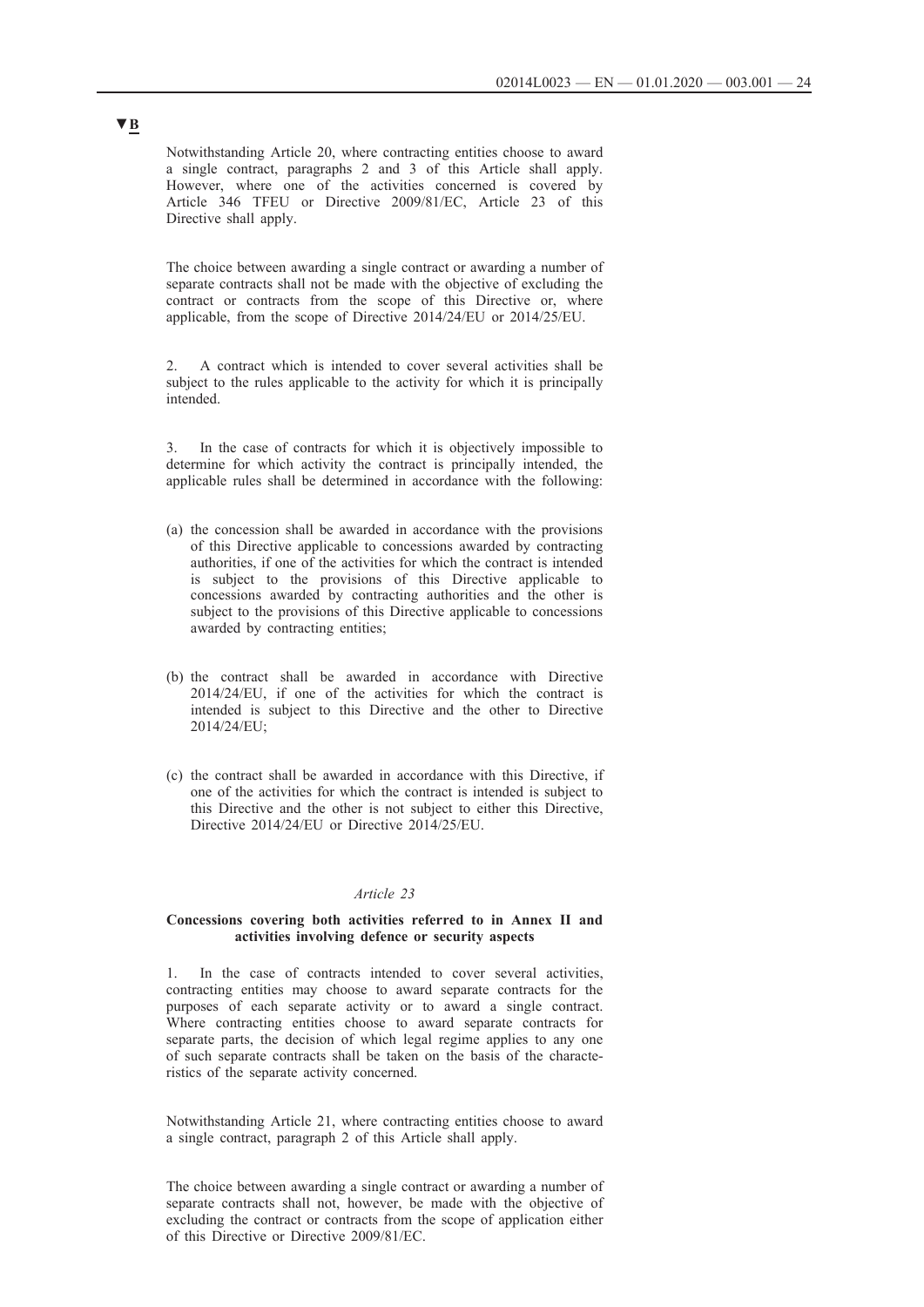▼B

Notwithstanding Article 20, where contracting entities choose to award a single contract, paragraphs 2 and 3 of this Article shall apply. However, where one of the activities concerned is covered by Article 346 TFEU or Directive 2009/81/EC, Article 23 of this Directive shall apply.

The choice between awarding a single contract or awarding a number of separate contracts shall not be made with the objective of excluding the contract or contracts from the scope of this Directive or, where applicable, from the scope of Directive 2014/24/EU or 2014/25/EU.

2. A contract which is intended to cover several activities shall be subject to the rules applicable to the activity for which it is principally intended.

3. In the case of contracts for which it is objectively impossible to determine for which activity the contract is principally intended, the applicable rules shall be determined in accordance with the following:

(a) the concession shall be awarded in accordance with the provisions of this Directive applicable to concessions awarded by contracting authorities, if one of the activities for which the contract is intended is subject to the provisions of this Directive applicable to concessions awarded by contracting authorities and the other is subject to the provisions of this Directive applicable to concessions awarded by contracting entities;

(b) the contract shall be awarded in accordance with Directive 2014/24/EU, if one of the activities for which the contract is intended is subject to this Directive and the other to Directive 2014/24/EU;

(c) the contract shall be awarded in accordance with this Directive, if one of the activities for which the contract is intended is subject to this Directive and the other is not subject to either this Directive, Directive 2014/24/EU or Directive 2014/25/EU.

*Article 23*

**Concessions covering both activities referred to in Annex II and activities involving defence or security aspects**

1. In the case of contracts intended to cover several activities, contracting entities may choose to award separate contracts for the purposes of each separate activity or to award a single contract. Where contracting entities choose to award separate contracts for separate parts, the decision of which legal regime applies to any one of such separate contracts shall be taken on the basis of the characteristics of the separate activity concerned.

Notwithstanding Article 21, where contracting entities choose to award a single contract, paragraph 2 of this Article shall apply.

The choice between awarding a single contract or awarding a number of separate contracts shall not, however, be made with the objective of excluding the contract or contracts from the scope of application either of this Directive or Directive 2009/81/EC.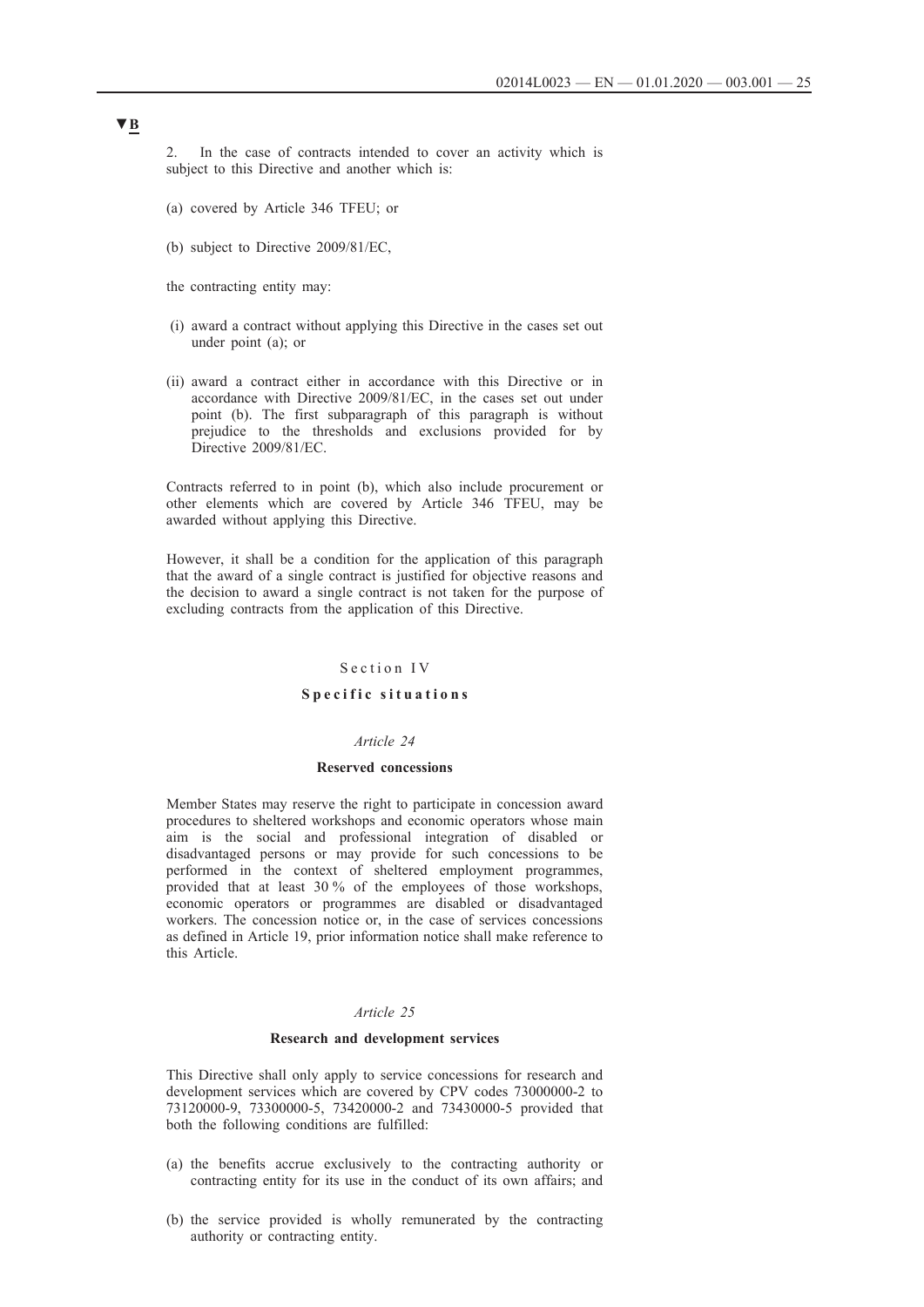▼B

2. In the case of contracts intended to cover an activity which is subject to this Directive and another which is:

(a) covered by Article 346 TFEU; or

(b) subject to Directive 2009/81/EC,

the contracting entity may:

(i) award a contract without applying this Directive in the cases set out under point (a); or

(ii) award a contract either in accordance with this Directive or in accordance with Directive 2009/81/EC, in the cases set out under point (b). The first subparagraph of this paragraph is without prejudice to the thresholds and exclusions provided for by Directive 2009/81/EC.

Contracts referred to in point (b), which also include procurement or other elements which are covered by Article 346 TFEU, may be awarded without applying this Directive.

However, it shall be a condition for the application of this paragraph that the award of a single contract is justified for objective reasons and the decision to award a single contract is not taken for the purpose of excluding contracts from the application of this Directive.

## Section IV

## **Specific situations**

*Article 24*

### **Reserved concessions**

Member States may reserve the right to participate in concession award procedures to sheltered workshops and economic operators whose main aim is the social and professional integration of disabled or disadvantaged persons or may provide for such concessions to be performed in the context of sheltered employment programmes, provided that at least 30 % of the employees of those workshops, economic operators or programmes are disabled or disadvantaged workers. The concession notice or, in the case of services concessions as defined in Article 19, prior information notice shall make reference to this Article.

*Article 25*

### **Research and development services**

This Directive shall only apply to service concessions for research and development services which are covered by CPV codes 73000000-2 to 73120000-9, 73300000-5, 73420000-2 and 73430000-5 provided that both the following conditions are fulfilled:

(a) the benefits accrue exclusively to the contracting authority or contracting entity for its use in the conduct of its own affairs; and

(b) the service provided is wholly remunerated by the contracting authority or contracting entity.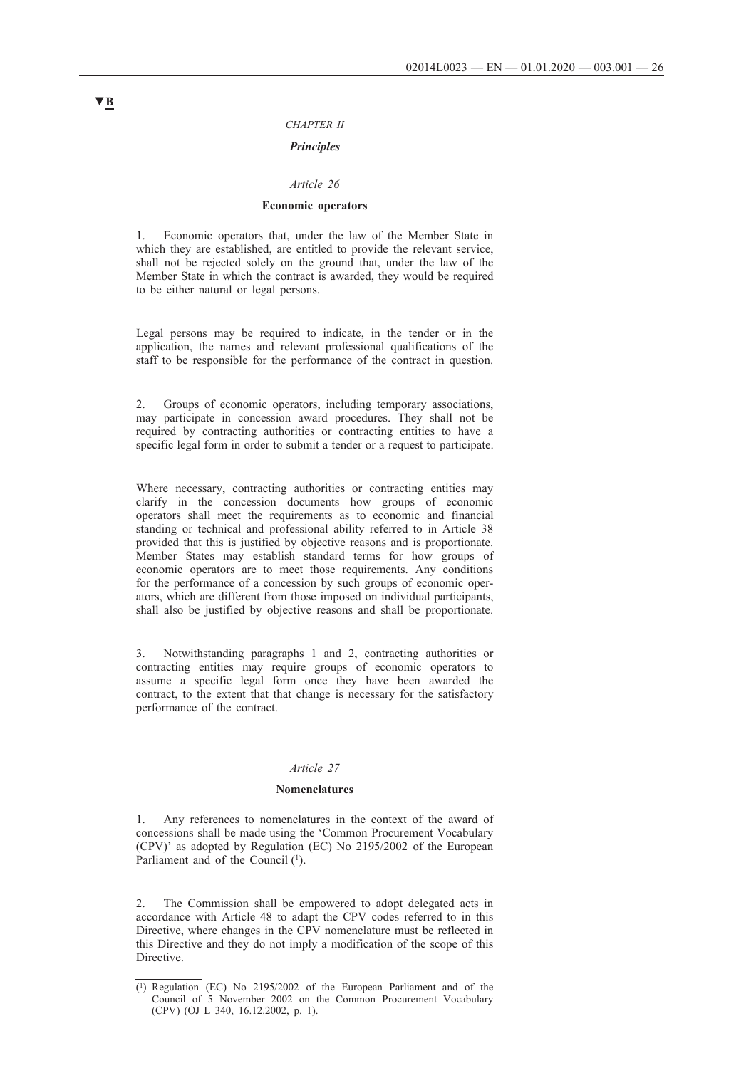▼B

*CHAPTER II*

***Principles***

*Article 26*

**Economic operators**

1. Economic operators that, under the law of the Member State in which they are established, are entitled to provide the relevant service, shall not be rejected solely on the ground that, under the law of the Member State in which the contract is awarded, they would be required to be either natural or legal persons.

Legal persons may be required to indicate, in the tender or in the application, the names and relevant professional qualifications of the staff to be responsible for the performance of the contract in question.

2. Groups of economic operators, including temporary associations, may participate in concession award procedures. They shall not be required by contracting authorities or contracting entities to have a specific legal form in order to submit a tender or a request to participate.

Where necessary, contracting authorities or contracting entities may clarify in the concession documents how groups of economic operators shall meet the requirements as to economic and financial standing or technical and professional ability referred to in Article 38 provided that this is justified by objective reasons and is proportionate. Member States may establish standard terms for how groups of economic operators are to meet those requirements. Any conditions for the performance of a concession by such groups of economic operators, which are different from those imposed on individual participants, shall also be justified by objective reasons and shall be proportionate.

3. Notwithstanding paragraphs 1 and 2, contracting authorities or contracting entities may require groups of economic operators to assume a specific legal form once they have been awarded the contract, to the extent that that change is necessary for the satisfactory performance of the contract.

*Article 27*

**Nomenclatures**

1. Any references to nomenclatures in the context of the award of concessions shall be made using the 'Common Procurement Vocabulary (CPV)' as adopted by Regulation (EC) No 2195/2002 of the European Parliament and of the Council [1].

2. The Commission shall be empowered to adopt delegated acts in accordance with Article 48 to adapt the CPV codes referred to in this Directive, where changes in the CPV nomenclature must be reflected in this Directive and they do not imply a modification of the scope of this Directive.

---

[1] Regulation (EC) No 2195/2002 of the European Parliament and of the Council of 5 November 2002 on the Common Procurement Vocabulary (CPV) (OJ L 340, 16.12.2002, p. 1).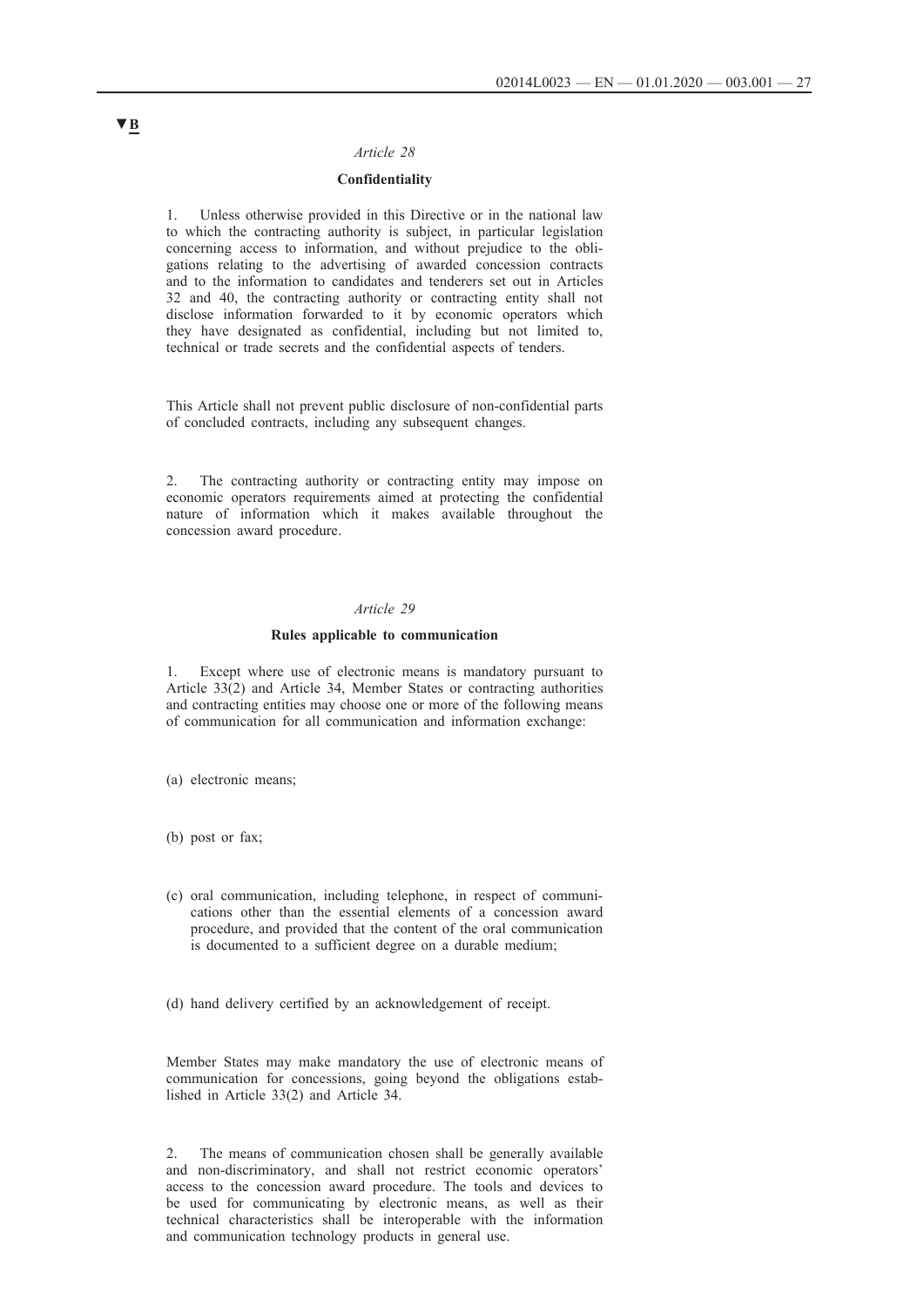▼B

*Article 28*

**Confidentiality**

1. Unless otherwise provided in this Directive or in the national law to which the contracting authority is subject, in particular legislation concerning access to information, and without prejudice to the obligations relating to the advertising of awarded concession contracts and to the information to candidates and tenderers set out in Articles 32 and 40, the contracting authority or contracting entity shall not disclose information forwarded to it by economic operators which they have designated as confidential, including but not limited to, technical or trade secrets and the confidential aspects of tenders.

This Article shall not prevent public disclosure of non-confidential parts of concluded contracts, including any subsequent changes.

2. The contracting authority or contracting entity may impose on economic operators requirements aimed at protecting the confidential nature of information which it makes available throughout the concession award procedure.

*Article 29*

**Rules applicable to communication**

1. Except where use of electronic means is mandatory pursuant to Article 33(2) and Article 34, Member States or contracting authorities and contracting entities may choose one or more of the following means of communication for all communication and information exchange:

(a) electronic means;

(b) post or fax;

(c) oral communication, including telephone, in respect of communications other than the essential elements of a concession award procedure, and provided that the content of the oral communication is documented to a sufficient degree on a durable medium;

(d) hand delivery certified by an acknowledgement of receipt.

Member States may make mandatory the use of electronic means of communication for concessions, going beyond the obligations established in Article 33(2) and Article 34.

2. The means of communication chosen shall be generally available and non-discriminatory, and shall not restrict economic operators' access to the concession award procedure. The tools and devices to be used for communicating by electronic means, as well as their technical characteristics shall be interoperable with the information and communication technology products in general use.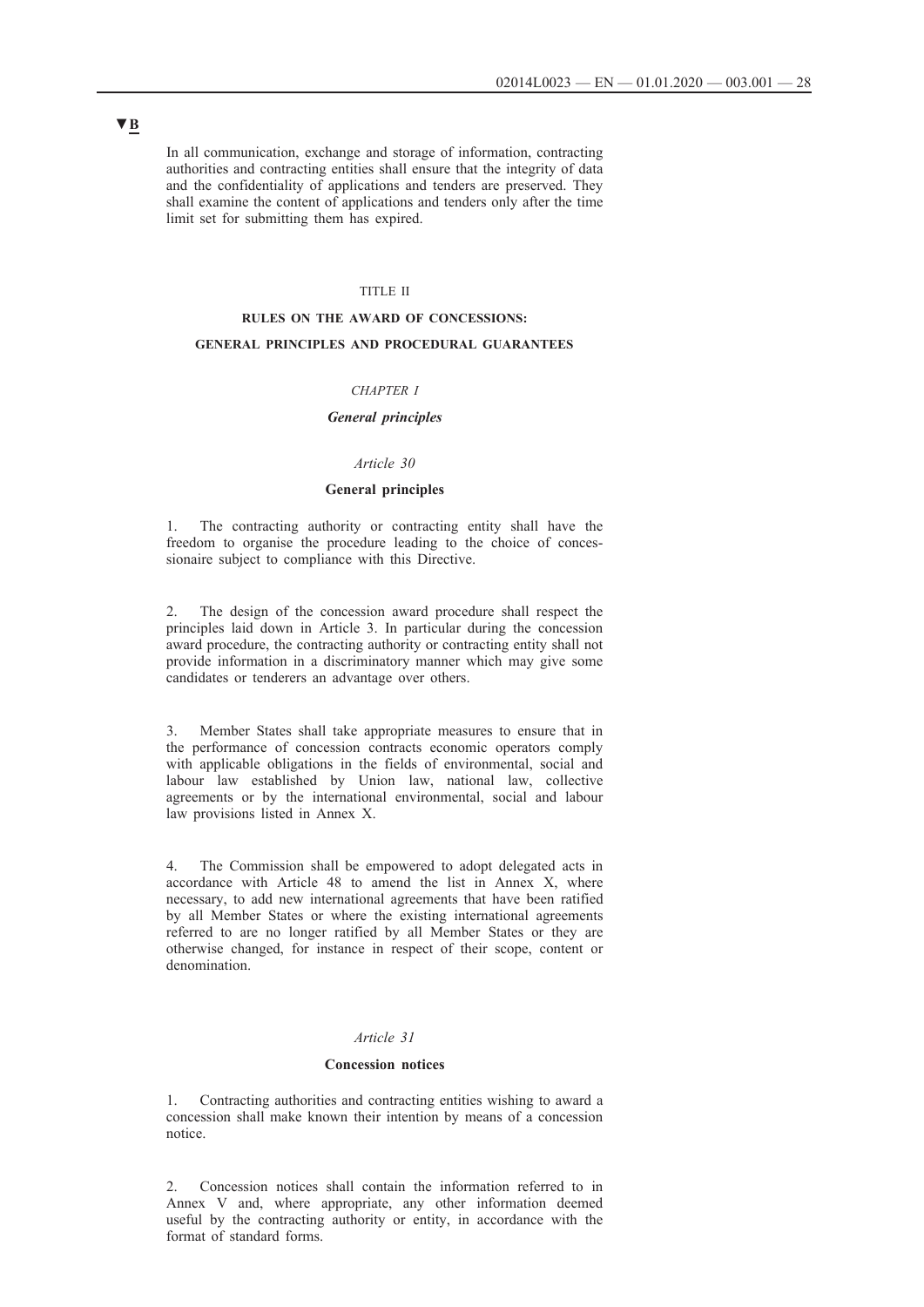▼B

In all communication, exchange and storage of information, contracting authorities and contracting entities shall ensure that the integrity of data and the confidentiality of applications and tenders are preserved. They shall examine the content of applications and tenders only after the time limit set for submitting them has expired.

## TITLE II

## RULES ON THE AWARD OF CONCESSIONS: GENERAL PRINCIPLES AND PROCEDURAL GUARANTEES

### *CHAPTER I*

### ***General principles***

#### *Article 30*

#### **General principles**

1. The contracting authority or contracting entity shall have the freedom to organise the procedure leading to the choice of concessionaire subject to compliance with this Directive.

2. The design of the concession award procedure shall respect the principles laid down in Article 3. In particular during the concession award procedure, the contracting authority or contracting entity shall not provide information in a discriminatory manner which may give some candidates or tenderers an advantage over others.

3. Member States shall take appropriate measures to ensure that in the performance of concession contracts economic operators comply with applicable obligations in the fields of environmental, social and labour law established by Union law, national law, collective agreements or by the international environmental, social and labour law provisions listed in Annex X.

4. The Commission shall be empowered to adopt delegated acts in accordance with Article 48 to amend the list in Annex X, where necessary, to add new international agreements that have been ratified by all Member States or where the existing international agreements referred to are no longer ratified by all Member States or they are otherwise changed, for instance in respect of their scope, content or denomination.

#### *Article 31*

#### **Concession notices**

1. Contracting authorities and contracting entities wishing to award a concession shall make known their intention by means of a concession notice.

2. Concession notices shall contain the information referred to in Annex V and, where appropriate, any other information deemed useful by the contracting authority or entity, in accordance with the format of standard forms.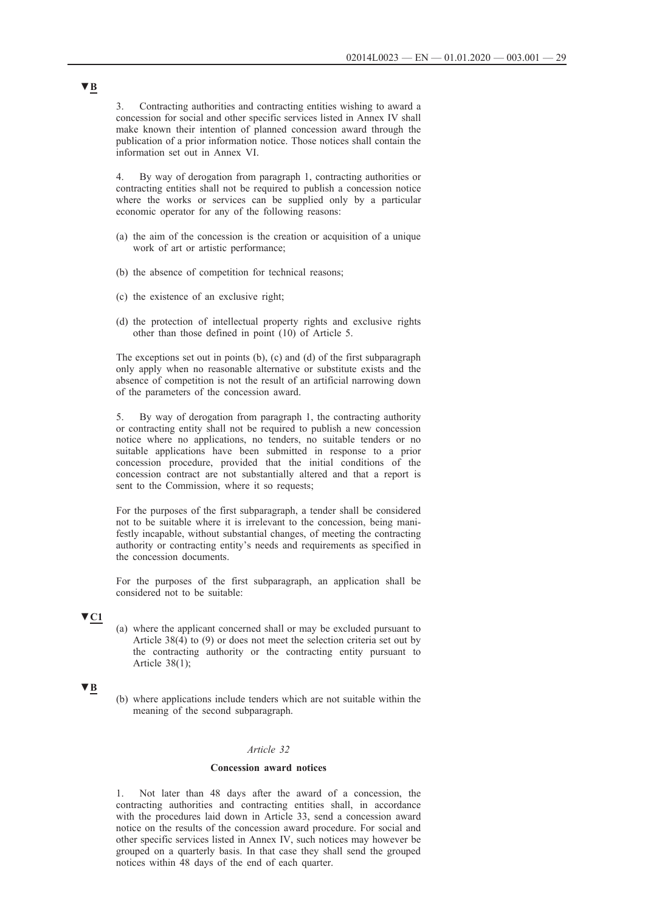▼B

3. Contracting authorities and contracting entities wishing to award a concession for social and other specific services listed in Annex IV shall make known their intention of planned concession award through the publication of a prior information notice. Those notices shall contain the information set out in Annex VI.

4. By way of derogation from paragraph 1, contracting authorities or contracting entities shall not be required to publish a concession notice where the works or services can be supplied only by a particular economic operator for any of the following reasons:

(a) the aim of the concession is the creation or acquisition of a unique work of art or artistic performance;

(b) the absence of competition for technical reasons;

(c) the existence of an exclusive right;

(d) the protection of intellectual property rights and exclusive rights other than those defined in point (10) of Article 5.

The exceptions set out in points (b), (c) and (d) of the first subparagraph only apply when no reasonable alternative or substitute exists and the absence of competition is not the result of an artificial narrowing down of the parameters of the concession award.

5. By way of derogation from paragraph 1, the contracting authority or contracting entity shall not be required to publish a new concession notice where no applications, no tenders, no suitable tenders or no suitable applications have been submitted in response to a prior concession procedure, provided that the initial conditions of the concession contract are not substantially altered and that a report is sent to the Commission, where it so requests;

For the purposes of the first subparagraph, a tender shall be considered not to be suitable where it is irrelevant to the concession, being manifestly incapable, without substantial changes, of meeting the contracting authority or contracting entity's needs and requirements as specified in the concession documents.

For the purposes of the first subparagraph, an application shall be considered not to be suitable:

▼C1

(a) where the applicant concerned shall or may be excluded pursuant to Article 38(4) to (9) or does not meet the selection criteria set out by the contracting authority or the contracting entity pursuant to Article 38(1);

▼B

(b) where applications include tenders which are not suitable within the meaning of the second subparagraph.

*Article 32*

**Concession award notices**

1. Not later than 48 days after the award of a concession, the contracting authorities and contracting entities shall, in accordance with the procedures laid down in Article 33, send a concession award notice on the results of the concession award procedure. For social and other specific services listed in Annex IV, such notices may however be grouped on a quarterly basis. In that case they shall send the grouped notices within 48 days of the end of each quarter.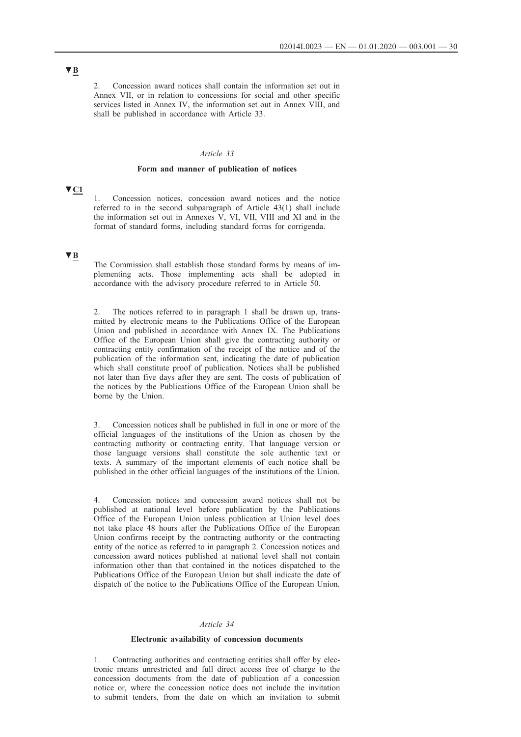▼B

2. Concession award notices shall contain the information set out in Annex VII, or in relation to concessions for social and other specific services listed in Annex IV, the information set out in Annex VIII, and shall be published in accordance with Article 33.

*Article 33*

**Form and manner of publication of notices**

▼C1

1. Concession notices, concession award notices and the notice referred to in the second subparagraph of Article 43(1) shall include the information set out in Annexes V, VI, VII, VIII and XI and in the format of standard forms, including standard forms for corrigenda.

▼B

The Commission shall establish those standard forms by means of implementing acts. Those implementing acts shall be adopted in accordance with the advisory procedure referred to in Article 50.

2. The notices referred to in paragraph 1 shall be drawn up, transmitted by electronic means to the Publications Office of the European Union and published in accordance with Annex IX. The Publications Office of the European Union shall give the contracting authority or contracting entity confirmation of the receipt of the notice and of the publication of the information sent, indicating the date of publication which shall constitute proof of publication. Notices shall be published not later than five days after they are sent. The costs of publication of the notices by the Publications Office of the European Union shall be borne by the Union.

3. Concession notices shall be published in full in one or more of the official languages of the institutions of the Union as chosen by the contracting authority or contracting entity. That language version or those language versions shall constitute the sole authentic text or texts. A summary of the important elements of each notice shall be published in the other official languages of the institutions of the Union.

4. Concession notices and concession award notices shall not be published at national level before publication by the Publications Office of the European Union unless publication at Union level does not take place 48 hours after the Publications Office of the European Union confirms receipt by the contracting authority or the contracting entity of the notice as referred to in paragraph 2. Concession notices and concession award notices published at national level shall not contain information other than that contained in the notices dispatched to the Publications Office of the European Union but shall indicate the date of dispatch of the notice to the Publications Office of the European Union.

*Article 34*

**Electronic availability of concession documents**

1. Contracting authorities and contracting entities shall offer by electronic means unrestricted and full direct access free of charge to the concession documents from the date of publication of a concession notice or, where the concession notice does not include the invitation to submit tenders, from the date on which an invitation to submit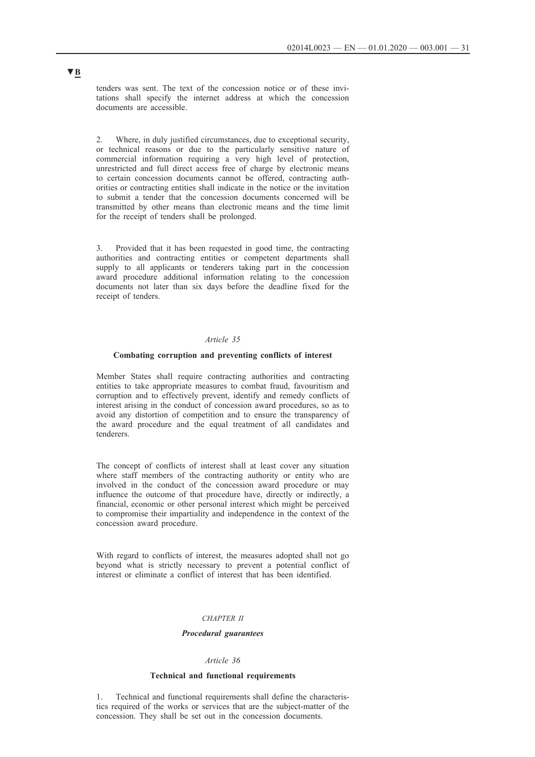▼B

tenders was sent. The text of the concession notice or of these invitations shall specify the internet address at which the concession documents are accessible.

2. Where, in duly justified circumstances, due to exceptional security, or technical reasons or due to the particularly sensitive nature of commercial information requiring a very high level of protection, unrestricted and full direct access free of charge by electronic means to certain concession documents cannot be offered, contracting authorities or contracting entities shall indicate in the notice or the invitation to submit a tender that the concession documents concerned will be transmitted by other means than electronic means and the time limit for the receipt of tenders shall be prolonged.

3. Provided that it has been requested in good time, the contracting authorities and contracting entities or competent departments shall supply to all applicants or tenderers taking part in the concession award procedure additional information relating to the concession documents not later than six days before the deadline fixed for the receipt of tenders.

*Article 35*

**Combating corruption and preventing conflicts of interest**

Member States shall require contracting authorities and contracting entities to take appropriate measures to combat fraud, favouritism and corruption and to effectively prevent, identify and remedy conflicts of interest arising in the conduct of concession award procedures, so as to avoid any distortion of competition and to ensure the transparency of the award procedure and the equal treatment of all candidates and tenderers.

The concept of conflicts of interest shall at least cover any situation where staff members of the contracting authority or entity who are involved in the conduct of the concession award procedure or may influence the outcome of that procedure have, directly or indirectly, a financial, economic or other personal interest which might be perceived to compromise their impartiality and independence in the context of the concession award procedure.

With regard to conflicts of interest, the measures adopted shall not go beyond what is strictly necessary to prevent a potential conflict of interest or eliminate a conflict of interest that has been identified.

*CHAPTER II*

***Procedural guarantees***

*Article 36*

**Technical and functional requirements**

1. Technical and functional requirements shall define the characteristics required of the works or services that are the subject-matter of the concession. They shall be set out in the concession documents.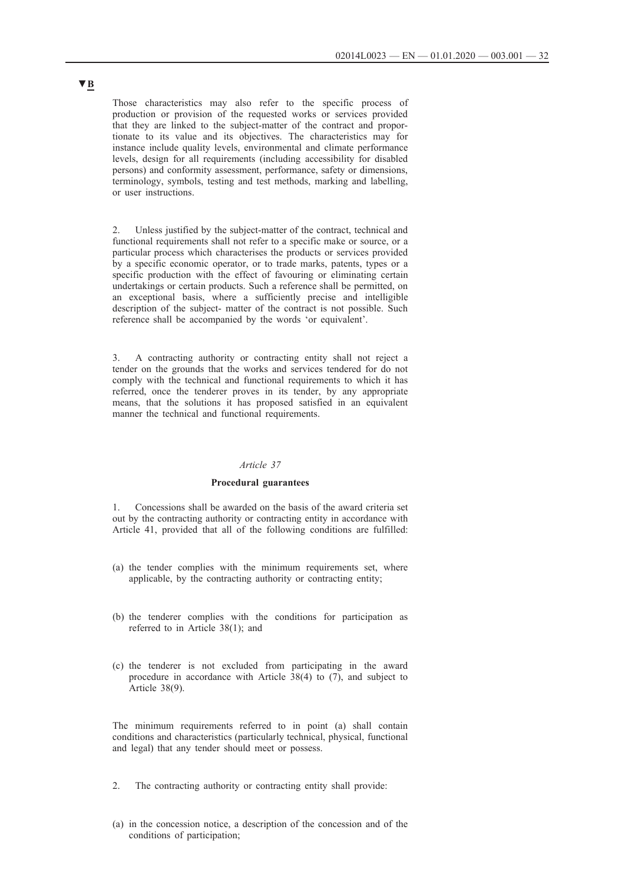▼B

Those characteristics may also refer to the specific process of production or provision of the requested works or services provided that they are linked to the subject-matter of the contract and proportionate to its value and its objectives. The characteristics may for instance include quality levels, environmental and climate performance levels, design for all requirements (including accessibility for disabled persons) and conformity assessment, performance, safety or dimensions, terminology, symbols, testing and test methods, marking and labelling, or user instructions.

2. Unless justified by the subject-matter of the contract, technical and functional requirements shall not refer to a specific make or source, or a particular process which characterises the products or services provided by a specific economic operator, or to trade marks, patents, types or a specific production with the effect of favouring or eliminating certain undertakings or certain products. Such a reference shall be permitted, on an exceptional basis, where a sufficiently precise and intelligible description of the subject- matter of the contract is not possible. Such reference shall be accompanied by the words 'or equivalent'.

3. A contracting authority or contracting entity shall not reject a tender on the grounds that the works and services tendered for do not comply with the technical and functional requirements to which it has referred, once the tenderer proves in its tender, by any appropriate means, that the solutions it has proposed satisfied in an equivalent manner the technical and functional requirements.

*Article 37*

**Procedural guarantees**

1. Concessions shall be awarded on the basis of the award criteria set out by the contracting authority or contracting entity in accordance with Article 41, provided that all of the following conditions are fulfilled:

(a) the tender complies with the minimum requirements set, where applicable, by the contracting authority or contracting entity;

(b) the tenderer complies with the conditions for participation as referred to in Article 38(1); and

(c) the tenderer is not excluded from participating in the award procedure in accordance with Article 38(4) to (7), and subject to Article 38(9).

The minimum requirements referred to in point (a) shall contain conditions and characteristics (particularly technical, physical, functional and legal) that any tender should meet or possess.

2. The contracting authority or contracting entity shall provide:

(a) in the concession notice, a description of the concession and of the conditions of participation;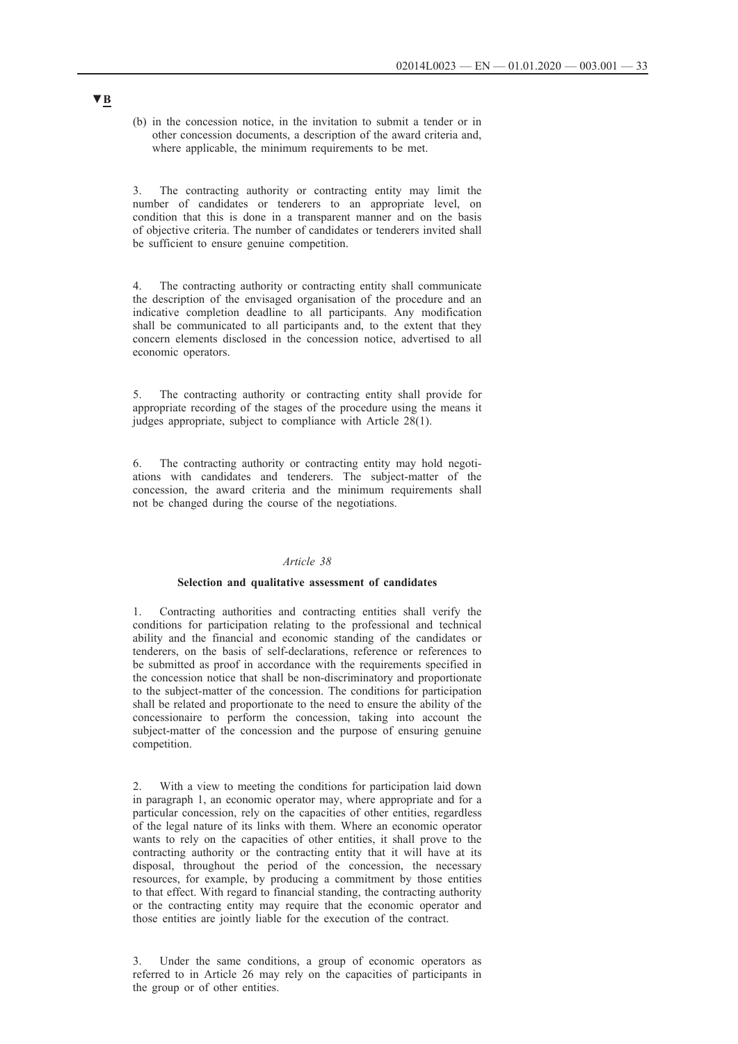▼B

(b) in the concession notice, in the invitation to submit a tender or in other concession documents, a description of the award criteria and, where applicable, the minimum requirements to be met.

3. The contracting authority or contracting entity may limit the number of candidates or tenderers to an appropriate level, on condition that this is done in a transparent manner and on the basis of objective criteria. The number of candidates or tenderers invited shall be sufficient to ensure genuine competition.

4. The contracting authority or contracting entity shall communicate the description of the envisaged organisation of the procedure and an indicative completion deadline to all participants. Any modification shall be communicated to all participants and, to the extent that they concern elements disclosed in the concession notice, advertised to all economic operators.

5. The contracting authority or contracting entity shall provide for appropriate recording of the stages of the procedure using the means it judges appropriate, subject to compliance with Article 28(1).

6. The contracting authority or contracting entity may hold negotiations with candidates and tenderers. The subject-matter of the concession, the award criteria and the minimum requirements shall not be changed during the course of the negotiations.

*Article 38*

**Selection and qualitative assessment of candidates**

1. Contracting authorities and contracting entities shall verify the conditions for participation relating to the professional and technical ability and the financial and economic standing of the candidates or tenderers, on the basis of self-declarations, reference or references to be submitted as proof in accordance with the requirements specified in the concession notice that shall be non-discriminatory and proportionate to the subject-matter of the concession. The conditions for participation shall be related and proportionate to the need to ensure the ability of the concessionaire to perform the concession, taking into account the subject-matter of the concession and the purpose of ensuring genuine competition.

2. With a view to meeting the conditions for participation laid down in paragraph 1, an economic operator may, where appropriate and for a particular concession, rely on the capacities of other entities, regardless of the legal nature of its links with them. Where an economic operator wants to rely on the capacities of other entities, it shall prove to the contracting authority or the contracting entity that it will have at its disposal, throughout the period of the concession, the necessary resources, for example, by producing a commitment by those entities to that effect. With regard to financial standing, the contracting authority or the contracting entity may require that the economic operator and those entities are jointly liable for the execution of the contract.

3. Under the same conditions, a group of economic operators as referred to in Article 26 may rely on the capacities of participants in the group or of other entities.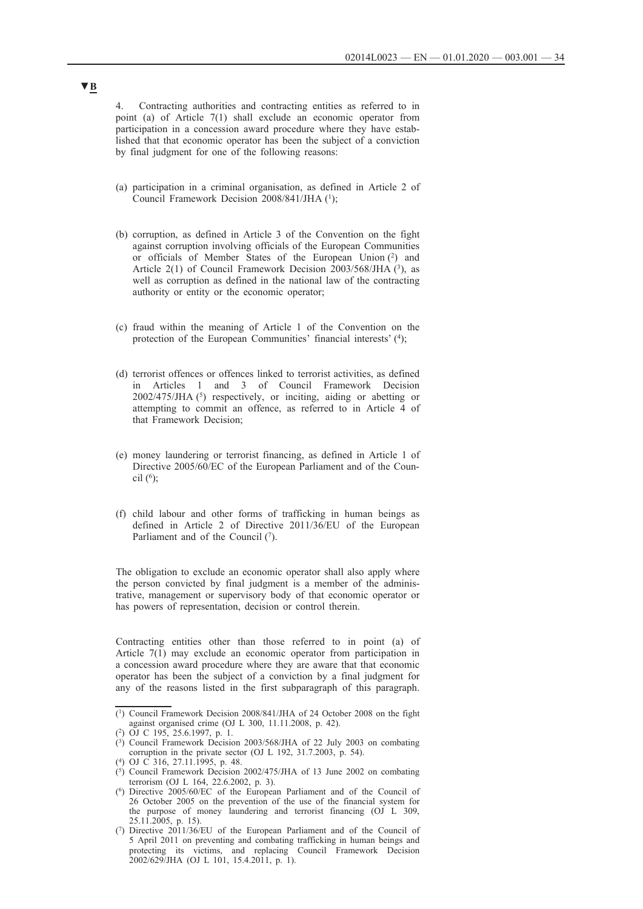▼B

4. Contracting authorities and contracting entities as referred to in point (a) of Article 7(1) shall exclude an economic operator from participation in a concession award procedure where they have established that that economic operator has been the subject of a conviction by final judgment for one of the following reasons:

(a) participation in a criminal organisation, as defined in Article 2 of Council Framework Decision 2008/841/JHA [1];

(b) corruption, as defined in Article 3 of the Convention on the fight against corruption involving officials of the European Communities or officials of Member States of the European Union [2] and Article 2(1) of Council Framework Decision 2003/568/JHA [3], as well as corruption as defined in the national law of the contracting authority or entity or the economic operator;

(c) fraud within the meaning of Article 1 of the Convention on the protection of the European Communities' financial interests' [4];

(d) terrorist offences or offences linked to terrorist activities, as defined in Articles 1 and 3 of Council Framework Decision 2002/475/JHA [5] respectively, or inciting, aiding or abetting or attempting to commit an offence, as referred to in Article 4 of that Framework Decision;

(e) money laundering or terrorist financing, as defined in Article 1 of Directive 2005/60/EC of the European Parliament and of the Council [6];

(f) child labour and other forms of trafficking in human beings as defined in Article 2 of Directive 2011/36/EU of the European Parliament and of the Council [7].

The obligation to exclude an economic operator shall also apply where the person convicted by final judgment is a member of the administrative, management or supervisory body of that economic operator or has powers of representation, decision or control therein.

Contracting entities other than those referred to in point (a) of Article 7(1) may exclude an economic operator from participation in a concession award procedure where they are aware that that economic operator has been the subject of a conviction by a final judgment for any of the reasons listed in the first subparagraph of this paragraph.

---

[1] Council Framework Decision 2008/841/JHA of 24 October 2008 on the fight against organised crime (OJ L 300, 11.11.2008, p. 42).

[2] OJ C 195, 25.6.1997, p. 1.

[3] Council Framework Decision 2003/568/JHA of 22 July 2003 on combating corruption in the private sector (OJ L 192, 31.7.2003, p. 54).

[4] OJ C 316, 27.11.1995, p. 48.

[5] Council Framework Decision 2002/475/JHA of 13 June 2002 on combating terrorism (OJ L 164, 22.6.2002, p. 3).

[6] Directive 2005/60/EC of the European Parliament and of the Council of 26 October 2005 on the prevention of the use of the financial system for the purpose of money laundering and terrorist financing (OJ L 309, 25.11.2005, p. 15).

[7] Directive 2011/36/EU of the European Parliament and of the Council of 5 April 2011 on preventing and combating trafficking in human beings and protecting its victims, and replacing Council Framework Decision 2002/629/JHA (OJ L 101, 15.4.2011, p. 1).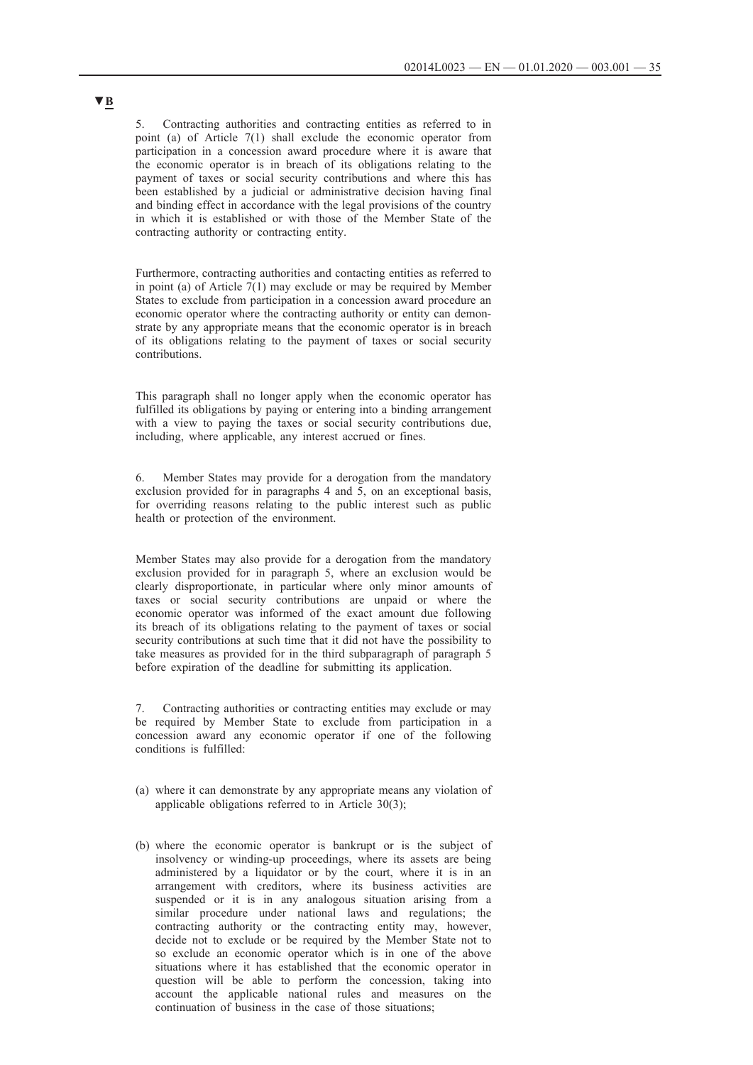▼B

5. Contracting authorities and contracting entities as referred to in point (a) of Article 7(1) shall exclude the economic operator from participation in a concession award procedure where it is aware that the economic operator is in breach of its obligations relating to the payment of taxes or social security contributions and where this has been established by a judicial or administrative decision having final and binding effect in accordance with the legal provisions of the country in which it is established or with those of the Member State of the contracting authority or contracting entity.

Furthermore, contracting authorities and contacting entities as referred to in point (a) of Article 7(1) may exclude or may be required by Member States to exclude from participation in a concession award procedure an economic operator where the contracting authority or entity can demonstrate by any appropriate means that the economic operator is in breach of its obligations relating to the payment of taxes or social security contributions.

This paragraph shall no longer apply when the economic operator has fulfilled its obligations by paying or entering into a binding arrangement with a view to paying the taxes or social security contributions due, including, where applicable, any interest accrued or fines.

6. Member States may provide for a derogation from the mandatory exclusion provided for in paragraphs 4 and 5, on an exceptional basis, for overriding reasons relating to the public interest such as public health or protection of the environment.

Member States may also provide for a derogation from the mandatory exclusion provided for in paragraph 5, where an exclusion would be clearly disproportionate, in particular where only minor amounts of taxes or social security contributions are unpaid or where the economic operator was informed of the exact amount due following its breach of its obligations relating to the payment of taxes or social security contributions at such time that it did not have the possibility to take measures as provided for in the third subparagraph of paragraph 5 before expiration of the deadline for submitting its application.

7. Contracting authorities or contracting entities may exclude or may be required by Member State to exclude from participation in a concession award any economic operator if one of the following conditions is fulfilled:

(a) where it can demonstrate by any appropriate means any violation of applicable obligations referred to in Article 30(3);

(b) where the economic operator is bankrupt or is the subject of insolvency or winding-up proceedings, where its assets are being administered by a liquidator or by the court, where it is in an arrangement with creditors, where its business activities are suspended or it is in any analogous situation arising from a similar procedure under national laws and regulations; the contracting authority or the contracting entity may, however, decide not to exclude or be required by the Member State not to so exclude an economic operator which is in one of the above situations where it has established that the economic operator in question will be able to perform the concession, taking into account the applicable national rules and measures on the continuation of business in the case of those situations;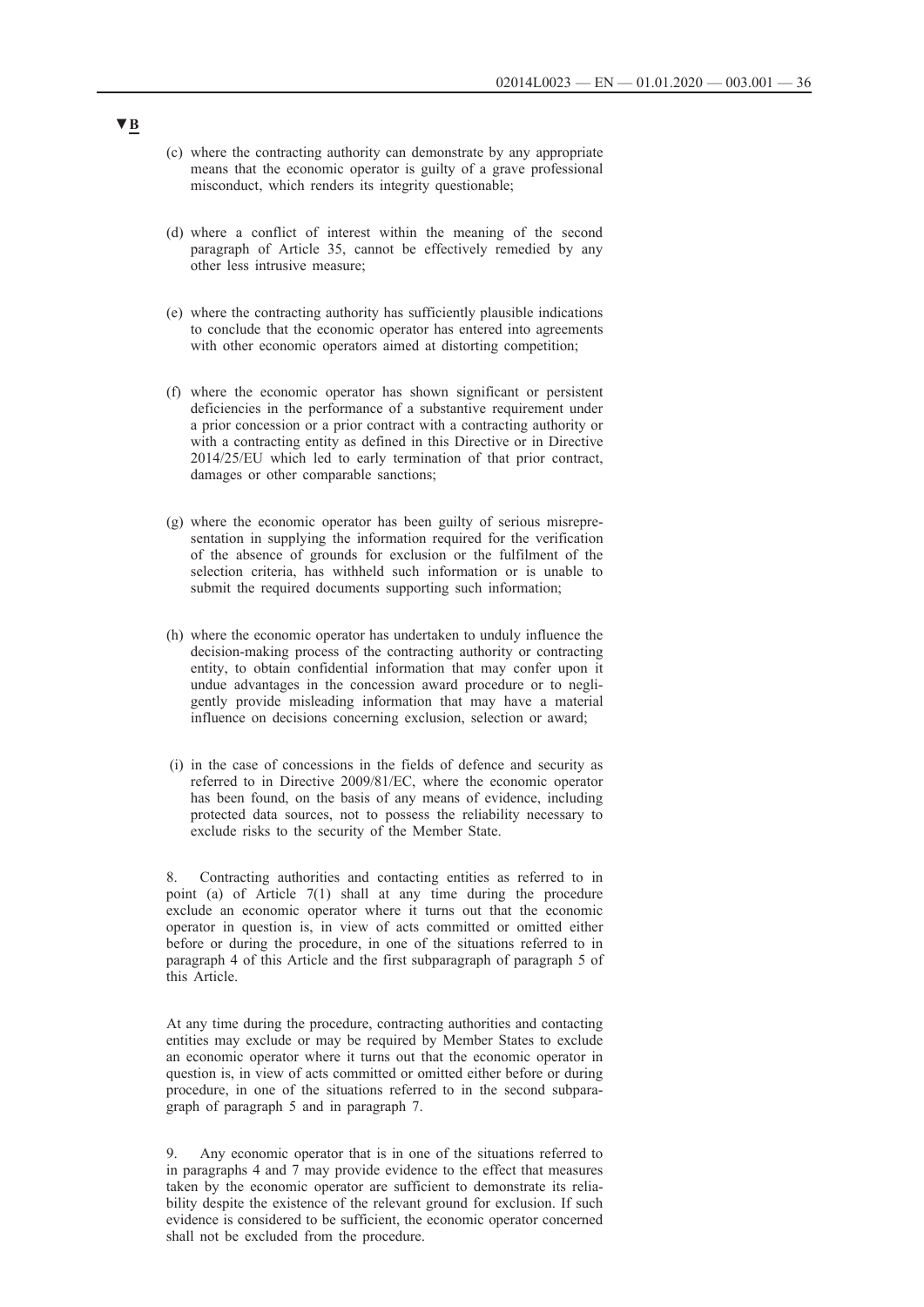▼B

(c) where the contracting authority can demonstrate by any appropriate means that the economic operator is guilty of a grave professional misconduct, which renders its integrity questionable;

(d) where a conflict of interest within the meaning of the second paragraph of Article 35, cannot be effectively remedied by any other less intrusive measure;

(e) where the contracting authority has sufficiently plausible indications to conclude that the economic operator has entered into agreements with other economic operators aimed at distorting competition;

(f) where the economic operator has shown significant or persistent deficiencies in the performance of a substantive requirement under a prior concession or a prior contract with a contracting authority or with a contracting entity as defined in this Directive or in Directive 2014/25/EU which led to early termination of that prior contract, damages or other comparable sanctions;

(g) where the economic operator has been guilty of serious misrepresentation in supplying the information required for the verification of the absence of grounds for exclusion or the fulfilment of the selection criteria, has withheld such information or is unable to submit the required documents supporting such information;

(h) where the economic operator has undertaken to unduly influence the decision-making process of the contracting authority or contracting entity, to obtain confidential information that may confer upon it undue advantages in the concession award procedure or to negligently provide misleading information that may have a material influence on decisions concerning exclusion, selection or award;

(i) in the case of concessions in the fields of defence and security as referred to in Directive 2009/81/EC, where the economic operator has been found, on the basis of any means of evidence, including protected data sources, not to possess the reliability necessary to exclude risks to the security of the Member State.

8. Contracting authorities and contacting entities as referred to in point (a) of Article 7(1) shall at any time during the procedure exclude an economic operator where it turns out that the economic operator in question is, in view of acts committed or omitted either before or during the procedure, in one of the situations referred to in paragraph 4 of this Article and the first subparagraph of paragraph 5 of this Article.

At any time during the procedure, contracting authorities and contacting entities may exclude or may be required by Member States to exclude an economic operator where it turns out that the economic operator in question is, in view of acts committed or omitted either before or during procedure, in one of the situations referred to in the second subparagraph of paragraph 5 and in paragraph 7.

9. Any economic operator that is in one of the situations referred to in paragraphs 4 and 7 may provide evidence to the effect that measures taken by the economic operator are sufficient to demonstrate its reliability despite the existence of the relevant ground for exclusion. If such evidence is considered to be sufficient, the economic operator concerned shall not be excluded from the procedure.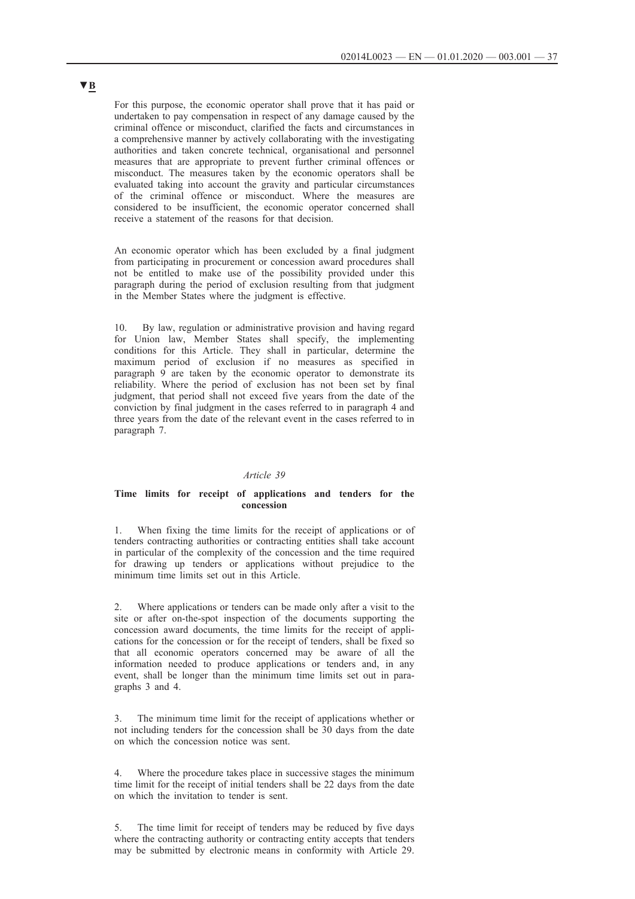▼B

For this purpose, the economic operator shall prove that it has paid or undertaken to pay compensation in respect of any damage caused by the criminal offence or misconduct, clarified the facts and circumstances in a comprehensive manner by actively collaborating with the investigating authorities and taken concrete technical, organisational and personnel measures that are appropriate to prevent further criminal offences or misconduct. The measures taken by the economic operators shall be evaluated taking into account the gravity and particular circumstances of the criminal offence or misconduct. Where the measures are considered to be insufficient, the economic operator concerned shall receive a statement of the reasons for that decision.

An economic operator which has been excluded by a final judgment from participating in procurement or concession award procedures shall not be entitled to make use of the possibility provided under this paragraph during the period of exclusion resulting from that judgment in the Member States where the judgment is effective.

10. By law, regulation or administrative provision and having regard for Union law, Member States shall specify, the implementing conditions for this Article. They shall in particular, determine the maximum period of exclusion if no measures as specified in paragraph 9 are taken by the economic operator to demonstrate its reliability. Where the period of exclusion has not been set by final judgment, that period shall not exceed five years from the date of the conviction by final judgment in the cases referred to in paragraph 4 and three years from the date of the relevant event in the cases referred to in paragraph 7.

*Article 39*

**Time limits for receipt of applications and tenders for the concession**

1. When fixing the time limits for the receipt of applications or of tenders contracting authorities or contracting entities shall take account in particular of the complexity of the concession and the time required for drawing up tenders or applications without prejudice to the minimum time limits set out in this Article.

2. Where applications or tenders can be made only after a visit to the site or after on-the-spot inspection of the documents supporting the concession award documents, the time limits for the receipt of applications for the concession or for the receipt of tenders, shall be fixed so that all economic operators concerned may be aware of all the information needed to produce applications or tenders and, in any event, shall be longer than the minimum time limits set out in paragraphs 3 and 4.

3. The minimum time limit for the receipt of applications whether or not including tenders for the concession shall be 30 days from the date on which the concession notice was sent.

4. Where the procedure takes place in successive stages the minimum time limit for the receipt of initial tenders shall be 22 days from the date on which the invitation to tender is sent.

5. The time limit for receipt of tenders may be reduced by five days where the contracting authority or contracting entity accepts that tenders may be submitted by electronic means in conformity with Article 29.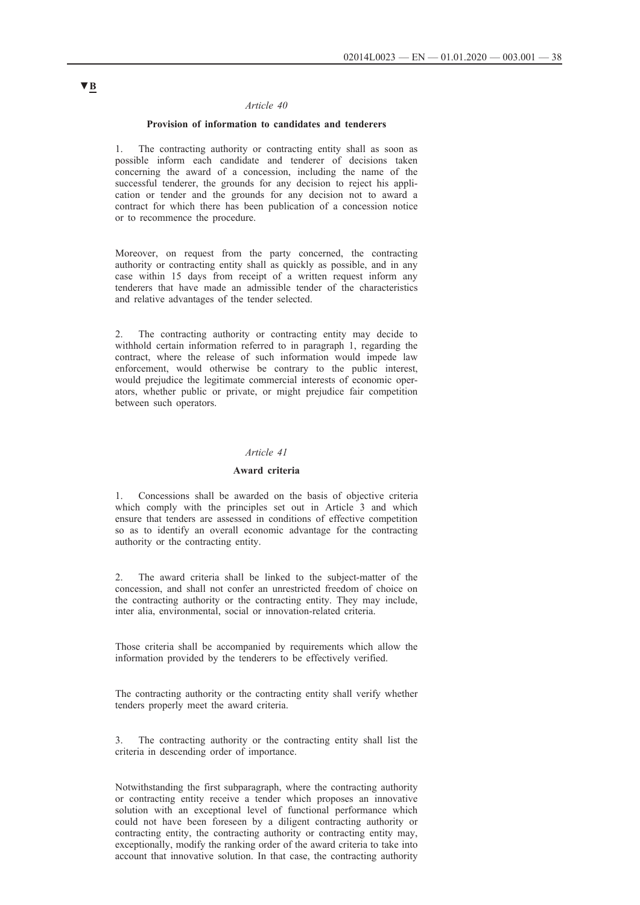▼B

*Article 40*

**Provision of information to candidates and tenderers**

1. The contracting authority or contracting entity shall as soon as possible inform each candidate and tenderer of decisions taken concerning the award of a concession, including the name of the successful tenderer, the grounds for any decision to reject his application or tender and the grounds for any decision not to award a contract for which there has been publication of a concession notice or to recommence the procedure.

Moreover, on request from the party concerned, the contracting authority or contracting entity shall as quickly as possible, and in any case within 15 days from receipt of a written request inform any tenderers that have made an admissible tender of the characteristics and relative advantages of the tender selected.

2. The contracting authority or contracting entity may decide to withhold certain information referred to in paragraph 1, regarding the contract, where the release of such information would impede law enforcement, would otherwise be contrary to the public interest, would prejudice the legitimate commercial interests of economic operators, whether public or private, or might prejudice fair competition between such operators.

*Article 41*

**Award criteria**

1. Concessions shall be awarded on the basis of objective criteria which comply with the principles set out in Article 3 and which ensure that tenders are assessed in conditions of effective competition so as to identify an overall economic advantage for the contracting authority or the contracting entity.

2. The award criteria shall be linked to the subject-matter of the concession, and shall not confer an unrestricted freedom of choice on the contracting authority or the contracting entity. They may include, inter alia, environmental, social or innovation-related criteria.

Those criteria shall be accompanied by requirements which allow the information provided by the tenderers to be effectively verified.

The contracting authority or the contracting entity shall verify whether tenders properly meet the award criteria.

3. The contracting authority or the contracting entity shall list the criteria in descending order of importance.

Notwithstanding the first subparagraph, where the contracting authority or contracting entity receive a tender which proposes an innovative solution with an exceptional level of functional performance which could not have been foreseen by a diligent contracting authority or contracting entity, the contracting authority or contracting entity may, exceptionally, modify the ranking order of the award criteria to take into account that innovative solution. In that case, the contracting authority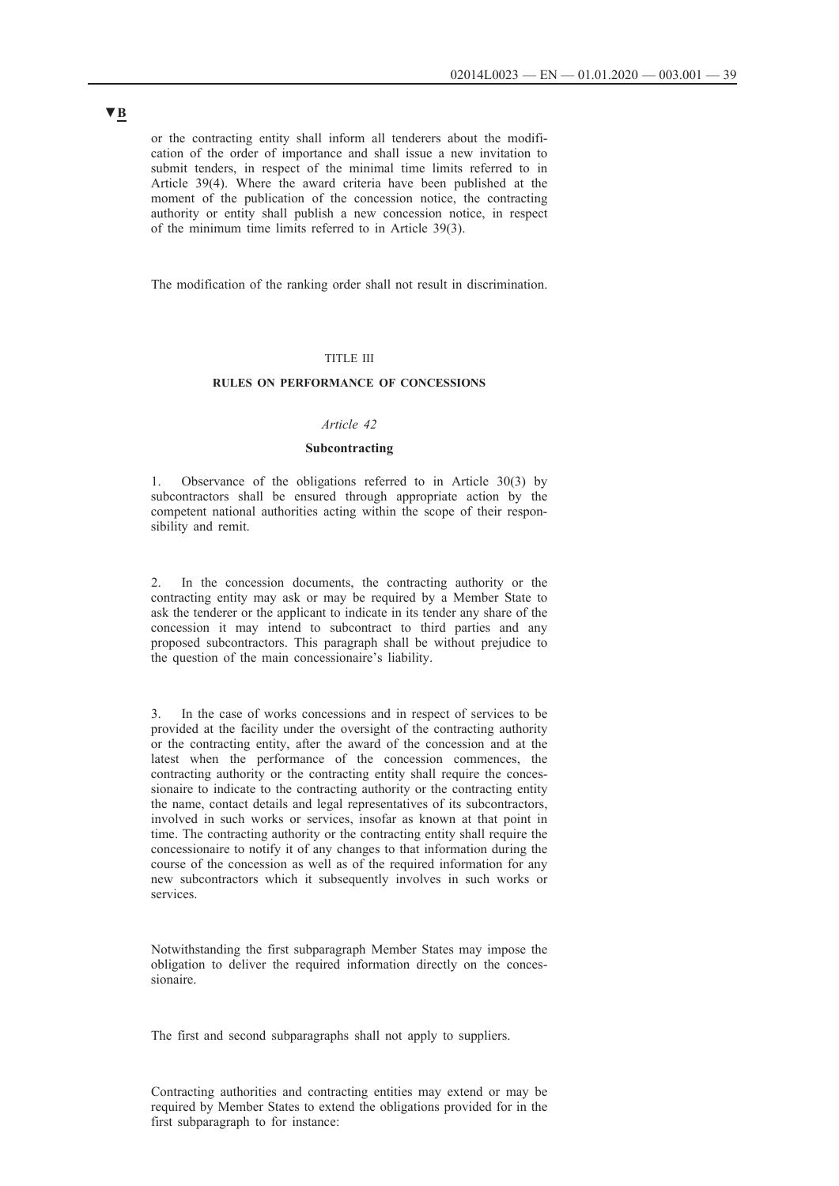**▼B**

or the contracting entity shall inform all tenderers about the modification of the order of importance and shall issue a new invitation to submit tenders, in respect of the minimal time limits referred to in Article 39(4). Where the award criteria have been published at the moment of the publication of the concession notice, the contracting authority or entity shall publish a new concession notice, in respect of the minimum time limits referred to in Article 39(3).

The modification of the ranking order shall not result in discrimination.

## TITLE III

## RULES ON PERFORMANCE OF CONCESSIONS

### *Article 42*

### Subcontracting

1. Observance of the obligations referred to in Article 30(3) by subcontractors shall be ensured through appropriate action by the competent national authorities acting within the scope of their responsibility and remit.

2. In the concession documents, the contracting authority or the contracting entity may ask or may be required by a Member State to ask the tenderer or the applicant to indicate in its tender any share of the concession it may intend to subcontract to third parties and any proposed subcontractors. This paragraph shall be without prejudice to the question of the main concessionaire's liability.

3. In the case of works concessions and in respect of services to be provided at the facility under the oversight of the contracting authority or the contracting entity, after the award of the concession and at the latest when the performance of the concession commences, the contracting authority or the contracting entity shall require the concessionaire to indicate to the contracting authority or the contracting entity the name, contact details and legal representatives of its subcontractors, involved in such works or services, insofar as known at that point in time. The contracting authority or the contracting entity shall require the concessionaire to notify it of any changes to that information during the course of the concession as well as of the required information for any new subcontractors which it subsequently involves in such works or services.

Notwithstanding the first subparagraph Member States may impose the obligation to deliver the required information directly on the concessionaire.

The first and second subparagraphs shall not apply to suppliers.

Contracting authorities and contracting entities may extend or may be required by Member States to extend the obligations provided for in the first subparagraph to for instance: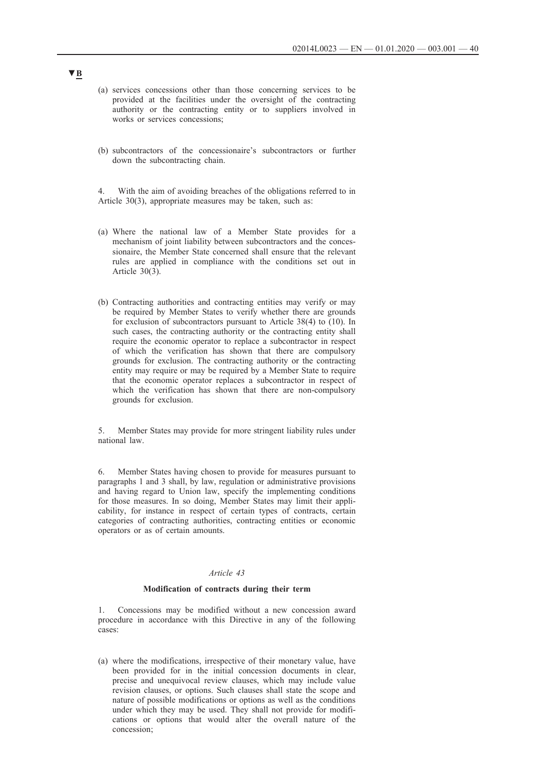▼B

(a) services concessions other than those concerning services to be provided at the facilities under the oversight of the contracting authority or the contracting entity or to suppliers involved in works or services concessions;

(b) subcontractors of the concessionaire's subcontractors or further down the subcontracting chain.

4. With the aim of avoiding breaches of the obligations referred to in Article 30(3), appropriate measures may be taken, such as:

(a) Where the national law of a Member State provides for a mechanism of joint liability between subcontractors and the concessionaire, the Member State concerned shall ensure that the relevant rules are applied in compliance with the conditions set out in Article 30(3).

(b) Contracting authorities and contracting entities may verify or may be required by Member States to verify whether there are grounds for exclusion of subcontractors pursuant to Article 38(4) to (10). In such cases, the contracting authority or the contracting entity shall require the economic operator to replace a subcontractor in respect of which the verification has shown that there are compulsory grounds for exclusion. The contracting authority or the contracting entity may require or may be required by a Member State to require that the economic operator replaces a subcontractor in respect of which the verification has shown that there are non-compulsory grounds for exclusion.

5. Member States may provide for more stringent liability rules under national law.

6. Member States having chosen to provide for measures pursuant to paragraphs 1 and 3 shall, by law, regulation or administrative provisions and having regard to Union law, specify the implementing conditions for those measures. In so doing, Member States may limit their applicability, for instance in respect of certain types of contracts, certain categories of contracting authorities, contracting entities or economic operators or as of certain amounts.

*Article 43*

**Modification of contracts during their term**

1. Concessions may be modified without a new concession award procedure in accordance with this Directive in any of the following cases:

(a) where the modifications, irrespective of their monetary value, have been provided for in the initial concession documents in clear, precise and unequivocal review clauses, which may include value revision clauses, or options. Such clauses shall state the scope and nature of possible modifications or options as well as the conditions under which they may be used. They shall not provide for modifications or options that would alter the overall nature of the concession;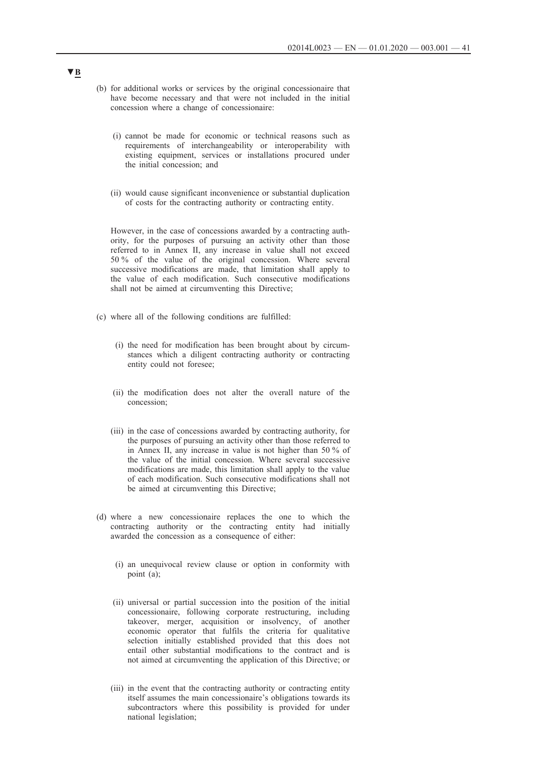▼B

(b) for additional works or services by the original concessionaire that have become necessary and that were not included in the initial concession where a change of concessionaire:

   (i) cannot be made for economic or technical reasons such as requirements of interchangeability or interoperability with existing equipment, services or installations procured under the initial concession; and

   (ii) would cause significant inconvenience or substantial duplication of costs for the contracting authority or contracting entity.

   However, in the case of concessions awarded by a contracting authority, for the purposes of pursuing an activity other than those referred to in Annex II, any increase in value shall not exceed 50 % of the value of the original concession. Where several successive modifications are made, that limitation shall apply to the value of each modification. Such consecutive modifications shall not be aimed at circumventing this Directive;

(c) where all of the following conditions are fulfilled:

   (i) the need for modification has been brought about by circumstances which a diligent contracting authority or contracting entity could not foresee;

   (ii) the modification does not alter the overall nature of the concession;

   (iii) in the case of concessions awarded by contracting authority, for the purposes of pursuing an activity other than those referred to in Annex II, any increase in value is not higher than 50 % of the value of the initial concession. Where several successive modifications are made, this limitation shall apply to the value of each modification. Such consecutive modifications shall not be aimed at circumventing this Directive;

(d) where a new concessionaire replaces the one to which the contracting authority or the contracting entity had initially awarded the concession as a consequence of either:

   (i) an unequivocal review clause or option in conformity with point (a);

   (ii) universal or partial succession into the position of the initial concessionaire, following corporate restructuring, including takeover, merger, acquisition or insolvency, of another economic operator that fulfils the criteria for qualitative selection initially established provided that this does not entail other substantial modifications to the contract and is not aimed at circumventing the application of this Directive; or

   (iii) in the event that the contracting authority or contracting entity itself assumes the main concessionaire's obligations towards its subcontractors where this possibility is provided for under national legislation;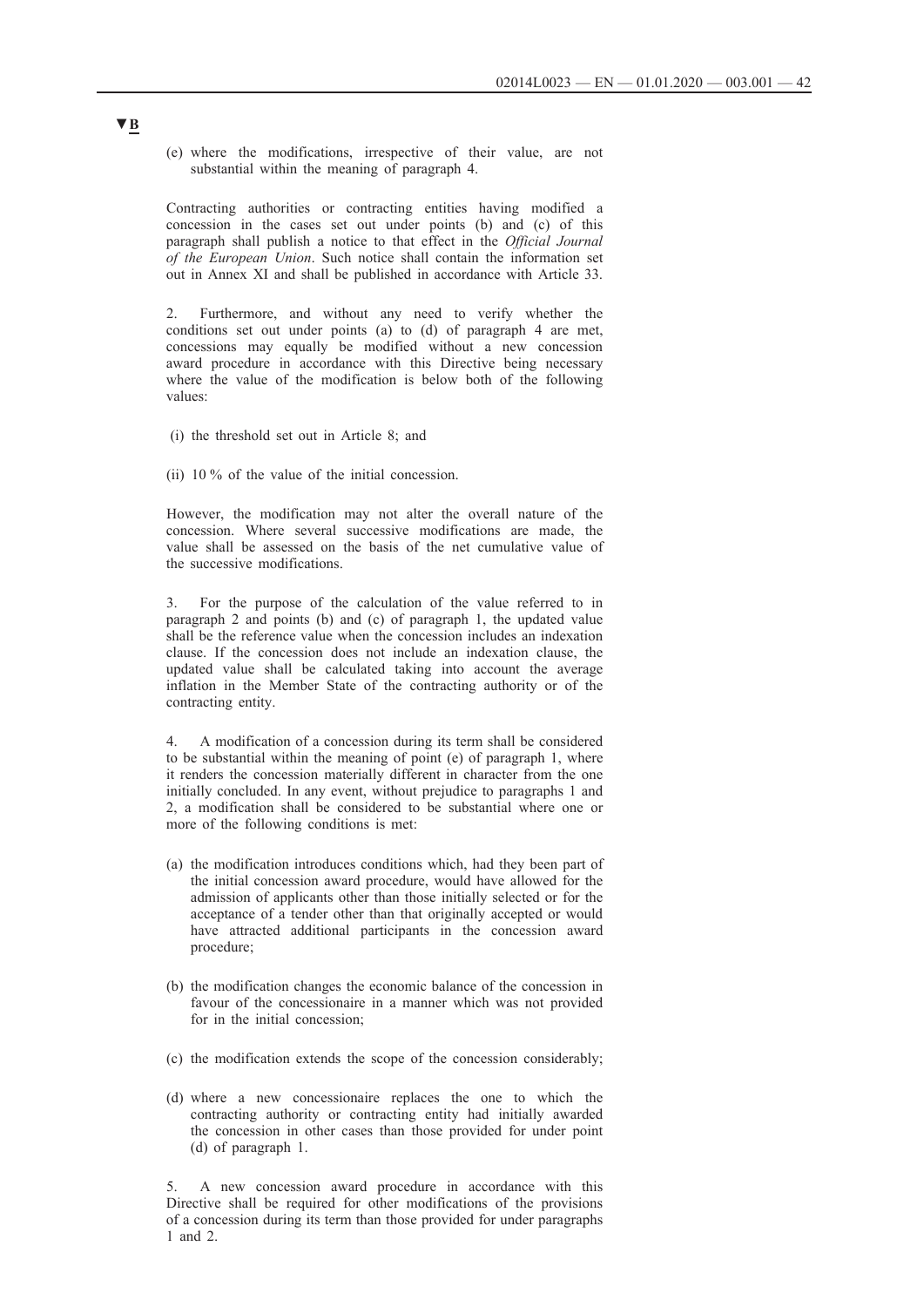▼B

(e) where the modifications, irrespective of their value, are not substantial within the meaning of paragraph 4.

Contracting authorities or contracting entities having modified a concession in the cases set out under points (b) and (c) of this paragraph shall publish a notice to that effect in the *Official Journal of the European Union*. Such notice shall contain the information set out in Annex XI and shall be published in accordance with Article 33.

2. Furthermore, and without any need to verify whether the conditions set out under points (a) to (d) of paragraph 4 are met, concessions may equally be modified without a new concession award procedure in accordance with this Directive being necessary where the value of the modification is below both of the following values:

(i) the threshold set out in Article 8; and

(ii) 10 % of the value of the initial concession.

However, the modification may not alter the overall nature of the concession. Where several successive modifications are made, the value shall be assessed on the basis of the net cumulative value of the successive modifications.

3. For the purpose of the calculation of the value referred to in paragraph 2 and points (b) and (c) of paragraph 1, the updated value shall be the reference value when the concession includes an indexation clause. If the concession does not include an indexation clause, the updated value shall be calculated taking into account the average inflation in the Member State of the contracting authority or of the contracting entity.

4. A modification of a concession during its term shall be considered to be substantial within the meaning of point (e) of paragraph 1, where it renders the concession materially different in character from the one initially concluded. In any event, without prejudice to paragraphs 1 and 2, a modification shall be considered to be substantial where one or more of the following conditions is met:

(a) the modification introduces conditions which, had they been part of the initial concession award procedure, would have allowed for the admission of applicants other than those initially selected or for the acceptance of a tender other than that originally accepted or would have attracted additional participants in the concession award procedure;

(b) the modification changes the economic balance of the concession in favour of the concessionaire in a manner which was not provided for in the initial concession;

(c) the modification extends the scope of the concession considerably;

(d) where a new concessionaire replaces the one to which the contracting authority or contracting entity had initially awarded the concession in other cases than those provided for under point (d) of paragraph 1.

5. A new concession award procedure in accordance with this Directive shall be required for other modifications of the provisions of a concession during its term than those provided for under paragraphs 1 and 2.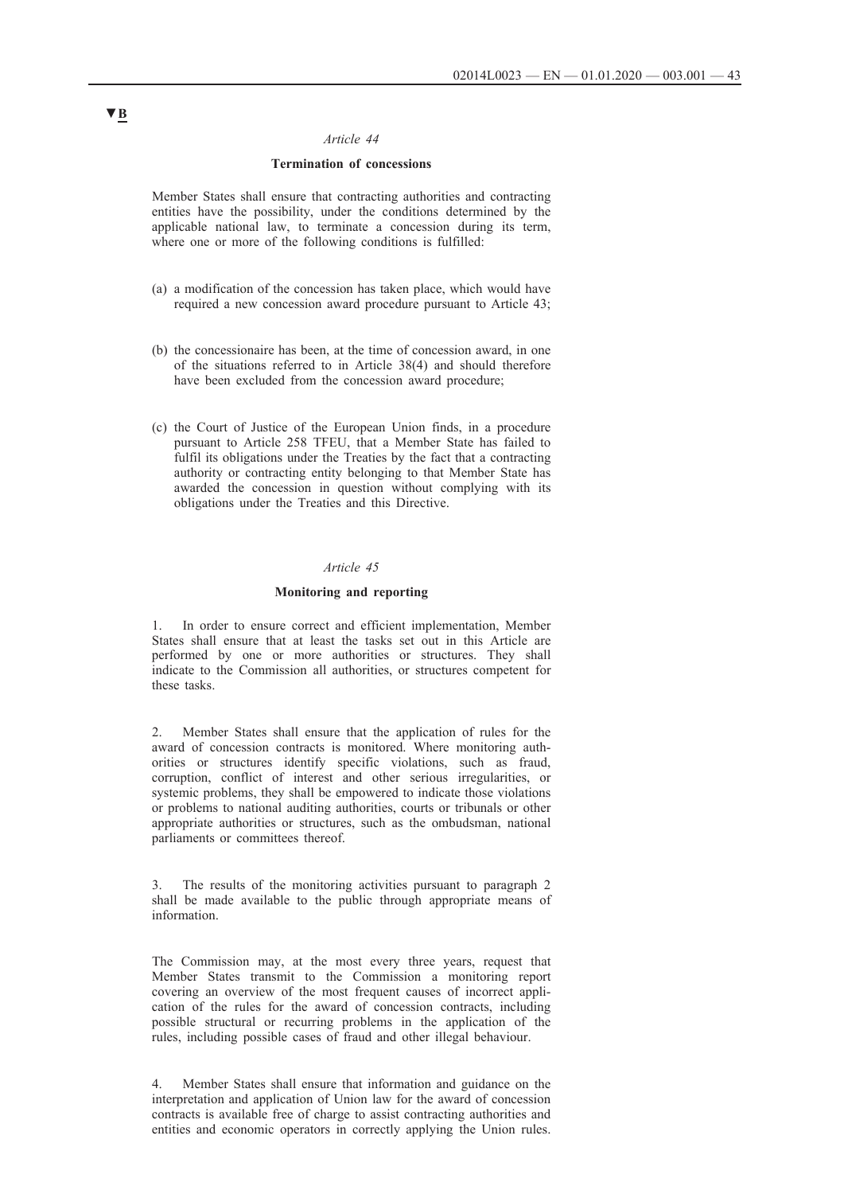▼B

*Article 44*

**Termination of concessions**

Member States shall ensure that contracting authorities and contracting entities have the possibility, under the conditions determined by the applicable national law, to terminate a concession during its term, where one or more of the following conditions is fulfilled:

(a) a modification of the concession has taken place, which would have required a new concession award procedure pursuant to Article 43;

(b) the concessionaire has been, at the time of concession award, in one of the situations referred to in Article 38(4) and should therefore have been excluded from the concession award procedure;

(c) the Court of Justice of the European Union finds, in a procedure pursuant to Article 258 TFEU, that a Member State has failed to fulfil its obligations under the Treaties by the fact that a contracting authority or contracting entity belonging to that Member State has awarded the concession in question without complying with its obligations under the Treaties and this Directive.

*Article 45*

**Monitoring and reporting**

1. In order to ensure correct and efficient implementation, Member States shall ensure that at least the tasks set out in this Article are performed by one or more authorities or structures. They shall indicate to the Commission all authorities, or structures competent for these tasks.

2. Member States shall ensure that the application of rules for the award of concession contracts is monitored. Where monitoring authorities or structures identify specific violations, such as fraud, corruption, conflict of interest and other serious irregularities, or systemic problems, they shall be empowered to indicate those violations or problems to national auditing authorities, courts or tribunals or other appropriate authorities or structures, such as the ombudsman, national parliaments or committees thereof.

3. The results of the monitoring activities pursuant to paragraph 2 shall be made available to the public through appropriate means of information.

The Commission may, at the most every three years, request that Member States transmit to the Commission a monitoring report covering an overview of the most frequent causes of incorrect application of the rules for the award of concession contracts, including possible structural or recurring problems in the application of the rules, including possible cases of fraud and other illegal behaviour.

4. Member States shall ensure that information and guidance on the interpretation and application of Union law for the award of concession contracts is available free of charge to assist contracting authorities and entities and economic operators in correctly applying the Union rules.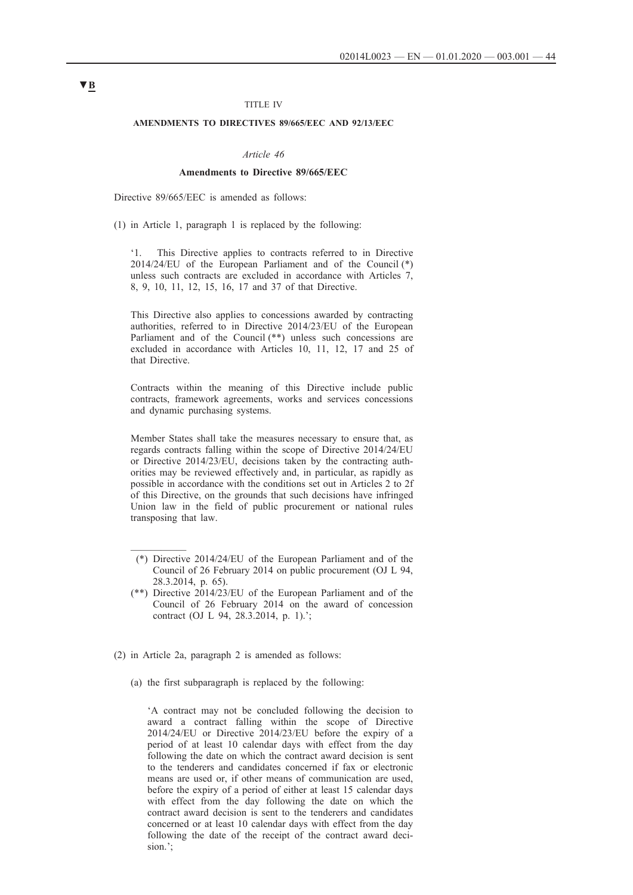▼B

TITLE IV

**AMENDMENTS TO DIRECTIVES 89/665/EEC AND 92/13/EEC**

*Article 46*

**Amendments to Directive 89/665/EEC**

Directive 89/665/EEC is amended as follows:

(1) in Article 1, paragraph 1 is replaced by the following:

> '1. This Directive applies to contracts referred to in Directive 2014/24/EU of the European Parliament and of the Council (*) unless such contracts are excluded in accordance with Articles 7, 8, 9, 10, 11, 12, 15, 16, 17 and 37 of that Directive.
>
> This Directive also applies to concessions awarded by contracting authorities, referred to in Directive 2014/23/EU of the European Parliament and of the Council (**) unless such concessions are excluded in accordance with Articles 10, 11, 12, 17 and 25 of that Directive.
>
> Contracts within the meaning of this Directive include public contracts, framework agreements, works and services concessions and dynamic purchasing systems.
>
> Member States shall take the measures necessary to ensure that, as regards contracts falling within the scope of Directive 2014/24/EU or Directive 2014/23/EU, decisions taken by the contracting authorities may be reviewed effectively and, in particular, as rapidly as possible in accordance with the conditions set out in Articles 2 to 2f of this Directive, on the grounds that such decisions have infringed Union law in the field of public procurement or national rules transposing that law.
>
> ___________
>
> (*) Directive 2014/24/EU of the European Parliament and of the Council of 26 February 2014 on public procurement (OJ L 94, 28.3.2014, p. 65).
>
> (**) Directive 2014/23/EU of the European Parliament and of the Council of 26 February 2014 on the award of concession contract (OJ L 94, 28.3.2014, p. 1).';

(2) in Article 2a, paragraph 2 is amended as follows:

(a) the first subparagraph is replaced by the following:

> 'A contract may not be concluded following the decision to award a contract falling within the scope of Directive 2014/24/EU or Directive 2014/23/EU before the expiry of a period of at least 10 calendar days with effect from the day following the date on which the contract award decision is sent to the tenderers and candidates concerned if fax or electronic means are used or, if other means of communication are used, before the expiry of a period of either at least 15 calendar days with effect from the day following the date on which the contract award decision is sent to the tenderers and candidates concerned or at least 10 calendar days with effect from the day following the date of the receipt of the contract award decision.';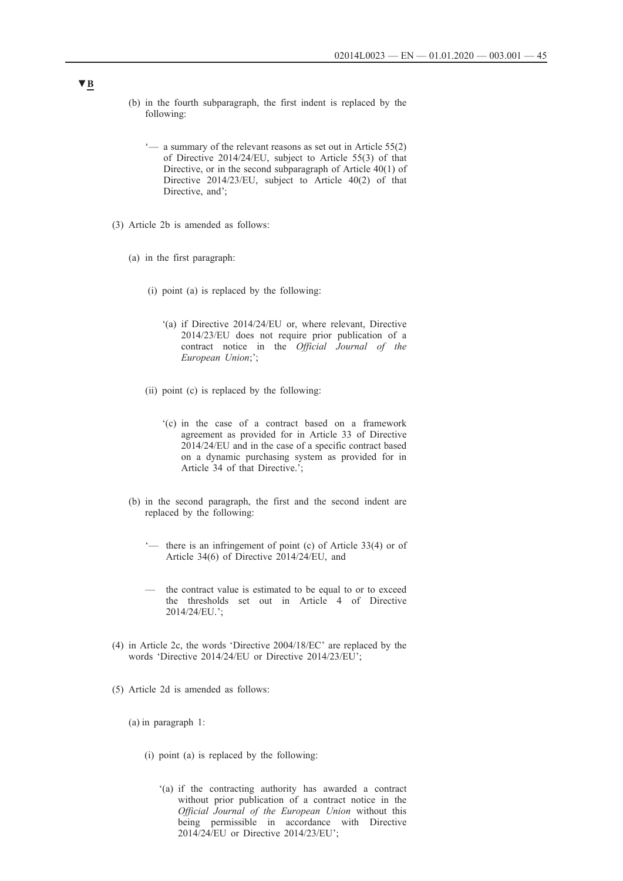▼B

(b) in the fourth subparagraph, the first indent is replaced by the following:

'— a summary of the relevant reasons as set out in Article 55(2) of Directive 2014/24/EU, subject to Article 55(3) of that Directive, or in the second subparagraph of Article 40(1) of Directive 2014/23/EU, subject to Article 40(2) of that Directive, and';

(3) Article 2b is amended as follows:

(a) in the first paragraph:

(i) point (a) is replaced by the following:

'(a) if Directive 2014/24/EU or, where relevant, Directive 2014/23/EU does not require prior publication of a contract notice in the *Official Journal of the European Union*;';

(ii) point (c) is replaced by the following:

'(c) in the case of a contract based on a framework agreement as provided for in Article 33 of Directive 2014/24/EU and in the case of a specific contract based on a dynamic purchasing system as provided for in Article 34 of that Directive.';

(b) in the second paragraph, the first and the second indent are replaced by the following:

'— there is an infringement of point (c) of Article 33(4) or of Article 34(6) of Directive 2014/24/EU, and

— the contract value is estimated to be equal to or to exceed the thresholds set out in Article 4 of Directive 2014/24/EU.';

(4) in Article 2c, the words 'Directive 2004/18/EC' are replaced by the words 'Directive 2014/24/EU or Directive 2014/23/EU';

(5) Article 2d is amended as follows:

(a) in paragraph 1:

(i) point (a) is replaced by the following:

'(a) if the contracting authority has awarded a contract without prior publication of a contract notice in the *Official Journal of the European Union* without this being permissible in accordance with Directive 2014/24/EU or Directive 2014/23/EU';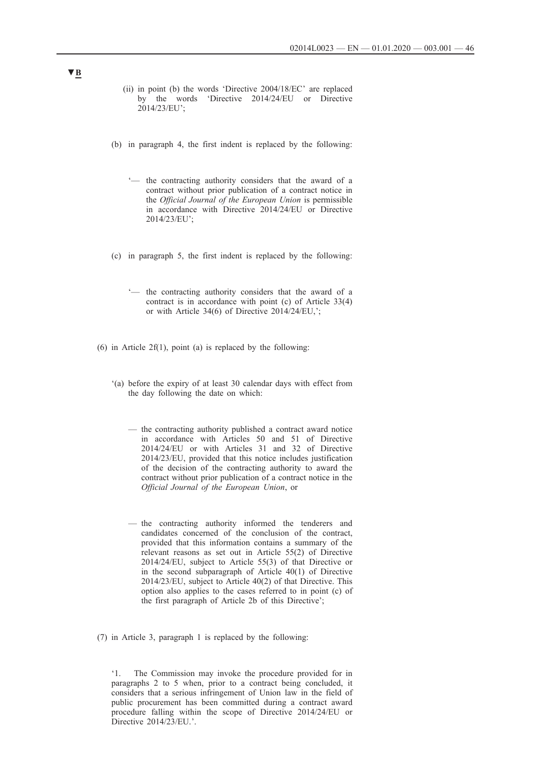▼B

(ii) in point (b) the words 'Directive 2004/18/EC' are replaced by the words 'Directive 2014/24/EU or Directive 2014/23/EU';

(b) in paragraph 4, the first indent is replaced by the following:

'— the contracting authority considers that the award of a contract without prior publication of a contract notice in the *Official Journal of the European Union* is permissible in accordance with Directive 2014/24/EU or Directive 2014/23/EU';

(c) in paragraph 5, the first indent is replaced by the following:

'— the contracting authority considers that the award of a contract is in accordance with point (c) of Article 33(4) or with Article 34(6) of Directive 2014/24/EU,';

(6) in Article 2f(1), point (a) is replaced by the following:

'(a) before the expiry of at least 30 calendar days with effect from the day following the date on which:

— the contracting authority published a contract award notice in accordance with Articles 50 and 51 of Directive 2014/24/EU or with Articles 31 and 32 of Directive 2014/23/EU, provided that this notice includes justification of the decision of the contracting authority to award the contract without prior publication of a contract notice in the *Official Journal of the European Union*, or

— the contracting authority informed the tenderers and candidates concerned of the conclusion of the contract, provided that this information contains a summary of the relevant reasons as set out in Article 55(2) of Directive 2014/24/EU, subject to Article 55(3) of that Directive or in the second subparagraph of Article 40(1) of Directive 2014/23/EU, subject to Article 40(2) of that Directive. This option also applies to the cases referred to in point (c) of the first paragraph of Article 2b of this Directive';

(7) in Article 3, paragraph 1 is replaced by the following:

'1. The Commission may invoke the procedure provided for in paragraphs 2 to 5 when, prior to a contract being concluded, it considers that a serious infringement of Union law in the field of public procurement has been committed during a contract award procedure falling within the scope of Directive 2014/24/EU or Directive 2014/23/EU.'.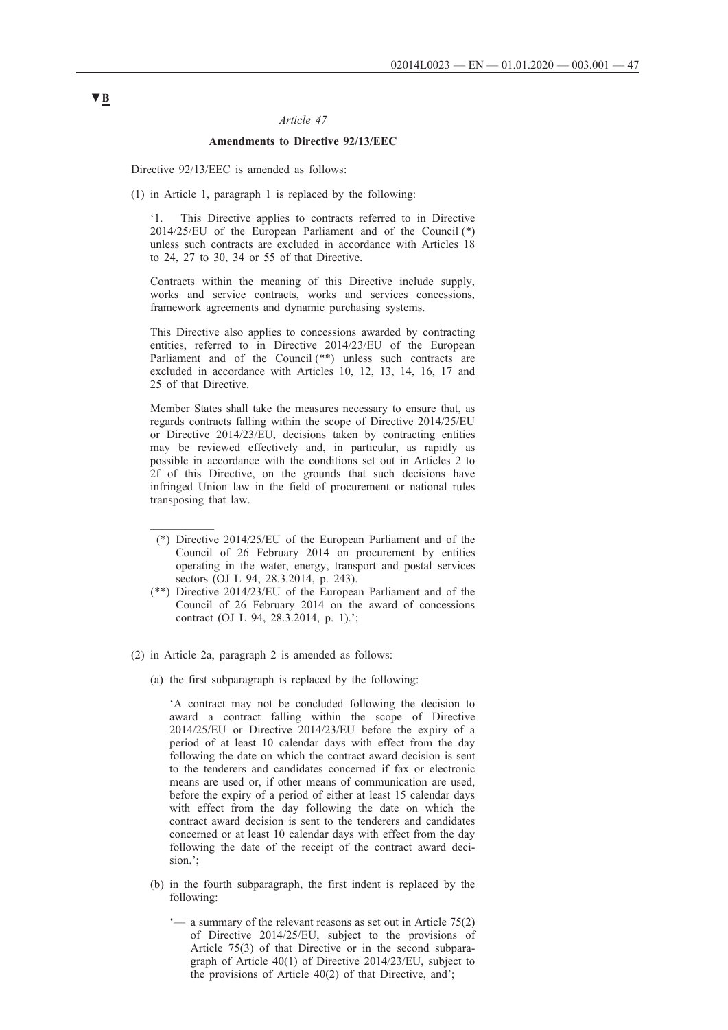▼B

*Article 47*

**Amendments to Directive 92/13/EEC**

Directive 92/13/EEC is amended as follows:

(1) in Article 1, paragraph 1 is replaced by the following:

‘1. This Directive applies to contracts referred to in Directive 2014/25/EU of the European Parliament and of the Council (*) unless such contracts are excluded in accordance with Articles 18 to 24, 27 to 30, 34 or 55 of that Directive.

Contracts within the meaning of this Directive include supply, works and service contracts, works and services concessions, framework agreements and dynamic purchasing systems.

This Directive also applies to concessions awarded by contracting entities, referred to in Directive 2014/23/EU of the European Parliament and of the Council (**) unless such contracts are excluded in accordance with Articles 10, 12, 13, 14, 16, 17 and 25 of that Directive.

Member States shall take the measures necessary to ensure that, as regards contracts falling within the scope of Directive 2014/25/EU or Directive 2014/23/EU, decisions taken by contracting entities may be reviewed effectively and, in particular, as rapidly as possible in accordance with the conditions set out in Articles 2 to 2f of this Directive, on the grounds that such decisions have infringed Union law in the field of procurement or national rules transposing that law.

___________

(*) Directive 2014/25/EU of the European Parliament and of the Council of 26 February 2014 on procurement by entities operating in the water, energy, transport and postal services sectors (OJ L 94, 28.3.2014, p. 243).

(**) Directive 2014/23/EU of the European Parliament and of the Council of 26 February 2014 on the award of concessions contract (OJ L 94, 28.3.2014, p. 1).’;

(2) in Article 2a, paragraph 2 is amended as follows:

(a) the first subparagraph is replaced by the following:

‘A contract may not be concluded following the decision to award a contract falling within the scope of Directive 2014/25/EU or Directive 2014/23/EU before the expiry of a period of at least 10 calendar days with effect from the day following the date on which the contract award decision is sent to the tenderers and candidates concerned if fax or electronic means are used or, if other means of communication are used, before the expiry of a period of either at least 15 calendar days with effect from the day following the date on which the contract award decision is sent to the tenderers and candidates concerned or at least 10 calendar days with effect from the day following the date of the receipt of the contract award decision.’;

(b) in the fourth subparagraph, the first indent is replaced by the following:

‘— a summary of the relevant reasons as set out in Article 75(2) of Directive 2014/25/EU, subject to the provisions of Article 75(3) of that Directive or in the second subparagraph of Article 40(1) of Directive 2014/23/EU, subject to the provisions of Article 40(2) of that Directive, and’;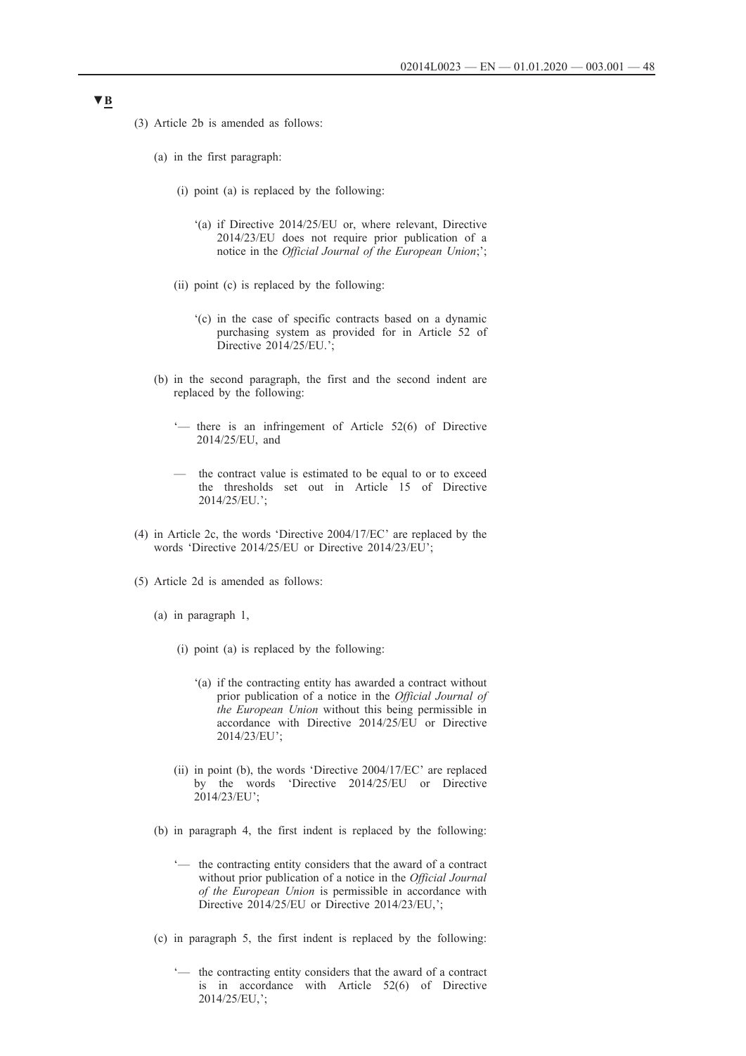▼B

(3) Article 2b is amended as follows:

(a) in the first paragraph:

(i) point (a) is replaced by the following:

'(a) if Directive 2014/25/EU or, where relevant, Directive 2014/23/EU does not require prior publication of a notice in the *Official Journal of the European Union*;';

(ii) point (c) is replaced by the following:

'(c) in the case of specific contracts based on a dynamic purchasing system as provided for in Article 52 of Directive 2014/25/EU.';

(b) in the second paragraph, the first and the second indent are replaced by the following:

'— there is an infringement of Article 52(6) of Directive 2014/25/EU, and

— the contract value is estimated to be equal to or to exceed the thresholds set out in Article 15 of Directive 2014/25/EU.';

(4) in Article 2c, the words 'Directive 2004/17/EC' are replaced by the words 'Directive 2014/25/EU or Directive 2014/23/EU';

(5) Article 2d is amended as follows:

(a) in paragraph 1,

(i) point (a) is replaced by the following:

'(a) if the contracting entity has awarded a contract without prior publication of a notice in the *Official Journal of the European Union* without this being permissible in accordance with Directive 2014/25/EU or Directive 2014/23/EU';

(ii) in point (b), the words 'Directive 2004/17/EC' are replaced by the words 'Directive 2014/25/EU or Directive 2014/23/EU';

(b) in paragraph 4, the first indent is replaced by the following:

'— the contracting entity considers that the award of a contract without prior publication of a notice in the *Official Journal of the European Union* is permissible in accordance with Directive 2014/25/EU or Directive 2014/23/EU,';

(c) in paragraph 5, the first indent is replaced by the following:

'— the contracting entity considers that the award of a contract is in accordance with Article 52(6) of Directive 2014/25/EU,';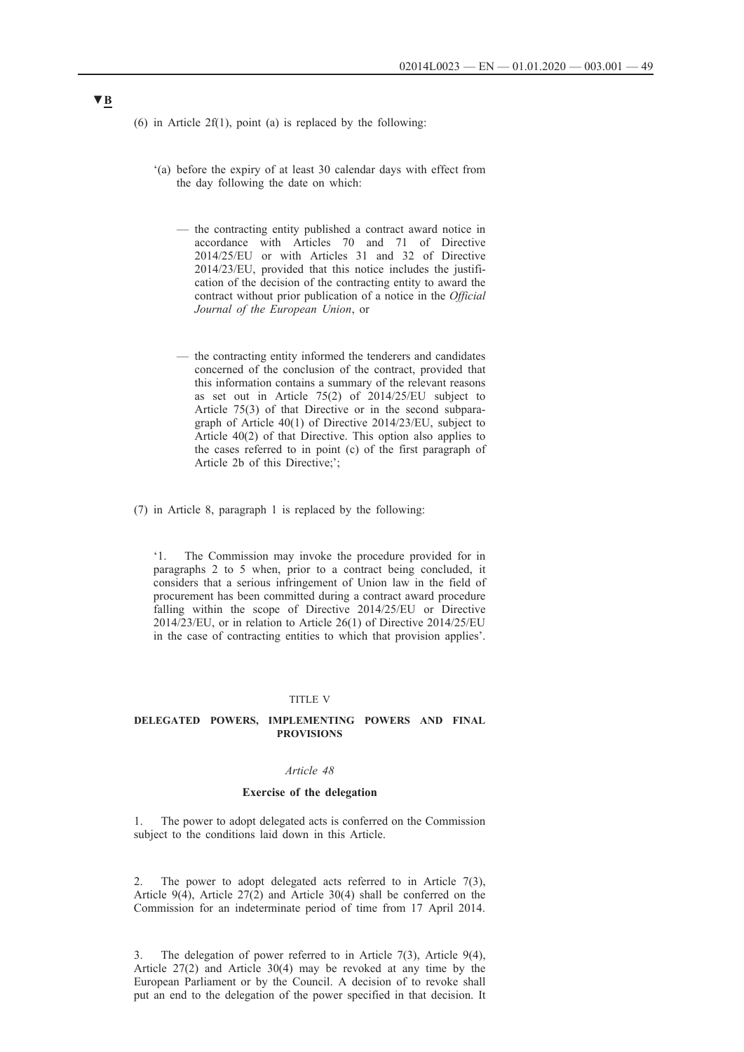▼B

(6) in Article 2f(1), point (a) is replaced by the following:

'(a) before the expiry of at least 30 calendar days with effect from the day following the date on which:

— the contracting entity published a contract award notice in accordance with Articles 70 and 71 of Directive 2014/25/EU or with Articles 31 and 32 of Directive 2014/23/EU, provided that this notice includes the justification of the decision of the contracting entity to award the contract without prior publication of a notice in the *Official Journal of the European Union*, or

— the contracting entity informed the tenderers and candidates concerned of the conclusion of the contract, provided that this information contains a summary of the relevant reasons as set out in Article 75(2) of 2014/25/EU subject to Article 75(3) of that Directive or in the second subparagraph of Article 40(1) of Directive 2014/23/EU, subject to Article 40(2) of that Directive. This option also applies to the cases referred to in point (c) of the first paragraph of Article 2b of this Directive;';

(7) in Article 8, paragraph 1 is replaced by the following:

'1. The Commission may invoke the procedure provided for in paragraphs 2 to 5 when, prior to a contract being concluded, it considers that a serious infringement of Union law in the field of procurement has been committed during a contract award procedure falling within the scope of Directive 2014/25/EU or Directive 2014/23/EU, or in relation to Article 26(1) of Directive 2014/25/EU in the case of contracting entities to which that provision applies'.

## TITLE V

## DELEGATED POWERS, IMPLEMENTING POWERS AND FINAL PROVISIONS

### *Article 48*

### Exercise of the delegation

1. The power to adopt delegated acts is conferred on the Commission subject to the conditions laid down in this Article.

2. The power to adopt delegated acts referred to in Article 7(3), Article 9(4), Article 27(2) and Article 30(4) shall be conferred on the Commission for an indeterminate period of time from 17 April 2014.

3. The delegation of power referred to in Article 7(3), Article 9(4), Article 27(2) and Article 30(4) may be revoked at any time by the European Parliament or by the Council. A decision of to revoke shall put an end to the delegation of the power specified in that decision. It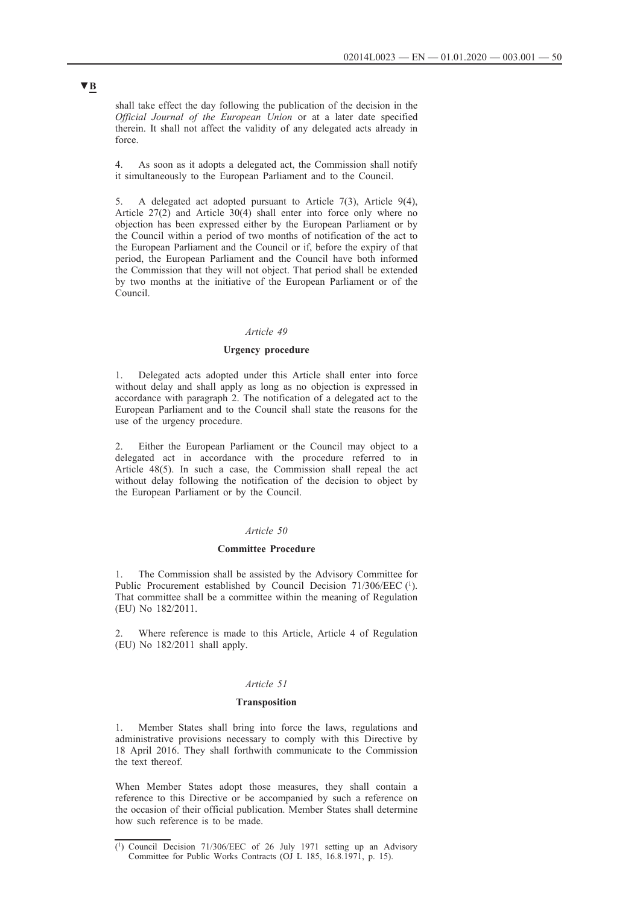▼B

shall take effect the day following the publication of the decision in the *Official Journal of the European Union* or at a later date specified therein. It shall not affect the validity of any delegated acts already in force.

4. As soon as it adopts a delegated act, the Commission shall notify it simultaneously to the European Parliament and to the Council.

5. A delegated act adopted pursuant to Article 7(3), Article 9(4), Article 27(2) and Article 30(4) shall enter into force only where no objection has been expressed either by the European Parliament or by the Council within a period of two months of notification of the act to the European Parliament and the Council or if, before the expiry of that period, the European Parliament and the Council have both informed the Commission that they will not object. That period shall be extended by two months at the initiative of the European Parliament or of the Council.

*Article 49*

**Urgency procedure**

1. Delegated acts adopted under this Article shall enter into force without delay and shall apply as long as no objection is expressed in accordance with paragraph 2. The notification of a delegated act to the European Parliament and to the Council shall state the reasons for the use of the urgency procedure.

2. Either the European Parliament or the Council may object to a delegated act in accordance with the procedure referred to in Article 48(5). In such a case, the Commission shall repeal the act without delay following the notification of the decision to object by the European Parliament or by the Council.

*Article 50*

**Committee Procedure**

1. The Commission shall be assisted by the Advisory Committee for Public Procurement established by Council Decision 71/306/EEC [1]. That committee shall be a committee within the meaning of Regulation (EU) No 182/2011.

2. Where reference is made to this Article, Article 4 of Regulation (EU) No 182/2011 shall apply.

*Article 51*

**Transposition**

1. Member States shall bring into force the laws, regulations and administrative provisions necessary to comply with this Directive by 18 April 2016. They shall forthwith communicate to the Commission the text thereof.

When Member States adopt those measures, they shall contain a reference to this Directive or be accompanied by such a reference on the occasion of their official publication. Member States shall determine how such reference is to be made.

[1] Council Decision 71/306/EEC of 26 July 1971 setting up an Advisory Committee for Public Works Contracts (OJ L 185, 16.8.1971, p. 15).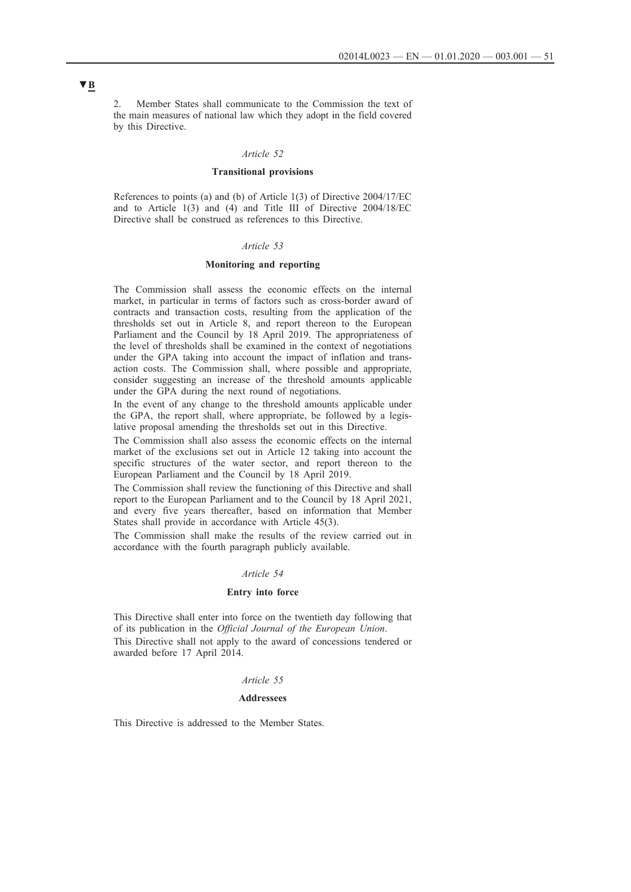▼B

2. Member States shall communicate to the Commission the text of the main measures of national law which they adopt in the field covered by this Directive.

*Article 52*

**Transitional provisions**

References to points (a) and (b) of Article 1(3) of Directive 2004/17/EC and to Article 1(3) and (4) and Title III of Directive 2004/18/EC Directive shall be construed as references to this Directive.

*Article 53*

**Monitoring and reporting**

The Commission shall assess the economic effects on the internal market, in particular in terms of factors such as cross-border award of contracts and transaction costs, resulting from the application of the thresholds set out in Article 8, and report thereon to the European Parliament and the Council by 18 April 2019. The appropriateness of the level of thresholds shall be examined in the context of negotiations under the GPA taking into account the impact of inflation and transaction costs. The Commission shall, where possible and appropriate, consider suggesting an increase of the threshold amounts applicable under the GPA during the next round of negotiations.

In the event of any change to the threshold amounts applicable under the GPA, the report shall, where appropriate, be followed by a legislative proposal amending the thresholds set out in this Directive.

The Commission shall also assess the economic effects on the internal market of the exclusions set out in Article 12 taking into account the specific structures of the water sector, and report thereon to the European Parliament and the Council by 18 April 2019.

The Commission shall review the functioning of this Directive and shall report to the European Parliament and to the Council by 18 April 2021, and every five years thereafter, based on information that Member States shall provide in accordance with Article 45(3).

The Commission shall make the results of the review carried out in accordance with the fourth paragraph publicly available.

*Article 54*

**Entry into force**

This Directive shall enter into force on the twentieth day following that of its publication in the *Official Journal of the European Union*.

This Directive shall not apply to the award of concessions tendered or awarded before 17 April 2014.

*Article 55*

**Addressees**

This Directive is addressed to the Member States.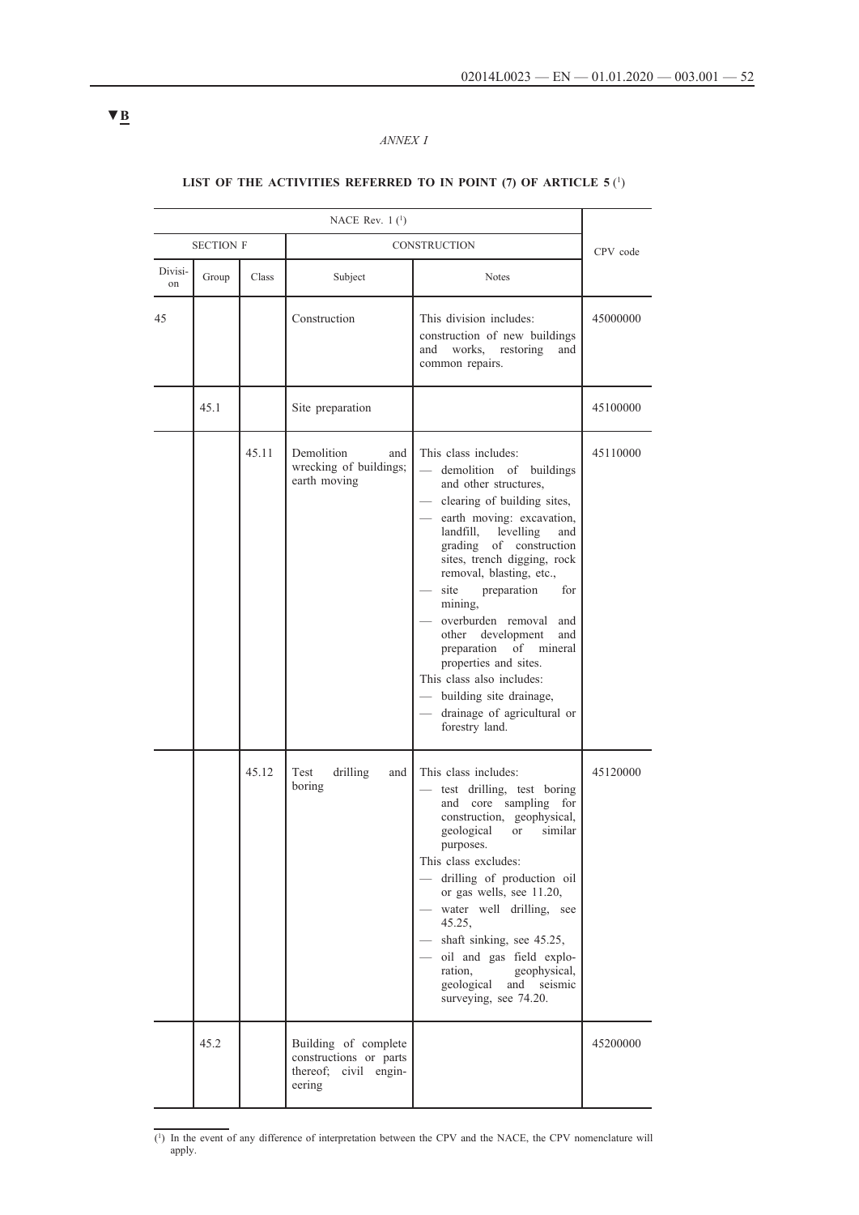▼B

*ANNEX I*

## LIST OF THE ACTIVITIES REFERRED TO IN POINT (7) OF ARTICLE 5 [1]

| NACE Rev. 1 [1] | | | | | CPV code |
|---|---|---|---|---|---|
| SECTION F | | | CONSTRUCTION | | |
| Division | Group | Class | Subject | Notes | |
| 45 | | | Construction | This division includes: construction of new buildings and works, restoring and common repairs. | 45000000 |
| | 45.1 | | Site preparation | | 45100000 |
| | | 45.11 | Demolition and wrecking of buildings; earth moving | This class includes: — demolition of buildings and other structures, — clearing of building sites, — earth moving: excavation, landfill, levelling and grading of construction sites, trench digging, rock removal, blasting, etc., — site preparation for mining, — overburden removal and other development and preparation of mineral properties and sites. This class also includes: — building site drainage, — drainage of agricultural or forestry land. | 45110000 |
| | | 45.12 | Test drilling and boring | This class includes: — test drilling, test boring and core sampling for construction, geophysical, geological or similar purposes. This class excludes: — drilling of production oil or gas wells, see 11.20, — water well drilling, see 45.25, — shaft sinking, see 45.25, — oil and gas field exploration, geophysical, geological and seismic surveying, see 74.20. | 45120000 |
| | 45.2 | | Building of complete constructions or parts thereof; civil engineering | | 45200000 |

[1] In the event of any difference of interpretation between the CPV and the NACE, the CPV nomenclature will apply.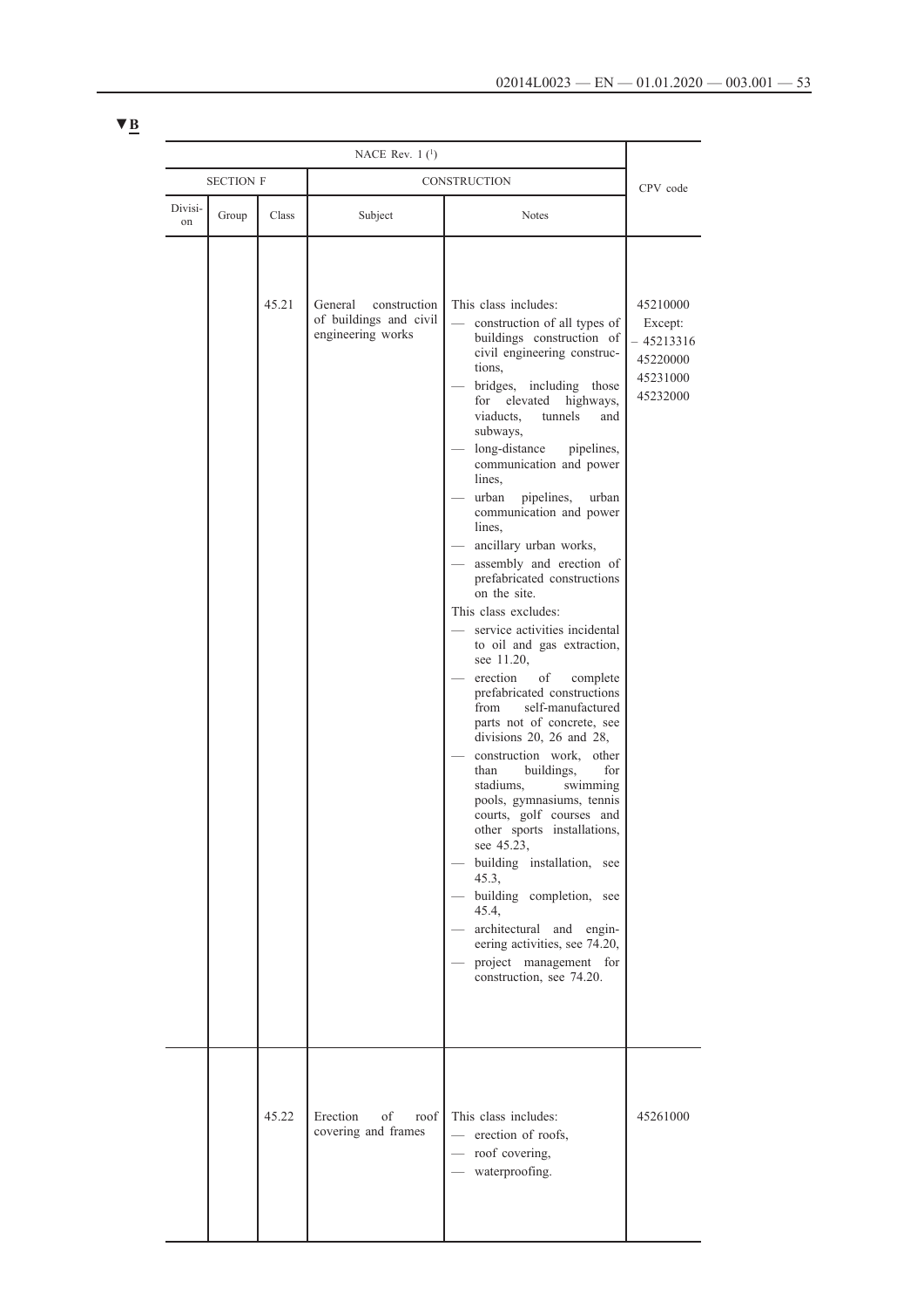▼B

| NACE Rev. 1 [1] | | | | | CPV code |
|---|---|---|---|---|---|
| SECTION F | | | CONSTRUCTION | | |
| Division | Group | Class | Subject | Notes | |
| | | 45.21 | General construction of buildings and civil engineering works | This class includes:<br>— construction of all types of buildings construction of civil engineering constructions,<br>— bridges, including those for elevated highways, viaducts, tunnels and subways,<br>— long-distance pipelines, communication and power lines,<br>— urban pipelines, urban communication and power lines,<br>— ancillary urban works,<br>— assembly and erection of prefabricated constructions on the site.<br>This class excludes:<br>— service activities incidental to oil and gas extraction, see 11.20,<br>— erection of complete prefabricated constructions from self-manufactured parts not of concrete, see divisions 20, 26 and 28,<br>— construction work, other than buildings, for stadiums, swimming pools, gymnasiums, tennis courts, golf courses and other sports installations, see 45.23,<br>— building installation, see 45.3,<br>— building completion, see 45.4,<br>— architectural and engineering activities, see 74.20,<br>— project management for construction, see 74.20. | 45210000<br>Except:<br>– 45213316<br>45220000<br>45231000<br>45232000 |
| | | 45.22 | Erection of roof covering and frames | This class includes:<br>— erection of roofs,<br>— roof covering,<br>— waterproofing. | 45261000 |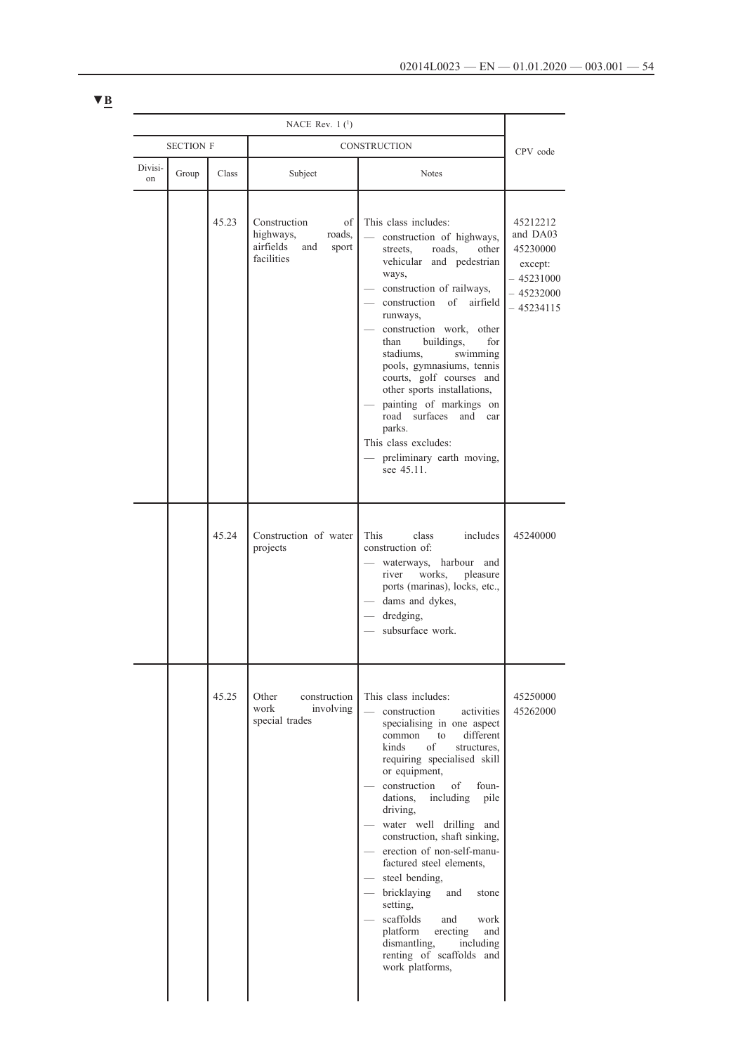▼B

| NACE Rev. 1 [1] | | | | | CPV code |
|---|---|---|---|---|---|
| SECTION F | | | CONSTRUCTION | | |
| Division | Group | Class | Subject | Notes | |
| | | 45.23 | Construction of highways, roads, airfields and sport facilities | This class includes:<br>— construction of highways, streets, roads, other vehicular and pedestrian ways,<br>— construction of railways,<br>— construction of airfield runways,<br>— construction work, other than buildings, for stadiums, swimming pools, gymnasiums, tennis courts, golf courses and other sports installations,<br>— painting of markings on road surfaces and car parks.<br>This class excludes:<br>— preliminary earth moving, see 45.11. | 45212212 and DA03<br>45230000<br>except:<br>– 45231000<br>– 45232000<br>– 45234115 |
| | | 45.24 | Construction of water projects | This class includes construction of:<br>— waterways, harbour and river works, pleasure ports (marinas), locks, etc.,<br>— dams and dykes,<br>— dredging,<br>— subsurface work. | 45240000 |
| | | 45.25 | Other construction work involving special trades | This class includes:<br>— construction activities specialising in one aspect common to different kinds of structures, requiring specialised skill or equipment,<br>— construction of foundations, including pile driving,<br>— water well drilling and construction, shaft sinking,<br>— erection of non-self-manufactured steel elements,<br>— steel bending,<br>— bricklaying and stone setting,<br>— scaffolds and work platform erecting and dismantling, including renting of scaffolds and work platforms, | 45250000<br>45262000 |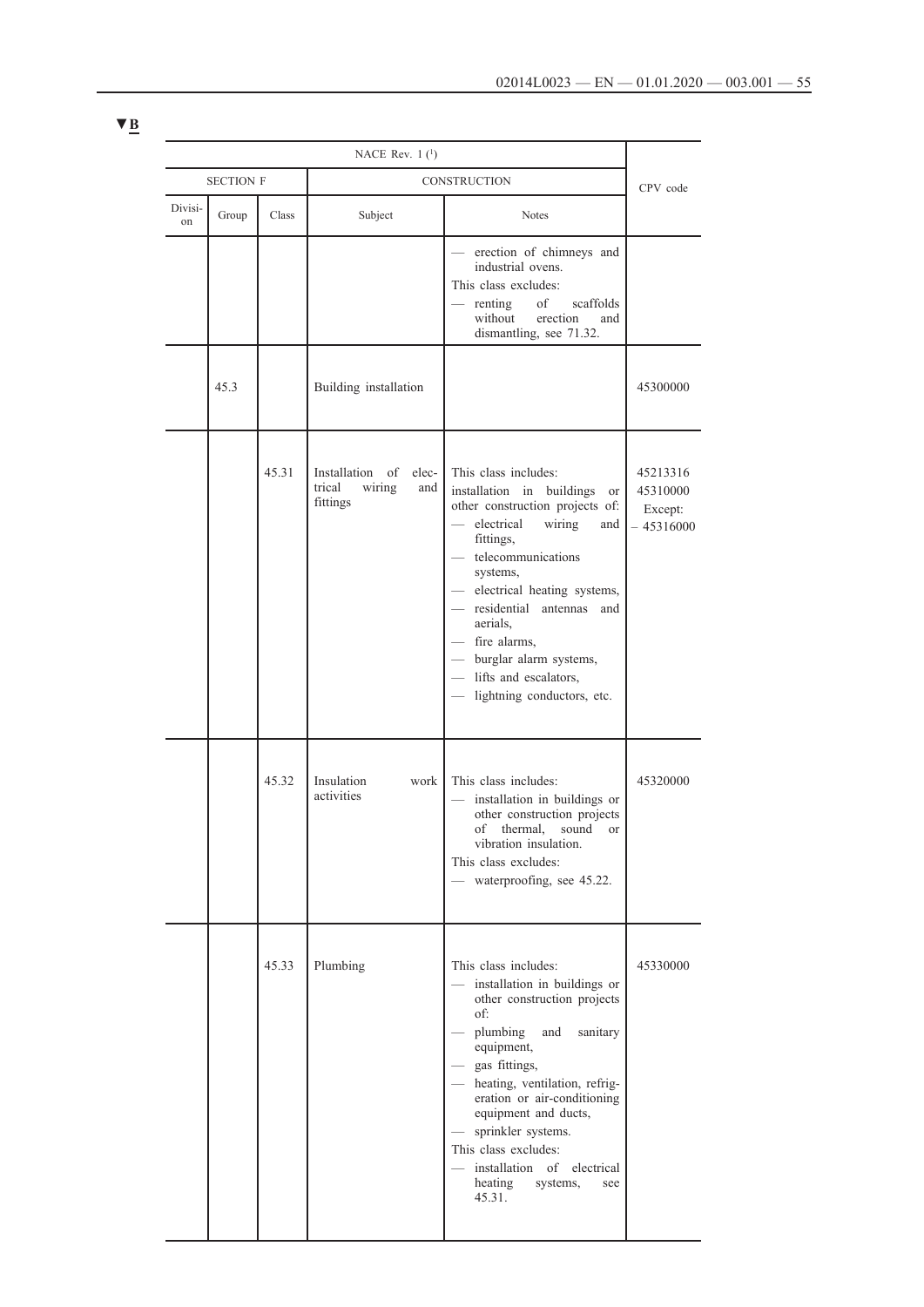▼B

| NACE Rev. 1 [1] | | | | | CPV code |
|---|---|---|---|---|---|
| SECTION F | | | CONSTRUCTION | | |
| Division | Group | Class | Subject | Notes | |
| | | | | — erection of chimneys and industrial ovens.<br>This class excludes:<br>— renting of scaffolds without erection and dismantling, see 71.32. | |
| | 45.3 | | Building installation | | 45300000 |
| | | 45.31 | Installation of electrical wiring and fittings | This class includes:<br>installation in buildings or other construction projects of:<br>— electrical wiring and fittings,<br>— telecommunications systems,<br>— electrical heating systems,<br>— residential antennas and aerials,<br>— fire alarms,<br>— burglar alarm systems,<br>— lifts and escalators,<br>— lightning conductors, etc. | 45213316<br>45310000<br>Except:<br>– 45316000 |
| | | 45.32 | Insulation work activities | This class includes:<br>— installation in buildings or other construction projects of thermal, sound or vibration insulation.<br>This class excludes:<br>— waterproofing, see 45.22. | 45320000 |
| | | 45.33 | Plumbing | This class includes:<br>— installation in buildings or other construction projects of:<br>— plumbing and sanitary equipment,<br>— gas fittings,<br>— heating, ventilation, refrigeration or air-conditioning equipment and ducts,<br>— sprinkler systems.<br>This class excludes:<br>— installation of electrical heating systems, see 45.31. | 45330000 |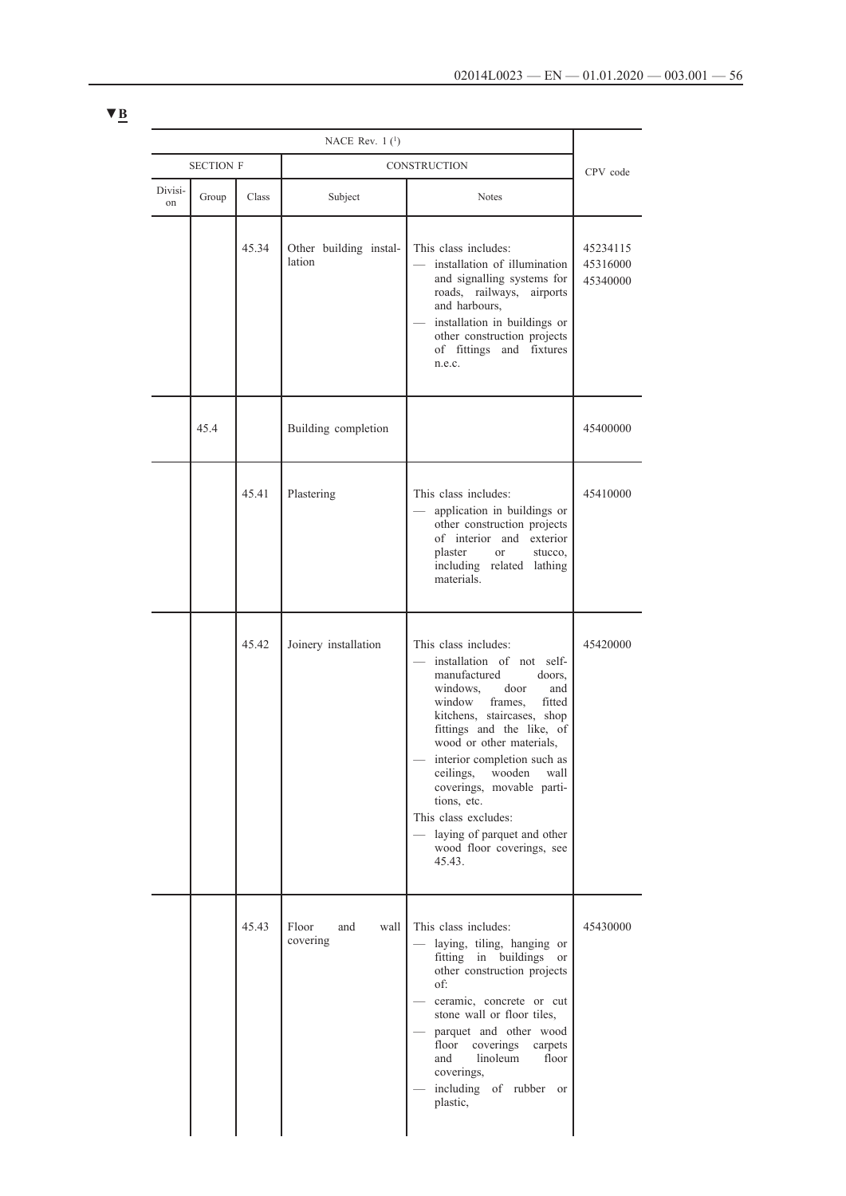▼B

| NACE Rev. 1 [1] | | | | | CPV code |
|---|---|---|---|---|---|
| SECTION F | | | CONSTRUCTION | | |
| Division | Group | Class | Subject | Notes | |
| | | 45.34 | Other building installation | This class includes: — installation of illumination and signalling systems for roads, railways, airports and harbours, — installation in buildings or other construction projects of fittings and fixtures n.e.c. | 45234115 45316000 45340000 |
| | 45.4 | | Building completion | | 45400000 |
| | | 45.41 | Plastering | This class includes: — application in buildings or other construction projects of interior and exterior plaster or stucco, including related lathing materials. | 45410000 |
| | | 45.42 | Joinery installation | This class includes: — installation of not self-manufactured doors, windows, door and window frames, fitted kitchens, staircases, shop fittings and the like, of wood or other materials, — interior completion such as ceilings, wooden wall coverings, movable partitions, etc. This class excludes: — laying of parquet and other wood floor coverings, see 45.43. | 45420000 |
| | | 45.43 | Floor and wall covering | This class includes: — laying, tiling, hanging or fitting in buildings or other construction projects of: — ceramic, concrete or cut stone wall or floor tiles, — parquet and other wood floor coverings carpets and linoleum floor coverings, — including of rubber or plastic, | 45430000 |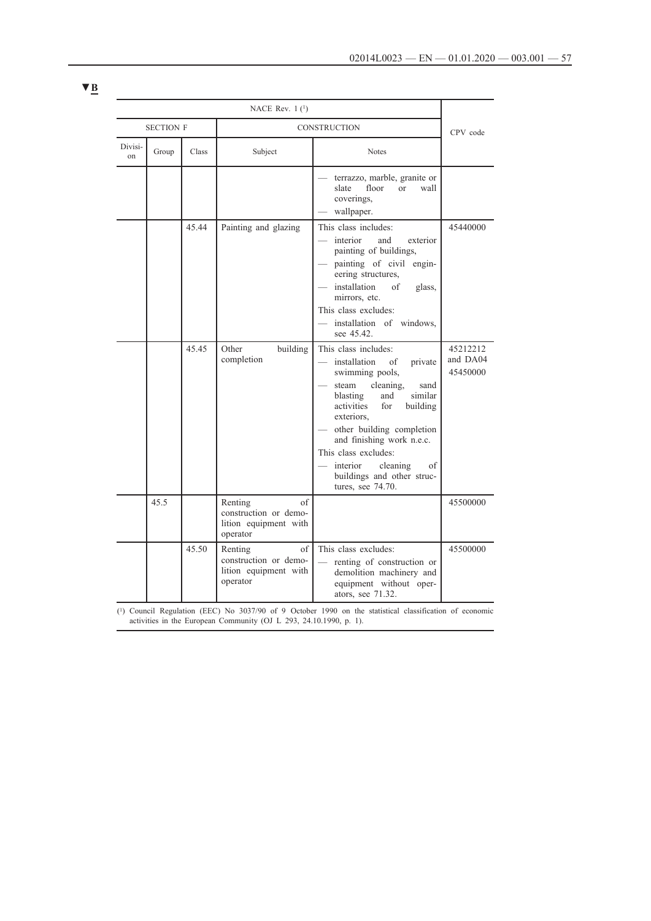▼B

| NACE Rev. 1 [1] | | | | | CPV code |
|---|---|---|---|---|---|
| SECTION F | | | CONSTRUCTION | | |
| Division | Group | Class | Subject | Notes | |
| | | | | — terrazzo, marble, granite or slate floor or wall coverings,<br>— wallpaper. | |
| | | 45.44 | Painting and glazing | This class includes:<br>— interior and exterior painting of buildings,<br>— painting of civil engineering structures,<br>— installation of glass, mirrors, etc.<br>This class excludes:<br>— installation of windows, see 45.42. | 45440000 |
| | | 45.45 | Other building completion | This class includes:<br>— installation of private swimming pools,<br>— steam cleaning, sand blasting and similar activities for building exteriors,<br>— other building completion and finishing work n.e.c.<br>This class excludes:<br>— interior cleaning of buildings and other structures, see 74.70. | 45212212 and DA04<br>45450000 |
| | 45.5 | | Renting of construction or demolition equipment with operator | | 45500000 |
| | | 45.50 | Renting of construction or demolition equipment with operator | This class excludes:<br>— renting of construction or demolition machinery and equipment without operators, see 71.32. | 45500000 |

[1] Council Regulation (EEC) No 3037/90 of 9 October 1990 on the statistical classification of economic activities in the European Community (OJ L 293, 24.10.1990, p. 1).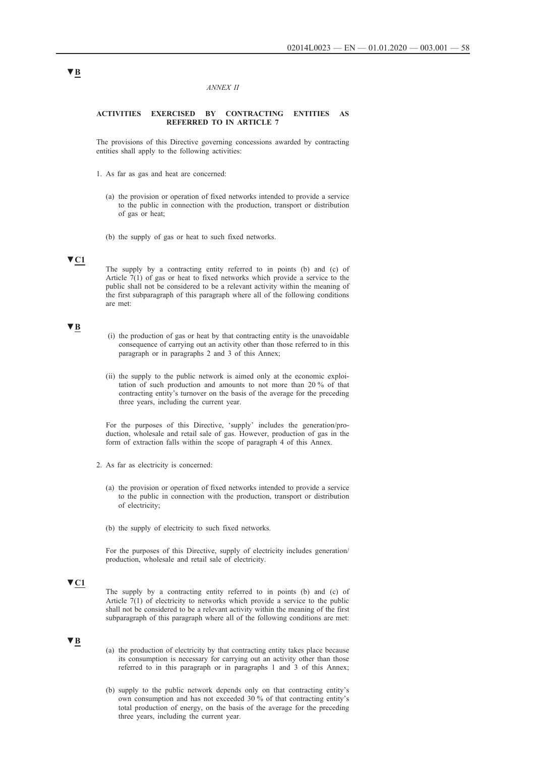*ANNEX II*

**ACTIVITIES EXERCISED BY CONTRACTING ENTITIES AS REFERRED TO IN ARTICLE 7**

The provisions of this Directive governing concessions awarded by contracting entities shall apply to the following activities:

1. As far as gas and heat are concerned:

   (a) the provision or operation of fixed networks intended to provide a service to the public in connection with the production, transport or distribution of gas or heat;

   (b) the supply of gas or heat to such fixed networks.

   The supply by a contracting entity referred to in points (b) and (c) of Article 7(1) of gas or heat to fixed networks which provide a service to the public shall not be considered to be a relevant activity within the meaning of the first subparagraph of this paragraph where all of the following conditions are met:

   (i) the production of gas or heat by that contracting entity is the unavoidable consequence of carrying out an activity other than those referred to in this paragraph or in paragraphs 2 and 3 of this Annex;

   (ii) the supply to the public network is aimed only at the economic exploitation of such production and amounts to not more than 20 % of that contracting entity's turnover on the basis of the average for the preceding three years, including the current year.

   For the purposes of this Directive, 'supply' includes the generation/production, wholesale and retail sale of gas. However, production of gas in the form of extraction falls within the scope of paragraph 4 of this Annex.

2. As far as electricity is concerned:

   (a) the provision or operation of fixed networks intended to provide a service to the public in connection with the production, transport or distribution of electricity;

   (b) the supply of electricity to such fixed networks.

   For the purposes of this Directive, supply of electricity includes generation/production, wholesale and retail sale of electricity.

   The supply by a contracting entity referred to in points (b) and (c) of Article 7(1) of electricity to networks which provide a service to the public shall not be considered to be a relevant activity within the meaning of the first subparagraph of this paragraph where all of the following conditions are met:

   (a) the production of electricity by that contracting entity takes place because its consumption is necessary for carrying out an activity other than those referred to in this paragraph or in paragraphs 1 and 3 of this Annex;

   (b) supply to the public network depends only on that contracting entity's own consumption and has not exceeded 30 % of that contracting entity's total production of energy, on the basis of the average for the preceding three years, including the current year.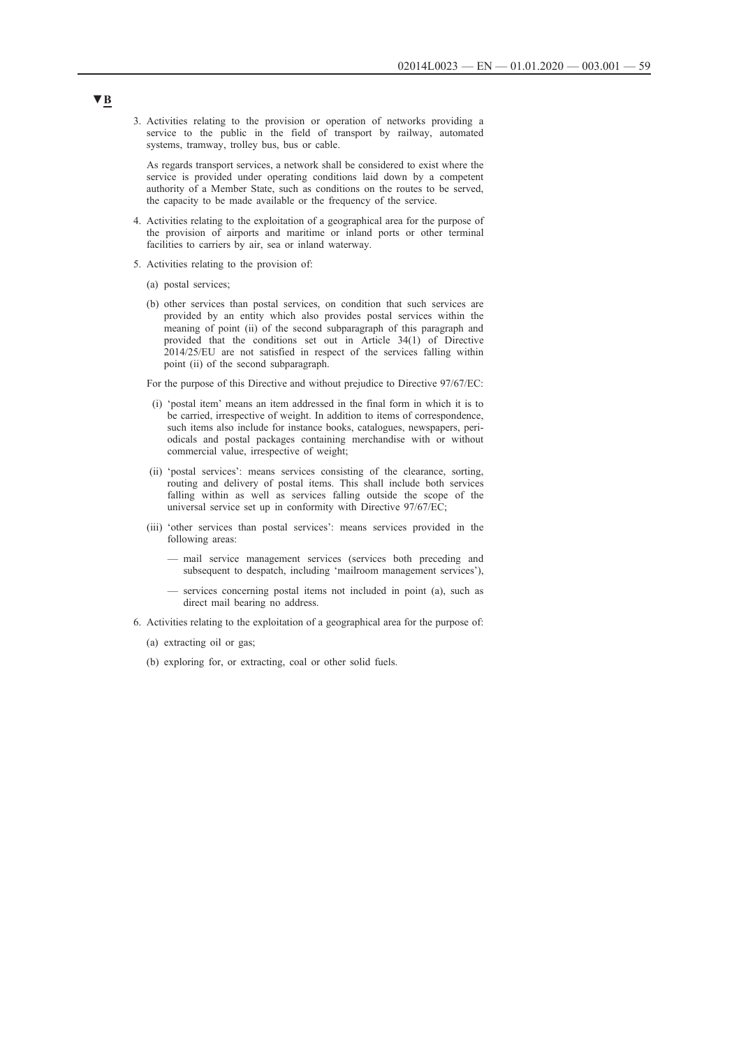▼B

3. Activities relating to the provision or operation of networks providing a service to the public in the field of transport by railway, automated systems, tramway, trolley bus, bus or cable.

   As regards transport services, a network shall be considered to exist where the service is provided under operating conditions laid down by a competent authority of a Member State, such as conditions on the routes to be served, the capacity to be made available or the frequency of the service.

4. Activities relating to the exploitation of a geographical area for the purpose of the provision of airports and maritime or inland ports or other terminal facilities to carriers by air, sea or inland waterway.

5. Activities relating to the provision of:

   (a) postal services;

   (b) other services than postal services, on condition that such services are provided by an entity which also provides postal services within the meaning of point (ii) of the second subparagraph of this paragraph and provided that the conditions set out in Article 34(1) of Directive 2014/25/EU are not satisfied in respect of the services falling within point (ii) of the second subparagraph.

   For the purpose of this Directive and without prejudice to Directive 97/67/EC:

   (i) 'postal item' means an item addressed in the final form in which it is to be carried, irrespective of weight. In addition to items of correspondence, such items also include for instance books, catalogues, newspapers, periodicals and postal packages containing merchandise with or without commercial value, irrespective of weight;

   (ii) 'postal services': means services consisting of the clearance, sorting, routing and delivery of postal items. This shall include both services falling within as well as services falling outside the scope of the universal service set up in conformity with Directive 97/67/EC;

   (iii) 'other services than postal services': means services provided in the following areas:

   — mail service management services (services both preceding and subsequent to despatch, including 'mailroom management services'),

   — services concerning postal items not included in point (a), such as direct mail bearing no address.

6. Activities relating to the exploitation of a geographical area for the purpose of:

   (a) extracting oil or gas;

   (b) exploring for, or extracting, coal or other solid fuels.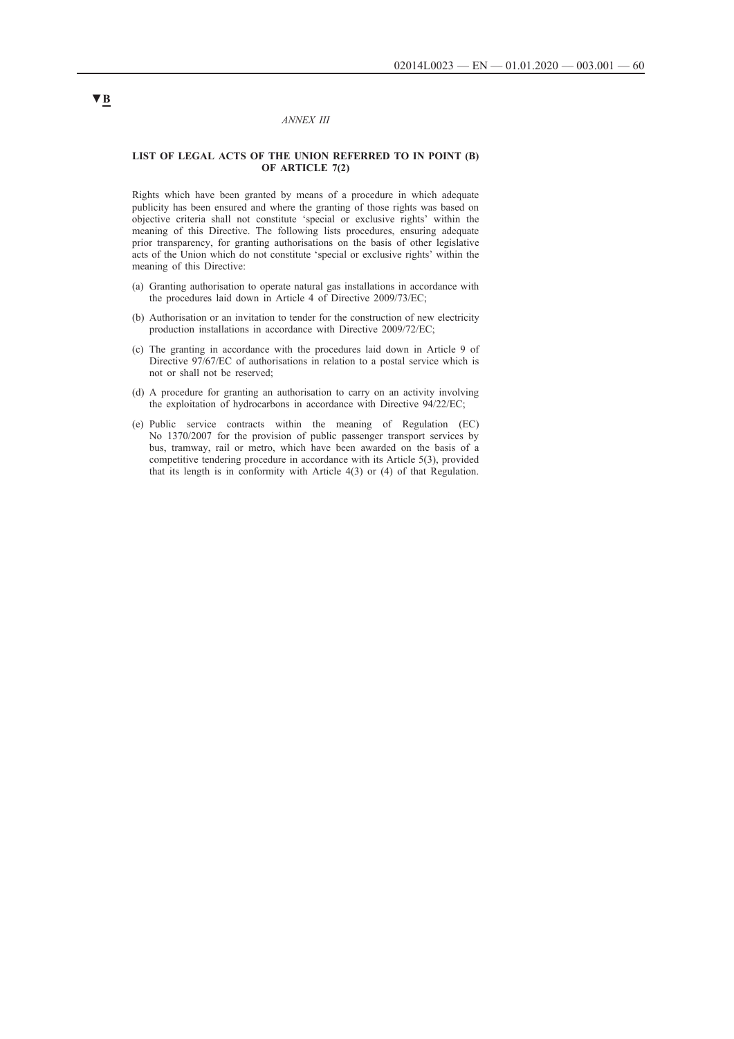▼B

*ANNEX III*

**LIST OF LEGAL ACTS OF THE UNION REFERRED TO IN POINT (B) OF ARTICLE 7(2)**

Rights which have been granted by means of a procedure in which adequate publicity has been ensured and where the granting of those rights was based on objective criteria shall not constitute 'special or exclusive rights' within the meaning of this Directive. The following lists procedures, ensuring adequate prior transparency, for granting authorisations on the basis of other legislative acts of the Union which do not constitute 'special or exclusive rights' within the meaning of this Directive:

(a) Granting authorisation to operate natural gas installations in accordance with the procedures laid down in Article 4 of Directive 2009/73/EC;

(b) Authorisation or an invitation to tender for the construction of new electricity production installations in accordance with Directive 2009/72/EC;

(c) The granting in accordance with the procedures laid down in Article 9 of Directive 97/67/EC of authorisations in relation to a postal service which is not or shall not be reserved;

(d) A procedure for granting an authorisation to carry on an activity involving the exploitation of hydrocarbons in accordance with Directive 94/22/EC;

(e) Public service contracts within the meaning of Regulation (EC) No 1370/2007 for the provision of public passenger transport services by bus, tramway, rail or metro, which have been awarded on the basis of a competitive tendering procedure in accordance with its Article 5(3), provided that its length is in conformity with Article 4(3) or (4) of that Regulation.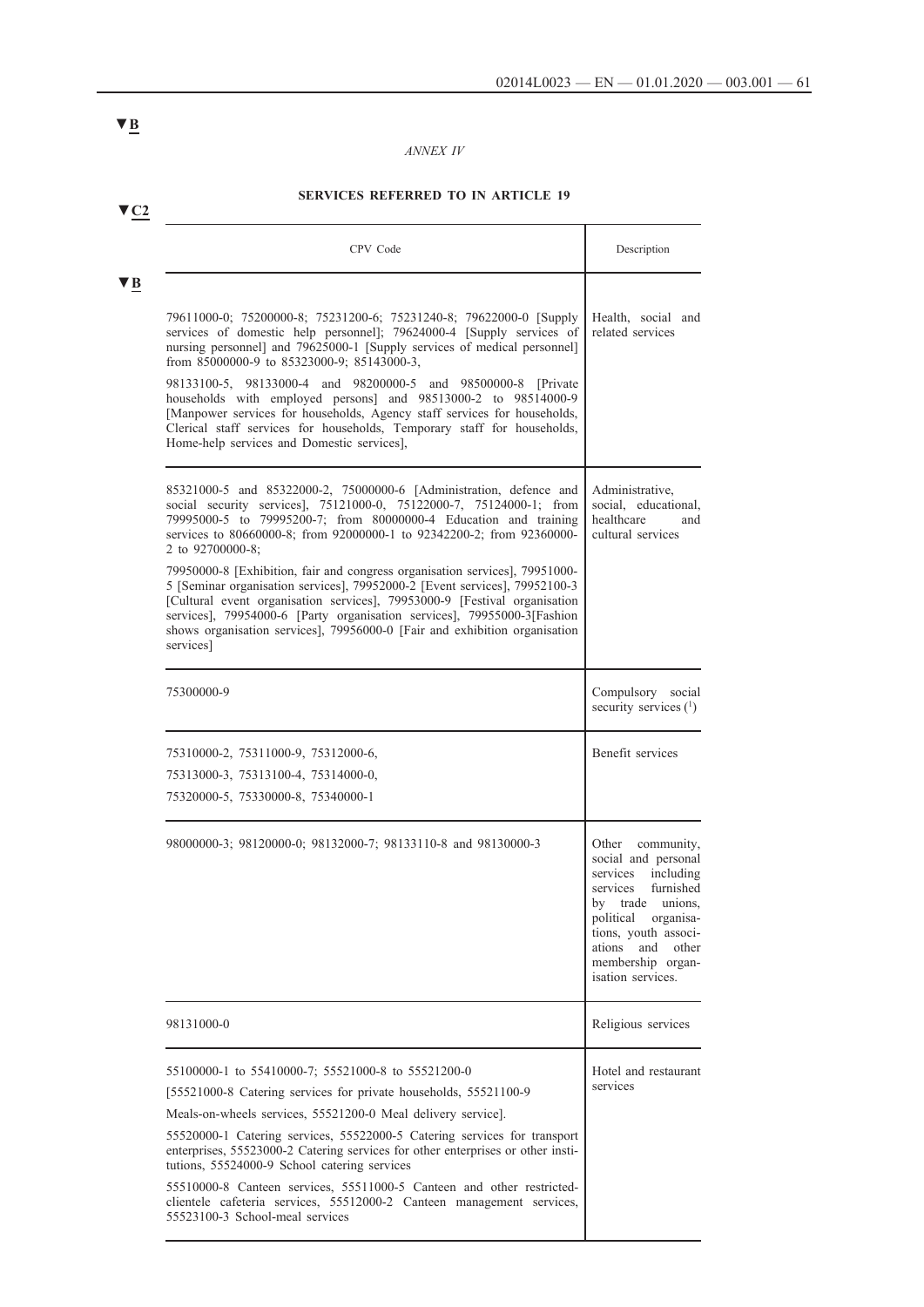▼B

*ANNEX IV*

▼C2

**SERVICES REFERRED TO IN ARTICLE 19**

▼B

| CPV Code | Description |
|---|---|
| 79611000-0; 75200000-8; 75231200-6; 75231240-8; 79622000-0 [Supply services of domestic help personnel]; 79624000-4 [Supply services of nursing personnel] and 79625000-1 [Supply services of medical personnel] from 85000000-9 to 85323000-9; 85143000-3,<br>98133100-5, 98133000-4 and 98200000-5 and 98500000-8 [Private households with employed persons] and 98513000-2 to 98514000-9 [Manpower services for households, Agency staff services for households, Clerical staff services for households, Temporary staff for households, Home-help services and Domestic services], | Health, social and related services |
| 85321000-5 and 85322000-2, 75000000-6 [Administration, defence and social security services], 75121000-0, 75122000-7, 75124000-1; from 79995000-5 to 79995200-7; from 80000000-4 Education and training services to 80660000-8; from 92000000-1 to 92342200-2; from 92360000-2 to 92700000-8;<br>79950000-8 [Exhibition, fair and congress organisation services], 79951000-5 [Seminar organisation services], 79952000-2 [Event services], 79952100-3 [Cultural event organisation services], 79953000-9 [Festival organisation services], 79954000-6 [Party organisation services], 79955000-3[Fashion shows organisation services], 79956000-0 [Fair and exhibition organisation services] | Administrative, social, educational, healthcare and cultural services |
| 75300000-9 | Compulsory social security services [1] |
| 75310000-2, 75311000-9, 75312000-6,<br>75313000-3, 75313100-4, 75314000-0,<br>75320000-5, 75330000-8, 75340000-1 | Benefit services |
| 98000000-3; 98120000-0; 98132000-7; 98133110-8 and 98130000-3 | Other community, social and personal services including services furnished by trade unions, political organisations, youth associations and other membership organisation services. |
| 98131000-0 | Religious services |
| 55100000-1 to 55410000-7; 55521000-8 to 55521200-0<br>[55521000-8 Catering services for private households, 55521100-9 Meals-on-wheels services, 55521200-0 Meal delivery service].<br>55520000-1 Catering services, 55522000-5 Catering services for transport enterprises, 55523000-2 Catering services for other enterprises or other institutions, 55524000-9 School catering services<br>55510000-8 Canteen services, 55511000-5 Canteen and other restricted-clientele cafeteria services, 55512000-2 Canteen management services, 55523100-3 School-meal services | Hotel and restaurant services |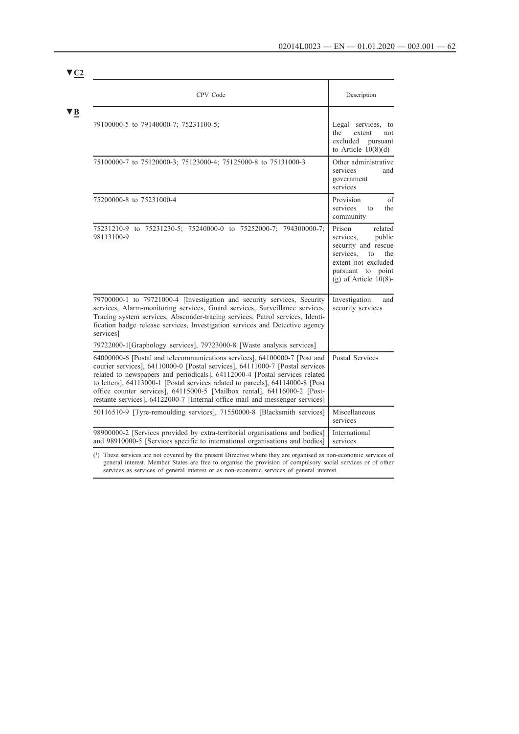▼C2

| CPV Code | Description |
| --- | --- |
| 79100000-5 to 79140000-7; 75231100-5; | Legal services, to the extent not excluded pursuant to Article 10(8)(d) |
| 75100000-7 to 75120000-3; 75123000-4; 75125000-8 to 75131000-3 | Other administrative services and government services |
| 75200000-8 to 75231000-4 | Provision of services to the community |
| 75231210-9 to 75231230-5; 75240000-0 to 75252000-7; 794300000-7; 98113100-9 | Prison related services, public security and rescue services, to the extent not excluded pursuant to point (g) of Article 10(8)- |
| 79700000-1 to 79721000-4 [Investigation and security services, Security services, Alarm-monitoring services, Guard services, Surveillance services, Tracing system services, Absconder-tracing services, Patrol services, Identification badge release services, Investigation services and Detective agency services]<br>79722000-1[Graphology services], 79723000-8 [Waste analysis services] | Investigation and security services |
| 64000000-6 [Postal and telecommunications services], 64100000-7 [Post and courier services], 64110000-0 [Postal services], 64111000-7 [Postal services related to newspapers and periodicals], 64112000-4 [Postal services related to letters], 64113000-1 [Postal services related to parcels], 64114000-8 [Post office counter services], 64115000-5 [Mailbox rental], 64116000-2 [Post-restante services], 64122000-7 [Internal office mail and messenger services] | Postal Services |
| 50116510-9 [Tyre-remoulding services], 71550000-8 [Blacksmith services] | Miscellaneous services |
| 98900000-2 [Services provided by extra-territorial organisations and bodies] and 98910000-5 [Services specific to international organisations and bodies] | International services |

▼B

(1) These services are not covered by the present Directive where they are organised as non-economic services of general interest. Member States are free to organise the provision of compulsory social services or of other services as services of general interest or as non-economic services of general interest.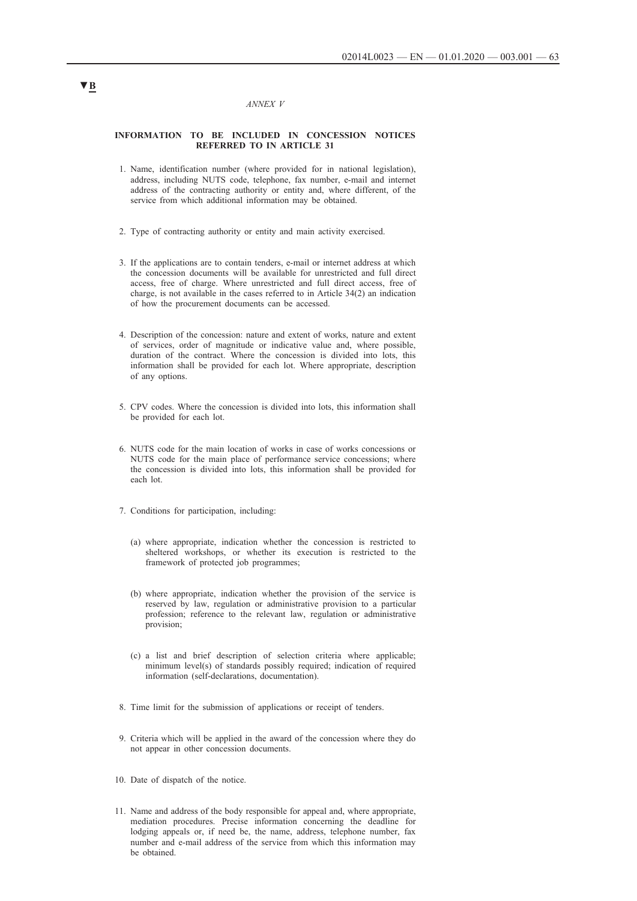▼B

*ANNEX V*

**INFORMATION TO BE INCLUDED IN CONCESSION NOTICES REFERRED TO IN ARTICLE 31**

1. Name, identification number (where provided for in national legislation), address, including NUTS code, telephone, fax number, e-mail and internet address of the contracting authority or entity and, where different, of the service from which additional information may be obtained.

2. Type of contracting authority or entity and main activity exercised.

3. If the applications are to contain tenders, e-mail or internet address at which the concession documents will be available for unrestricted and full direct access, free of charge. Where unrestricted and full direct access, free of charge, is not available in the cases referred to in Article 34(2) an indication of how the procurement documents can be accessed.

4. Description of the concession: nature and extent of works, nature and extent of services, order of magnitude or indicative value and, where possible, duration of the contract. Where the concession is divided into lots, this information shall be provided for each lot. Where appropriate, description of any options.

5. CPV codes. Where the concession is divided into lots, this information shall be provided for each lot.

6. NUTS code for the main location of works in case of works concessions or NUTS code for the main place of performance service concessions; where the concession is divided into lots, this information shall be provided for each lot.

7. Conditions for participation, including:

   (a) where appropriate, indication whether the concession is restricted to sheltered workshops, or whether its execution is restricted to the framework of protected job programmes;

   (b) where appropriate, indication whether the provision of the service is reserved by law, regulation or administrative provision to a particular profession; reference to the relevant law, regulation or administrative provision;

   (c) a list and brief description of selection criteria where applicable; minimum level(s) of standards possibly required; indication of required information (self-declarations, documentation).

8. Time limit for the submission of applications or receipt of tenders.

9. Criteria which will be applied in the award of the concession where they do not appear in other concession documents.

10. Date of dispatch of the notice.

11. Name and address of the body responsible for appeal and, where appropriate, mediation procedures. Precise information concerning the deadline for lodging appeals or, if need be, the name, address, telephone number, fax number and e-mail address of the service from which this information may be obtained.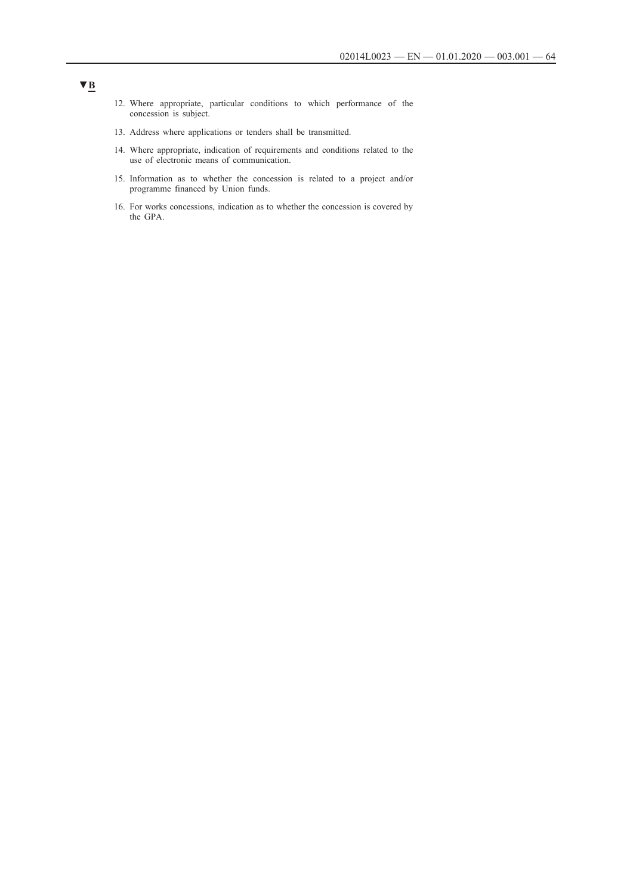▼B

12. Where appropriate, particular conditions to which performance of the concession is subject.
13. Address where applications or tenders shall be transmitted.
14. Where appropriate, indication of requirements and conditions related to the use of electronic means of communication.
15. Information as to whether the concession is related to a project and/or programme financed by Union funds.
16. For works concessions, indication as to whether the concession is covered by the GPA.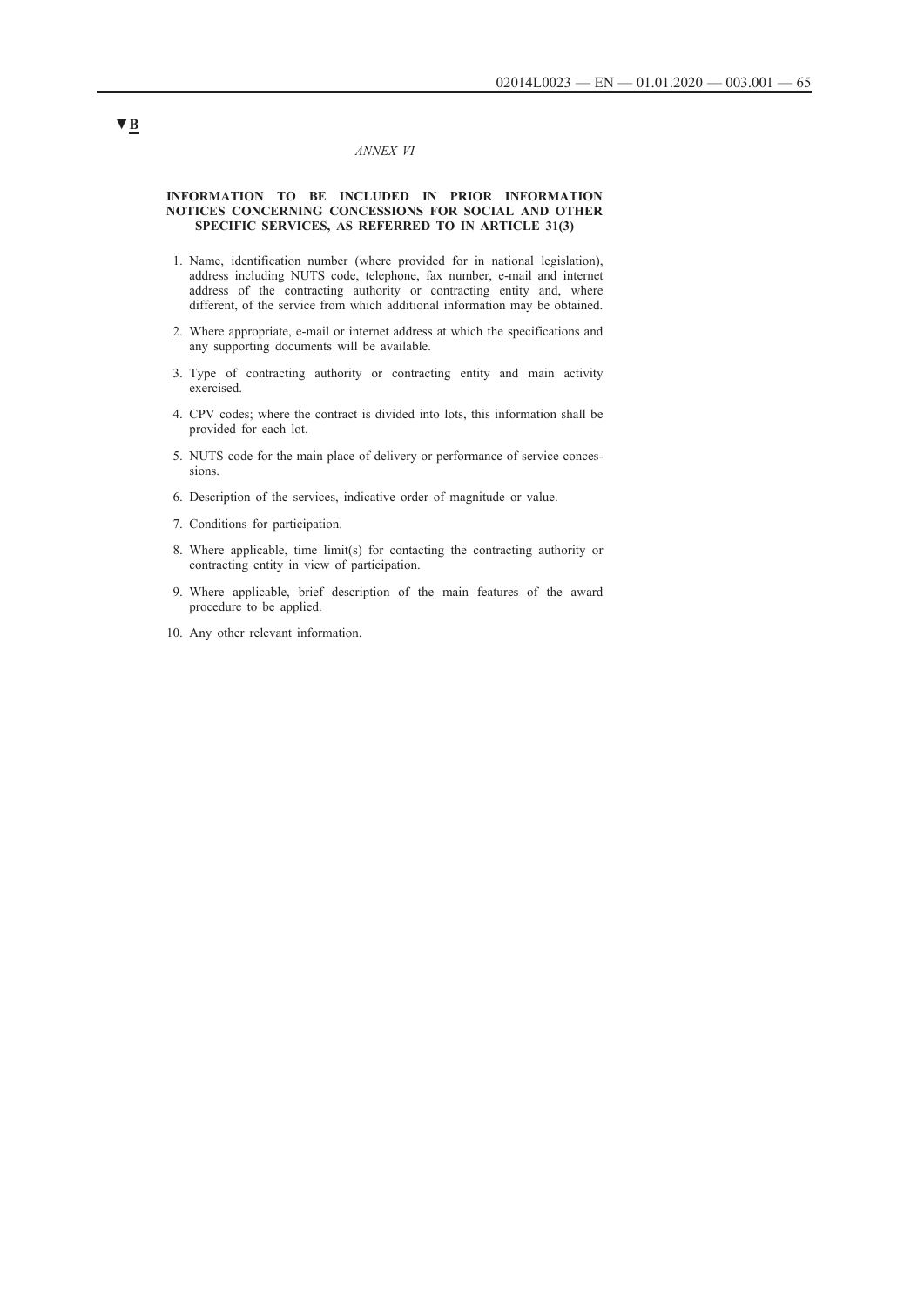▼B

*ANNEX VI*

## INFORMATION TO BE INCLUDED IN PRIOR INFORMATION NOTICES CONCERNING CONCESSIONS FOR SOCIAL AND OTHER SPECIFIC SERVICES, AS REFERRED TO IN ARTICLE 31(3)

1. Name, identification number (where provided for in national legislation), address including NUTS code, telephone, fax number, e-mail and internet address of the contracting authority or contracting entity and, where different, of the service from which additional information may be obtained.
2. Where appropriate, e-mail or internet address at which the specifications and any supporting documents will be available.
3. Type of contracting authority or contracting entity and main activity exercised.
4. CPV codes; where the contract is divided into lots, this information shall be provided for each lot.
5. NUTS code for the main place of delivery or performance of service concessions.
6. Description of the services, indicative order of magnitude or value.
7. Conditions for participation.
8. Where applicable, time limit(s) for contacting the contracting authority or contracting entity in view of participation.
9. Where applicable, brief description of the main features of the award procedure to be applied.
10. Any other relevant information.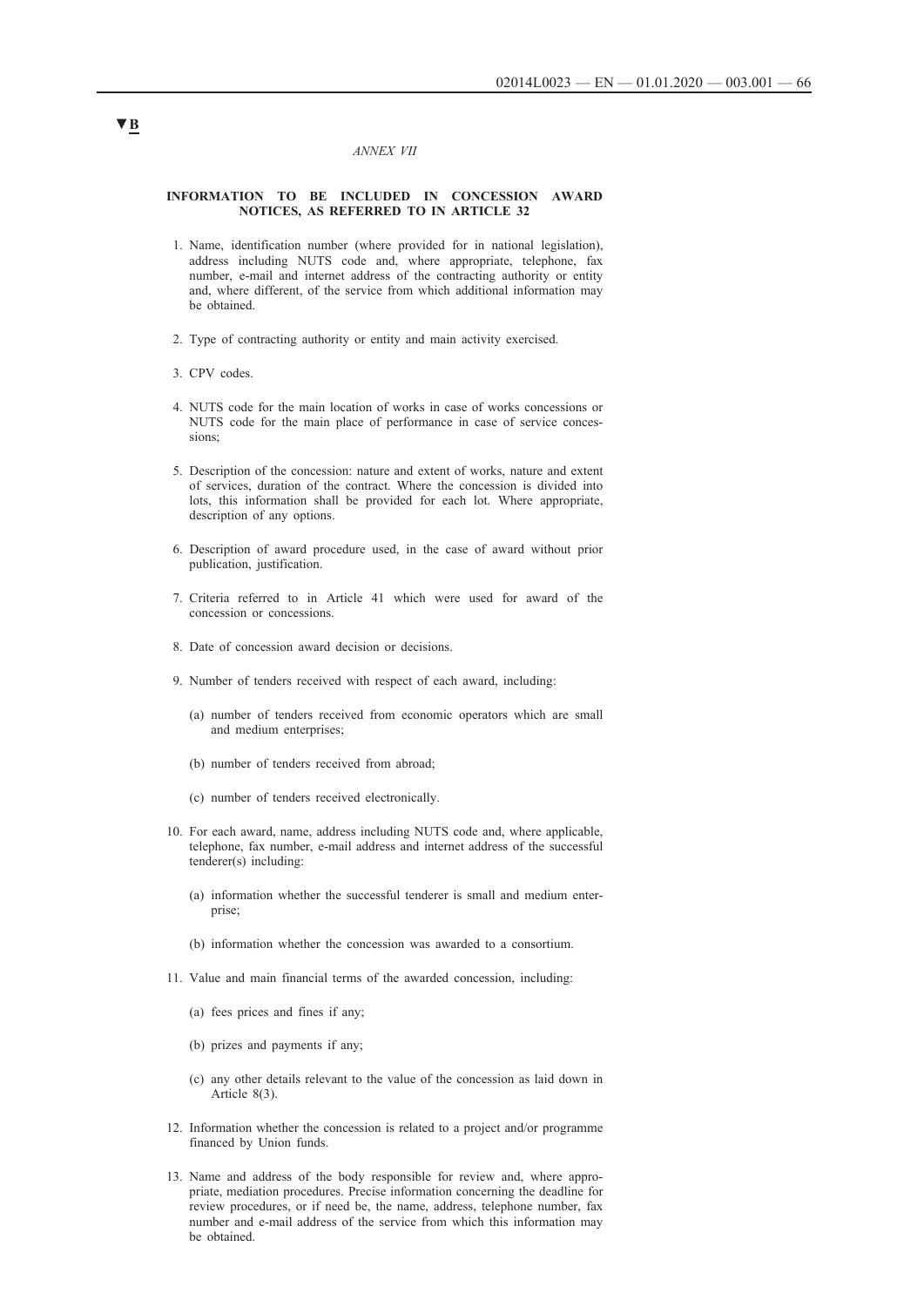▼B

*ANNEX VII*

**INFORMATION TO BE INCLUDED IN CONCESSION AWARD NOTICES, AS REFERRED TO IN ARTICLE 32**

1. Name, identification number (where provided for in national legislation), address including NUTS code and, where appropriate, telephone, fax number, e-mail and internet address of the contracting authority or entity and, where different, of the service from which additional information may be obtained.

2. Type of contracting authority or entity and main activity exercised.

3. CPV codes.

4. NUTS code for the main location of works in case of works concessions or NUTS code for the main place of performance in case of service concessions;

5. Description of the concession: nature and extent of works, nature and extent of services, duration of the contract. Where the concession is divided into lots, this information shall be provided for each lot. Where appropriate, description of any options.

6. Description of award procedure used, in the case of award without prior publication, justification.

7. Criteria referred to in Article 41 which were used for award of the concession or concessions.

8. Date of concession award decision or decisions.

9. Number of tenders received with respect of each award, including:

   (a) number of tenders received from economic operators which are small and medium enterprises;

   (b) number of tenders received from abroad;

   (c) number of tenders received electronically.

10. For each award, name, address including NUTS code and, where applicable, telephone, fax number, e-mail address and internet address of the successful tenderer(s) including:

    (a) information whether the successful tenderer is small and medium enterprise;

    (b) information whether the concession was awarded to a consortium.

11. Value and main financial terms of the awarded concession, including:

    (a) fees prices and fines if any;

    (b) prizes and payments if any;

    (c) any other details relevant to the value of the concession as laid down in Article 8(3).

12. Information whether the concession is related to a project and/or programme financed by Union funds.

13. Name and address of the body responsible for review and, where appropriate, mediation procedures. Precise information concerning the deadline for review procedures, or if need be, the name, address, telephone number, fax number and e-mail address of the service from which this information may be obtained.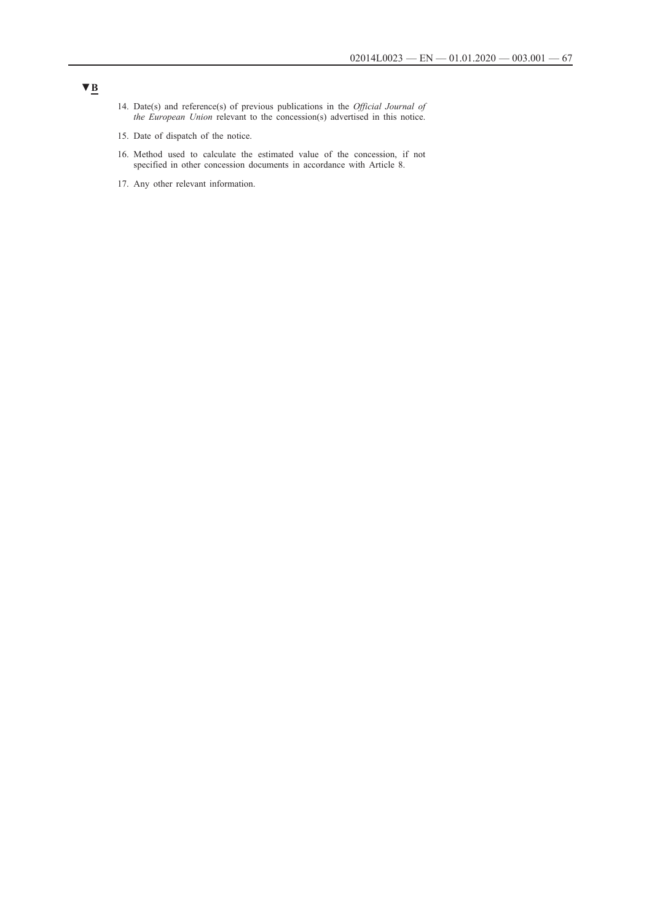▼B

14. Date(s) and reference(s) of previous publications in the *Official Journal of the European Union* relevant to the concession(s) advertised in this notice.

15. Date of dispatch of the notice.

16. Method used to calculate the estimated value of the concession, if not specified in other concession documents in accordance with Article 8.

17. Any other relevant information.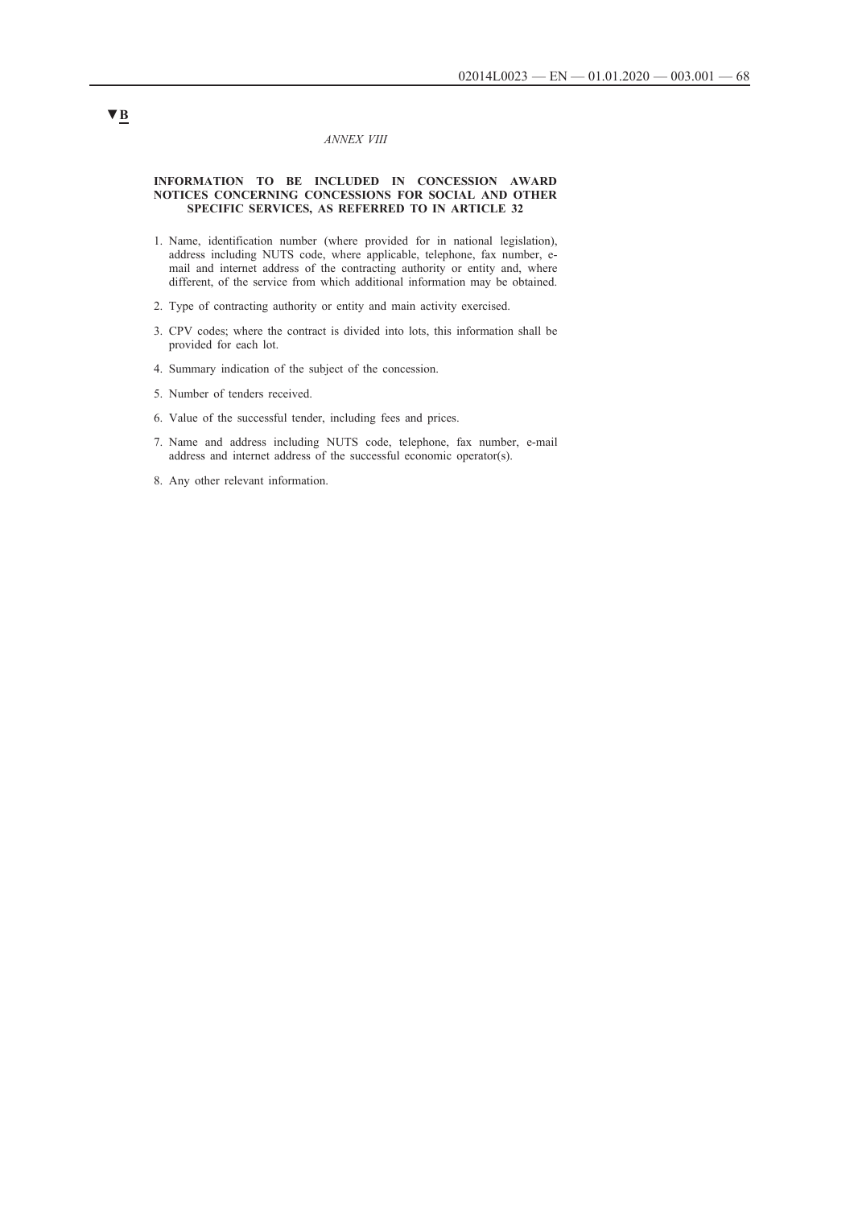▼B

*ANNEX VIII*

**INFORMATION TO BE INCLUDED IN CONCESSION AWARD NOTICES CONCERNING CONCESSIONS FOR SOCIAL AND OTHER SPECIFIC SERVICES, AS REFERRED TO IN ARTICLE 32**

1. Name, identification number (where provided for in national legislation), address including NUTS code, where applicable, telephone, fax number, e-mail and internet address of the contracting authority or entity and, where different, of the service from which additional information may be obtained.

2. Type of contracting authority or entity and main activity exercised.

3. CPV codes; where the contract is divided into lots, this information shall be provided for each lot.

4. Summary indication of the subject of the concession.

5. Number of tenders received.

6. Value of the successful tender, including fees and prices.

7. Name and address including NUTS code, telephone, fax number, e-mail address and internet address of the successful economic operator(s).

8. Any other relevant information.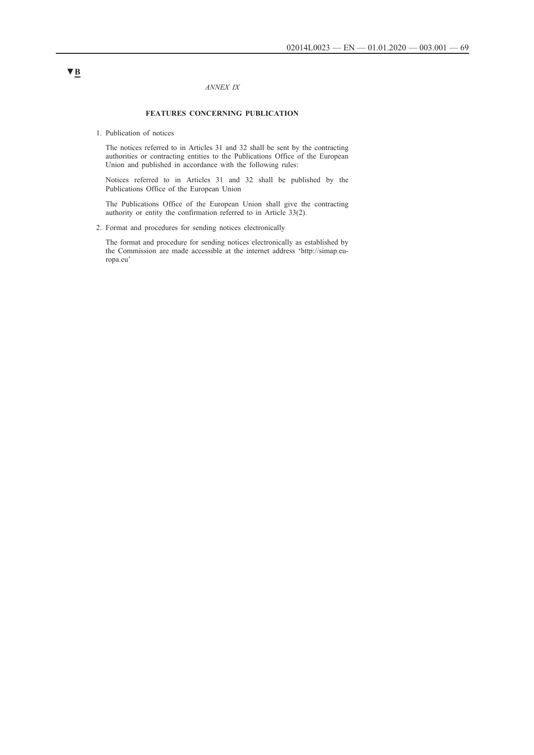▼B

*ANNEX IX*

**FEATURES CONCERNING PUBLICATION**

1. Publication of notices

   The notices referred to in Articles 31 and 32 shall be sent by the contracting authorities or contracting entities to the Publications Office of the European Union and published in accordance with the following rules:

   Notices referred to in Articles 31 and 32 shall be published by the Publications Office of the European Union

   The Publications Office of the European Union shall give the contracting authority or entity the confirmation referred to in Article 33(2).

2. Format and procedures for sending notices electronically

   The format and procedure for sending notices electronically as established by the Commission are made accessible at the internet address 'http://simap.europa.eu'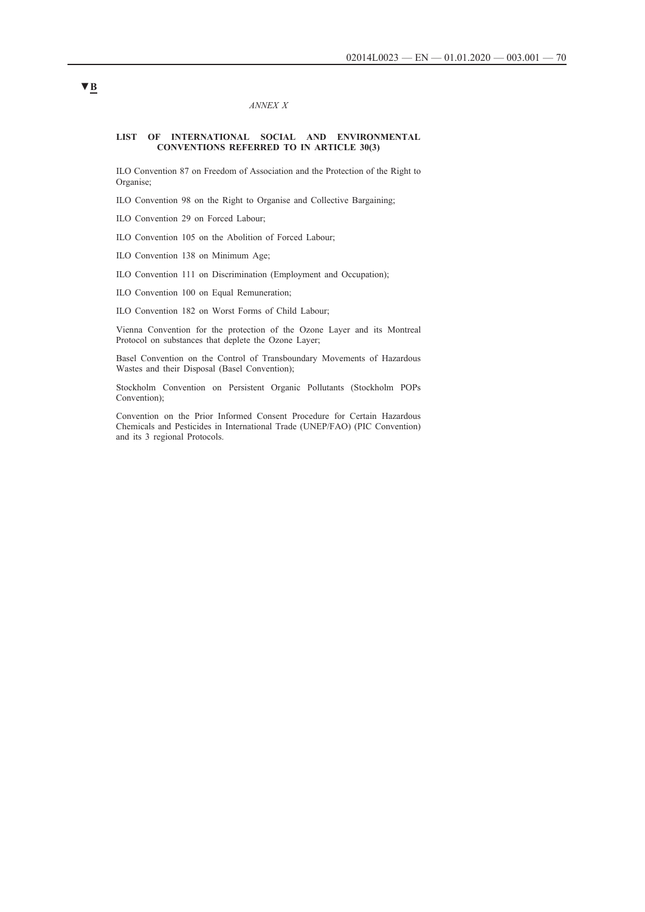▼B

*ANNEX X*

**LIST OF INTERNATIONAL SOCIAL AND ENVIRONMENTAL CONVENTIONS REFERRED TO IN ARTICLE 30(3)**

ILO Convention 87 on Freedom of Association and the Protection of the Right to Organise;

ILO Convention 98 on the Right to Organise and Collective Bargaining;

ILO Convention 29 on Forced Labour;

ILO Convention 105 on the Abolition of Forced Labour;

ILO Convention 138 on Minimum Age;

ILO Convention 111 on Discrimination (Employment and Occupation);

ILO Convention 100 on Equal Remuneration;

ILO Convention 182 on Worst Forms of Child Labour;

Vienna Convention for the protection of the Ozone Layer and its Montreal Protocol on substances that deplete the Ozone Layer;

Basel Convention on the Control of Transboundary Movements of Hazardous Wastes and their Disposal (Basel Convention);

Stockholm Convention on Persistent Organic Pollutants (Stockholm POPs Convention);

Convention on the Prior Informed Consent Procedure for Certain Hazardous Chemicals and Pesticides in International Trade (UNEP/FAO) (PIC Convention) and its 3 regional Protocols.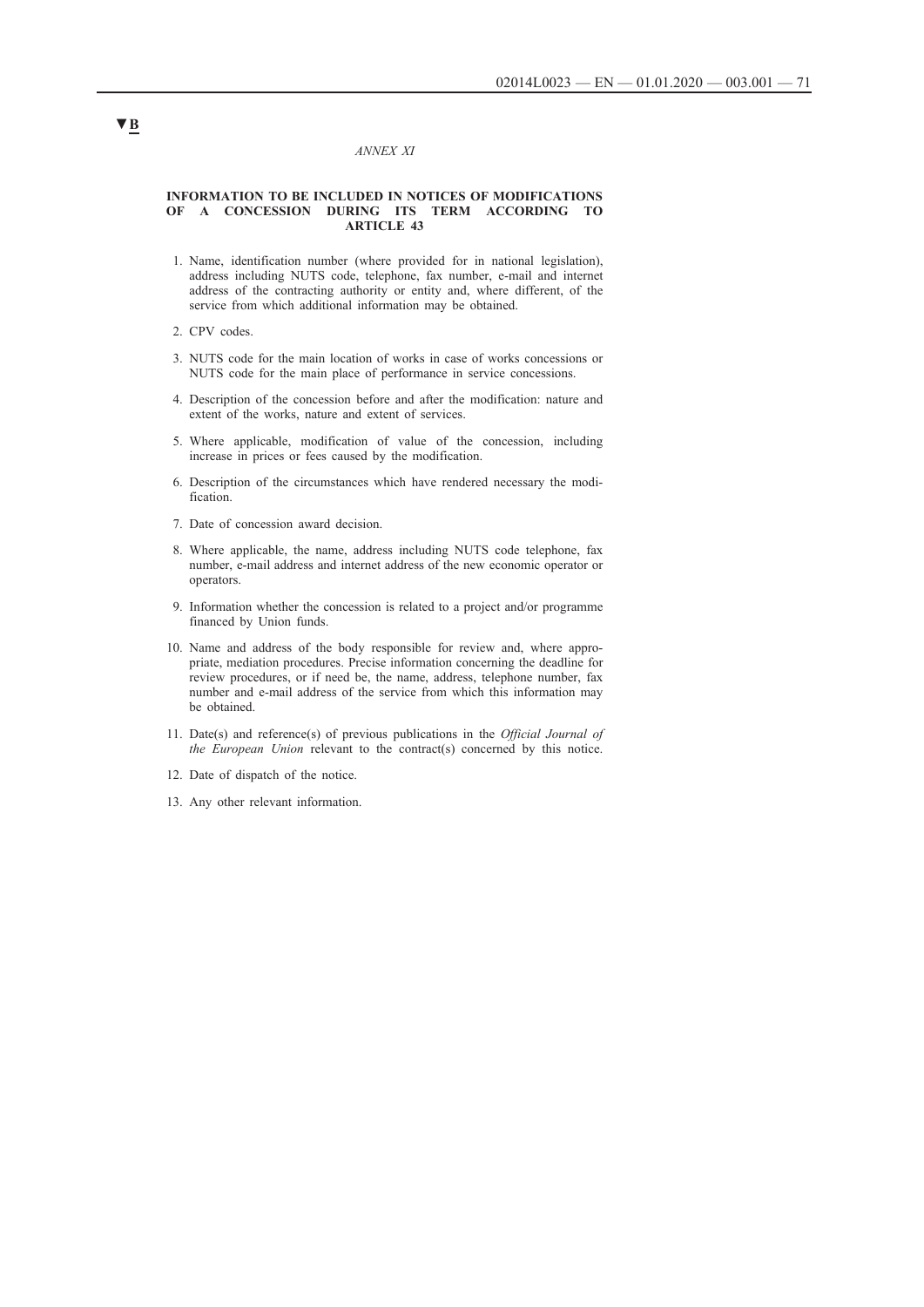▼B

*ANNEX XI*

**INFORMATION TO BE INCLUDED IN NOTICES OF MODIFICATIONS OF A CONCESSION DURING ITS TERM ACCORDING TO ARTICLE 43**

1. Name, identification number (where provided for in national legislation), address including NUTS code, telephone, fax number, e-mail and internet address of the contracting authority or entity and, where different, of the service from which additional information may be obtained.

2. CPV codes.

3. NUTS code for the main location of works in case of works concessions or NUTS code for the main place of performance in service concessions.

4. Description of the concession before and after the modification: nature and extent of the works, nature and extent of services.

5. Where applicable, modification of value of the concession, including increase in prices or fees caused by the modification.

6. Description of the circumstances which have rendered necessary the modification.

7. Date of concession award decision.

8. Where applicable, the name, address including NUTS code telephone, fax number, e-mail address and internet address of the new economic operator or operators.

9. Information whether the concession is related to a project and/or programme financed by Union funds.

10. Name and address of the body responsible for review and, where appropriate, mediation procedures. Precise information concerning the deadline for review procedures, or if need be, the name, address, telephone number, fax number and e-mail address of the service from which this information may be obtained.

11. Date(s) and reference(s) of previous publications in the *Official Journal of the European Union* relevant to the contract(s) concerned by this notice.

12. Date of dispatch of the notice.

13. Any other relevant information.